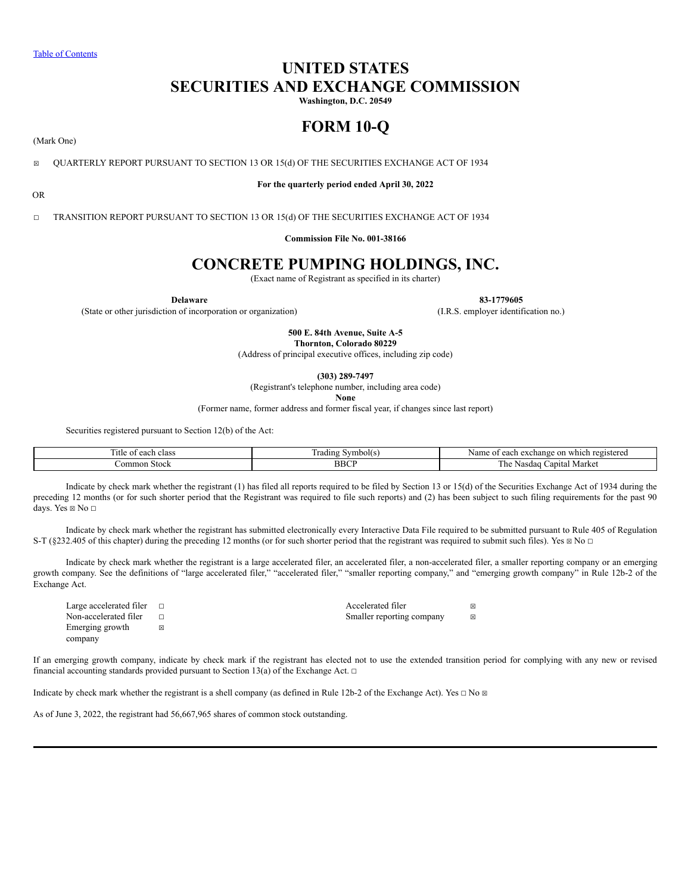Table of Contents

# UNITED STATES
# SECURITIES AND EXCHANGE COMMISSION

**Washington, D.C. 20549**

# FORM 10-Q

(Mark One)

☒ QUARTERLY REPORT PURSUANT TO SECTION 13 OR 15(d) OF THE SECURITIES EXCHANGE ACT OF 1934

**For the quarterly period ended April 30, 2022**

OR

☐ TRANSITION REPORT PURSUANT TO SECTION 13 OR 15(d) OF THE SECURITIES EXCHANGE ACT OF 1934

**Commission File No. 001-38166**

# CONCRETE PUMPING HOLDINGS, INC.

(Exact name of Registrant as specified in its charter)

| **Delaware** | **83-1779605** |
|---|---|
| (State or other jurisdiction of incorporation or organization) | (I.R.S. employer identification no.) |

**500 E. 84th Avenue, Suite A-5**
**Thornton, Colorado 80229**
(Address of principal executive offices, including zip code)

**(303) 289-7497**
(Registrant's telephone number, including area code)
**None**
(Former name, former address and former fiscal year, if changes since last report)

Securities registered pursuant to Section 12(b) of the Act:

| Title of each class | Trading Symbol(s) | Name of each exchange on which registered |
|---|---|---|
| Common Stock | BBCP | The Nasdaq Capital Market |

Indicate by check mark whether the registrant (1) has filed all reports required to be filed by Section 13 or 15(d) of the Securities Exchange Act of 1934 during the preceding 12 months (or for such shorter period that the Registrant was required to file such reports) and (2) has been subject to such filing requirements for the past 90 days. Yes ☒ No ☐

Indicate by check mark whether the registrant has submitted electronically every Interactive Data File required to be submitted pursuant to Rule 405 of Regulation S-T (§232.405 of this chapter) during the preceding 12 months (or for such shorter period that the registrant was required to submit such files). Yes ☒ No ☐

Indicate by check mark whether the registrant is a large accelerated filer, an accelerated filer, a non-accelerated filer, a smaller reporting company or an emerging growth company. See the definitions of "large accelerated filer," "accelerated filer," "smaller reporting company," and "emerging growth company" in Rule 12b-2 of the Exchange Act.

| | | | |
|---|---|---|---|
| Large accelerated filer | ☐ | Accelerated filer | ☒ |
| Non-accelerated filer | ☐ | Smaller reporting company | ☒ |
| Emerging growth company | ☒ | | |

If an emerging growth company, indicate by check mark if the registrant has elected not to use the extended transition period for complying with any new or revised financial accounting standards provided pursuant to Section 13(a) of the Exchange Act. ☐

Indicate by check mark whether the registrant is a shell company (as defined in Rule 12b-2 of the Exchange Act). Yes ☐ No ☒

As of June 3, 2022, the registrant had 56,667,965 shares of common stock outstanding.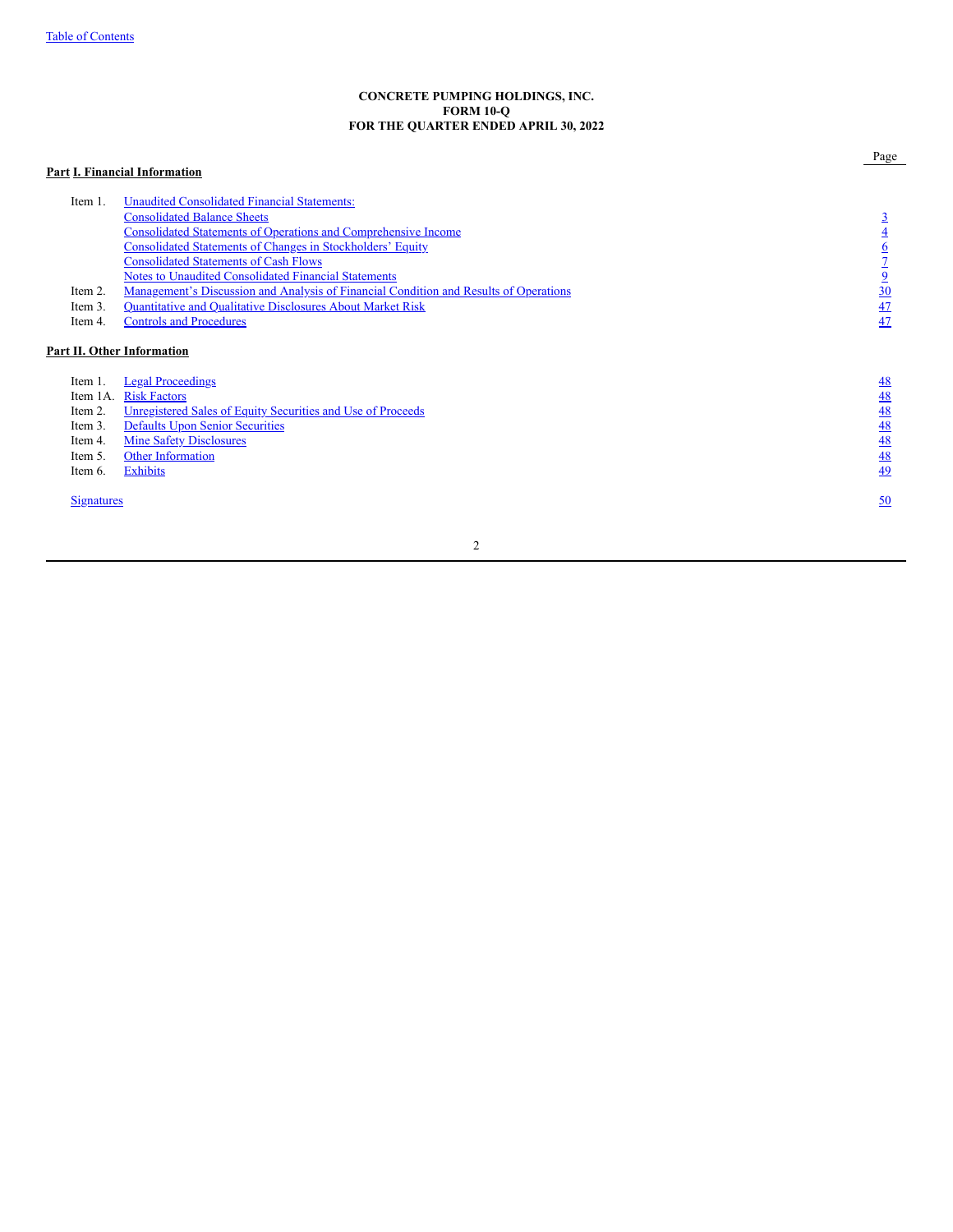**CONCRETE PUMPING HOLDINGS, INC.**
**FORM 10-Q**
**FOR THE QUARTER ENDED APRIL 30, 2022**

| | | Page |
|---|---|---|
| **Part I. Financial Information** | | |
| Item 1. | Unaudited Consolidated Financial Statements: | |
| | Consolidated Balance Sheets | 3 |
| | Consolidated Statements of Operations and Comprehensive Income | 4 |
| | Consolidated Statements of Changes in Stockholders' Equity | 6 |
| | Consolidated Statements of Cash Flows | 7 |
| | Notes to Unaudited Consolidated Financial Statements | 9 |
| Item 2. | Management's Discussion and Analysis of Financial Condition and Results of Operations | 30 |
| Item 3. | Quantitative and Qualitative Disclosures About Market Risk | 47 |
| Item 4. | Controls and Procedures | 47 |
| **Part II. Other Information** | | |
| Item 1. | Legal Proceedings | 48 |
| Item 1A. | Risk Factors | 48 |
| Item 2. | Unregistered Sales of Equity Securities and Use of Proceeds | 48 |
| Item 3. | Defaults Upon Senior Securities | 48 |
| Item 4. | Mine Safety Disclosures | 48 |
| Item 5. | Other Information | 48 |
| Item 6. | Exhibits | 49 |
| Signatures | | 50 |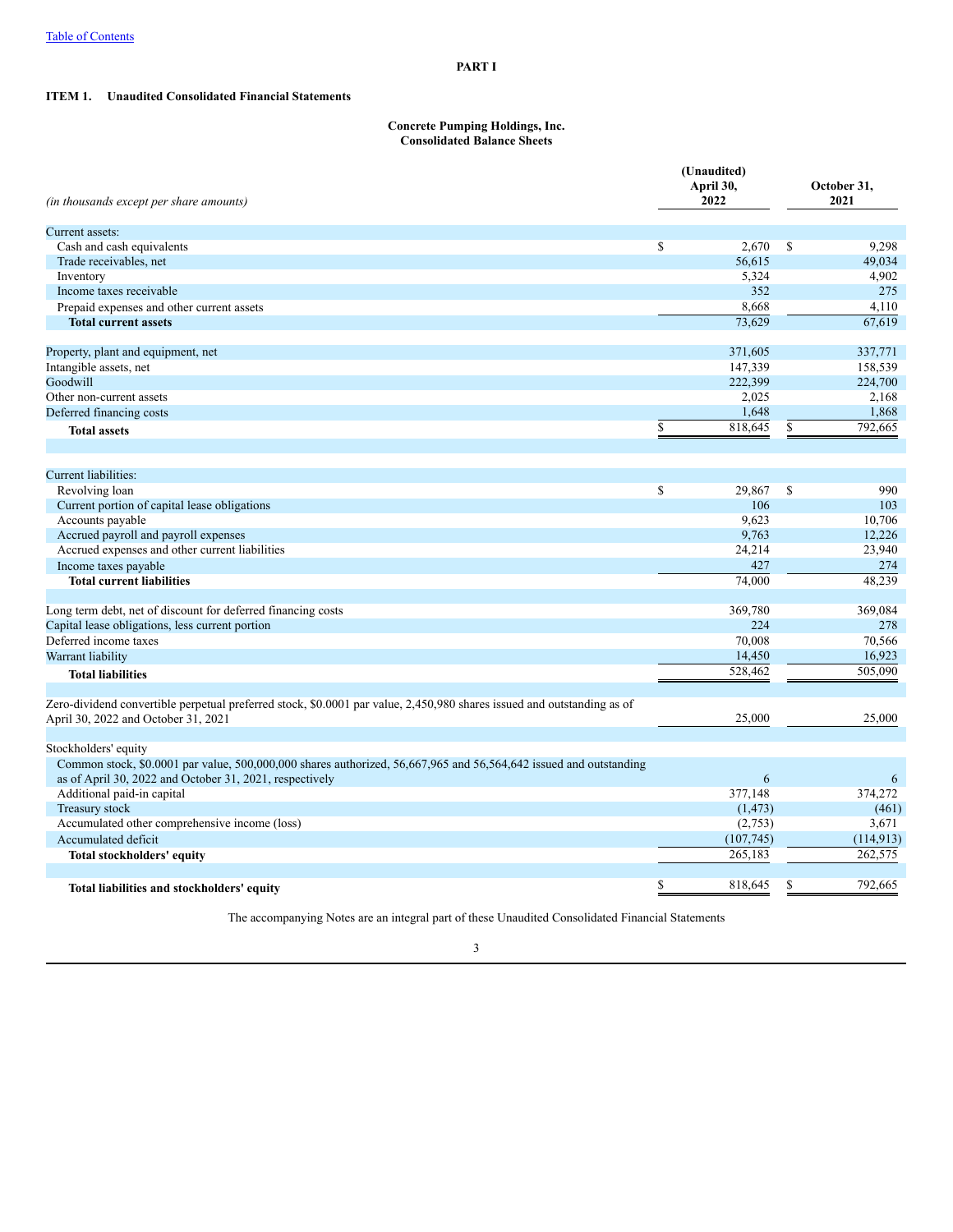[Table of Contents](#)

# PART I

## ITEM 1. Unaudited Consolidated Financial Statements

### Concrete Pumping Holdings, Inc.
### Consolidated Balance Sheets

| *(in thousands except per share amounts)* | (Unaudited) April 30, 2022 | October 31, 2021 |
|---|---|---|
| Current assets: | | |
| Cash and cash equivalents | $ 2,670 | $ 9,298 |
| Trade receivables, net | 56,615 | 49,034 |
| Inventory | 5,324 | 4,902 |
| Income taxes receivable | 352 | 275 |
| Prepaid expenses and other current assets | 8,668 | 4,110 |
| **Total current assets** | 73,629 | 67,619 |
| | | |
| Property, plant and equipment, net | 371,605 | 337,771 |
| Intangible assets, net | 147,339 | 158,539 |
| Goodwill | 222,399 | 224,700 |
| Other non-current assets | 2,025 | 2,168 |
| Deferred financing costs | 1,648 | 1,868 |
| **Total assets** | $ 818,645 | $ 792,665 |
| | | |
| Current liabilities: | | |
| Revolving loan | $ 29,867 | $ 990 |
| Current portion of capital lease obligations | 106 | 103 |
| Accounts payable | 9,623 | 10,706 |
| Accrued payroll and payroll expenses | 9,763 | 12,226 |
| Accrued expenses and other current liabilities | 24,214 | 23,940 |
| Income taxes payable | 427 | 274 |
| **Total current liabilities** | 74,000 | 48,239 |
| | | |
| Long term debt, net of discount for deferred financing costs | 369,780 | 369,084 |
| Capital lease obligations, less current portion | 224 | 278 |
| Deferred income taxes | 70,008 | 70,566 |
| Warrant liability | 14,450 | 16,923 |
| **Total liabilities** | 528,462 | 505,090 |
| | | |
| Zero-dividend convertible perpetual preferred stock, $0.0001 par value, 2,450,980 shares issued and outstanding as of April 30, 2022 and October 31, 2021 | 25,000 | 25,000 |
| | | |
| Stockholders' equity | | |
| Common stock, $0.0001 par value, 500,000,000 shares authorized, 56,667,965 and 56,564,642 issued and outstanding as of April 30, 2022 and October 31, 2021, respectively | 6 | 6 |
| Additional paid-in capital | 377,148 | 374,272 |
| Treasury stock | (1,473) | (461) |
| Accumulated other comprehensive income (loss) | (2,753) | 3,671 |
| Accumulated deficit | (107,745) | (114,913) |
| **Total stockholders' equity** | 265,183 | 262,575 |
| | | |
| **Total liabilities and stockholders' equity** | $ 818,645 | $ 792,665 |

The accompanying Notes are an integral part of these Unaudited Consolidated Financial Statements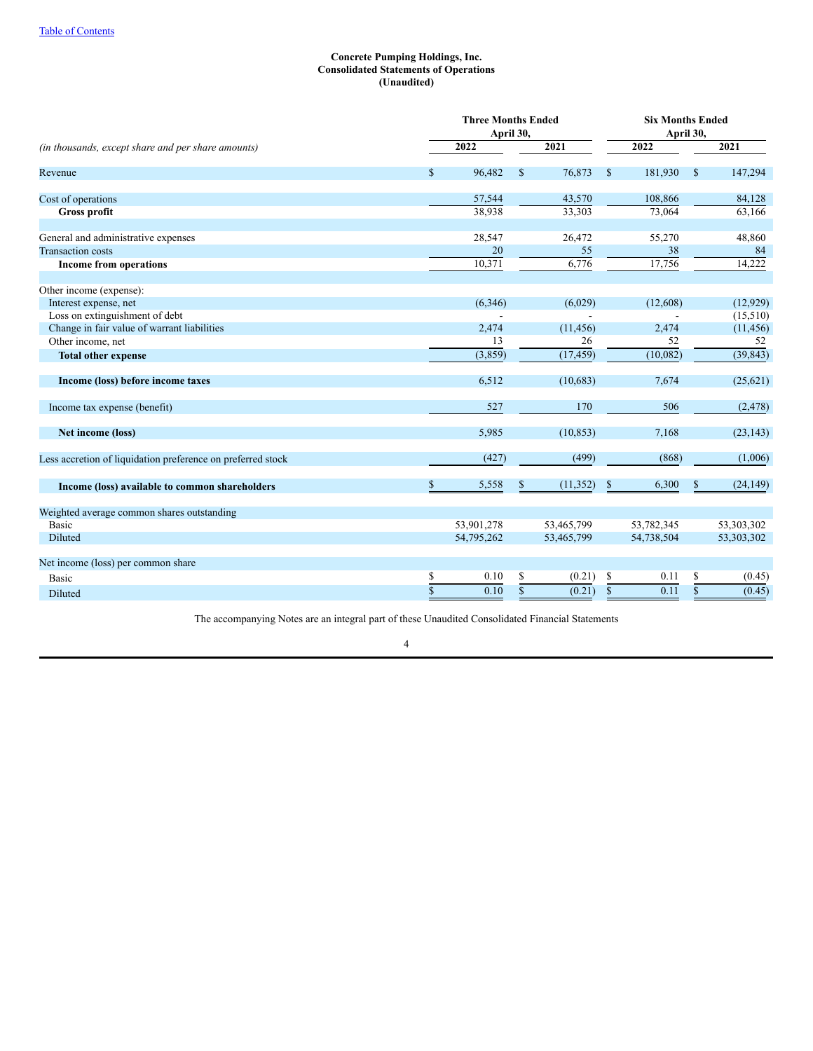Table of Contents

**Concrete Pumping Holdings, Inc.**
**Consolidated Statements of Operations**
**(Unaudited)**

| *(in thousands, except share and per share amounts)* | Three Months Ended April 30, 2022 | Three Months Ended April 30, 2021 | Six Months Ended April 30, 2022 | Six Months Ended April 30, 2021 |
|---|---|---|---|---|
| Revenue | $ 96,482 | $ 76,873 | $ 181,930 | $ 147,294 |
| Cost of operations | 57,544 | 43,570 | 108,866 | 84,128 |
| **Gross profit** | 38,938 | 33,303 | 73,064 | 63,166 |
| General and administrative expenses | 28,547 | 26,472 | 55,270 | 48,860 |
| Transaction costs | 20 | 55 | 38 | 84 |
| **Income from operations** | 10,371 | 6,776 | 17,756 | 14,222 |
| Other income (expense): | | | | |
| Interest expense, net | (6,346) | (6,029) | (12,608) | (12,929) |
| Loss on extinguishment of debt | - | - | - | (15,510) |
| Change in fair value of warrant liabilities | 2,474 | (11,456) | 2,474 | (11,456) |
| Other income, net | 13 | 26 | 52 | 52 |
| **Total other expense** | (3,859) | (17,459) | (10,082) | (39,843) |
| **Income (loss) before income taxes** | 6,512 | (10,683) | 7,674 | (25,621) |
| Income tax expense (benefit) | 527 | 170 | 506 | (2,478) |
| **Net income (loss)** | 5,985 | (10,853) | 7,168 | (23,143) |
| Less accretion of liquidation preference on preferred stock | (427) | (499) | (868) | (1,006) |
| **Income (loss) available to common shareholders** | $ 5,558 | $ (11,352) | $ 6,300 | $ (24,149) |
| Weighted average common shares outstanding | | | | |
| Basic | 53,901,278 | 53,465,799 | 53,782,345 | 53,303,302 |
| Diluted | 54,795,262 | 53,465,799 | 54,738,504 | 53,303,302 |
| Net income (loss) per common share | | | | |
| Basic | $ 0.10 | $ (0.21) | $ 0.11 | $ (0.45) |
| Diluted | $ 0.10 | $ (0.21) | $ 0.11 | $ (0.45) |

The accompanying Notes are an integral part of these Unaudited Consolidated Financial Statements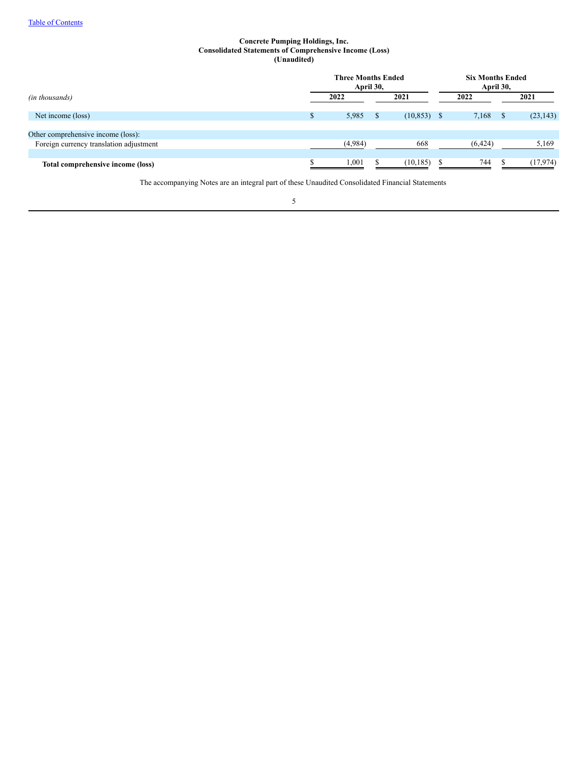**Concrete Pumping Holdings, Inc.**
**Consolidated Statements of Comprehensive Income (Loss)**
**(Unaudited)**

| *(in thousands)* | Three Months Ended April 30, 2022 | Three Months Ended April 30, 2021 | Six Months Ended April 30, 2022 | Six Months Ended April 30, 2021 |
|---|---|---|---|---|
| Net income (loss) | $ 5,985 | $ (10,853) | $ 7,168 | $ (23,143) |
| Other comprehensive income (loss): | | | | |
| Foreign currency translation adjustment | (4,984) | 668 | (6,424) | 5,169 |
| **Total comprehensive income (loss)** | $ 1,001 | $ (10,185) | $ 744 | $ (17,974) |

The accompanying Notes are an integral part of these Unaudited Consolidated Financial Statements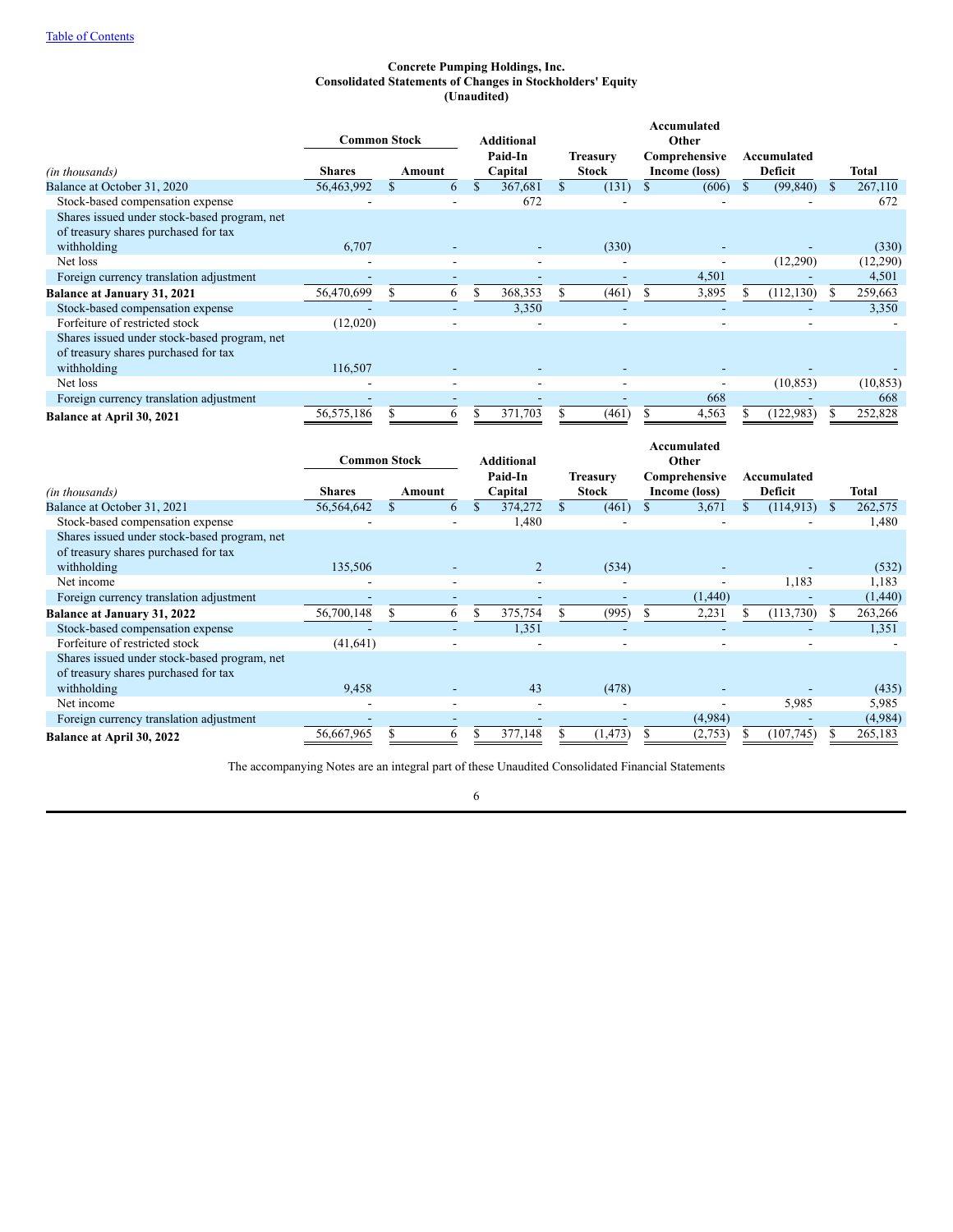[Table of Contents](#)

**Concrete Pumping Holdings, Inc.**
**Consolidated Statements of Changes in Stockholders' Equity**
**(Unaudited)**

| *(in thousands)* | Common Stock | | Additional Paid-In Capital | Treasury Stock | Accumulated Other Comprehensive Income (loss) | Accumulated Deficit | Total |
|---|---|---|---|---|---|---|---|
| | Shares | Amount | | | | | |
| Balance at October 31, 2020 | 56,463,992 | $ 6 | $ 367,681 | $ (131) | $ (606) | $ (99,840) | $ 267,110 |
| Stock-based compensation expense | - | - | 672 | - | - | - | 672 |
| Shares issued under stock-based program, net of treasury shares purchased for tax withholding | 6,707 | - | - | (330) | - | - | (330) |
| Net loss | - | - | - | - | - | (12,290) | (12,290) |
| Foreign currency translation adjustment | - | - | - | - | 4,501 | - | 4,501 |
| **Balance at January 31, 2021** | 56,470,699 | $ 6 | $ 368,353 | $ (461) | $ 3,895 | $ (112,130) | $ 259,663 |
| Stock-based compensation expense | - | - | 3,350 | - | - | - | 3,350 |
| Forfeiture of restricted stock | (12,020) | - | - | - | - | - | - |
| Shares issued under stock-based program, net of treasury shares purchased for tax withholding | 116,507 | - | - | - | - | - | - |
| Net loss | - | - | - | - | - | (10,853) | (10,853) |
| Foreign currency translation adjustment | - | - | - | - | 668 | - | 668 |
| **Balance at April 30, 2021** | 56,575,186 | $ 6 | $ 371,703 | $ (461) | $ 4,563 | $ (122,983) | $ 252,828 |

| *(in thousands)* | Common Stock | | Additional Paid-In Capital | Treasury Stock | Accumulated Other Comprehensive Income (loss) | Accumulated Deficit | Total |
|---|---|---|---|---|---|---|---|
| | Shares | Amount | | | | | |
| Balance at October 31, 2021 | 56,564,642 | $ 6 | $ 374,272 | $ (461) | $ 3,671 | $ (114,913) | $ 262,575 |
| Stock-based compensation expense | - | - | 1,480 | - | - | - | 1,480 |
| Shares issued under stock-based program, net of treasury shares purchased for tax withholding | 135,506 | - | 2 | (534) | - | - | (532) |
| Net income | - | - | - | - | - | 1,183 | 1,183 |
| Foreign currency translation adjustment | - | - | - | - | (1,440) | - | (1,440) |
| **Balance at January 31, 2022** | 56,700,148 | $ 6 | $ 375,754 | $ (995) | $ 2,231 | $ (113,730) | $ 263,266 |
| Stock-based compensation expense | - | - | 1,351 | - | - | - | 1,351 |
| Forfeiture of restricted stock | (41,641) | - | - | - | - | - | - |
| Shares issued under stock-based program, net of treasury shares purchased for tax withholding | 9,458 | - | 43 | (478) | - | - | (435) |
| Net income | - | - | - | - | - | 5,985 | 5,985 |
| Foreign currency translation adjustment | - | - | - | - | (4,984) | - | (4,984) |
| **Balance at April 30, 2022** | 56,667,965 | $ 6 | $ 377,148 | $ (1,473) | $ (2,753) | $ (107,745) | $ 265,183 |

The accompanying Notes are an integral part of these Unaudited Consolidated Financial Statements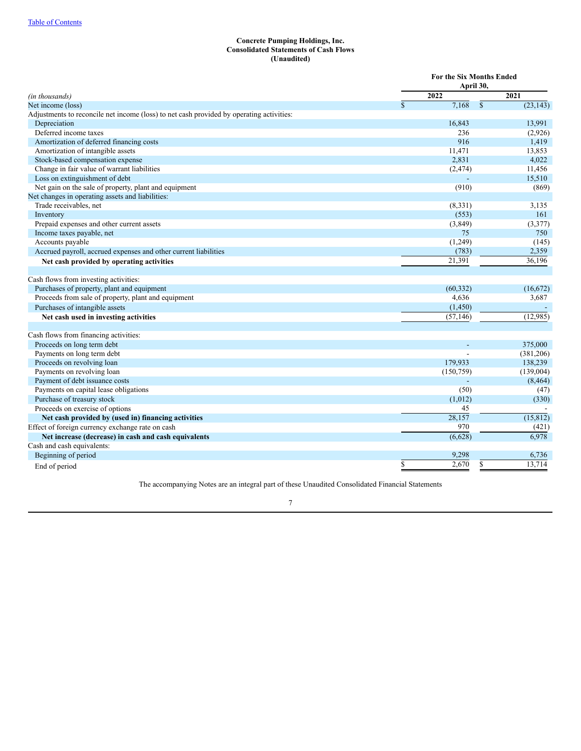Table of Contents

**Concrete Pumping Holdings, Inc.**
**Consolidated Statements of Cash Flows**
**(Unaudited)**

| | For the Six Months Ended April 30, | |
|---|---|---|
| *(in thousands)* | 2022 | 2021 |
| Net income (loss) | $ 7,168 | $ (23,143) |
| Adjustments to reconcile net income (loss) to net cash provided by operating activities: | | |
| Depreciation | 16,843 | 13,991 |
| Deferred income taxes | 236 | (2,926) |
| Amortization of deferred financing costs | 916 | 1,419 |
| Amortization of intangible assets | 11,471 | 13,853 |
| Stock-based compensation expense | 2,831 | 4,022 |
| Change in fair value of warrant liabilities | (2,474) | 11,456 |
| Loss on extinguishment of debt | - | 15,510 |
| Net gain on the sale of property, plant and equipment | (910) | (869) |
| Net changes in operating assets and liabilities: | | |
| Trade receivables, net | (8,331) | 3,135 |
| Inventory | (553) | 161 |
| Prepaid expenses and other current assets | (3,849) | (3,377) |
| Income taxes payable, net | 75 | 750 |
| Accounts payable | (1,249) | (145) |
| Accrued payroll, accrued expenses and other current liabilities | (783) | 2,359 |
| **Net cash provided by operating activities** | 21,391 | 36,196 |
| | | |
| Cash flows from investing activities: | | |
| Purchases of property, plant and equipment | (60,332) | (16,672) |
| Proceeds from sale of property, plant and equipment | 4,636 | 3,687 |
| Purchases of intangible assets | (1,450) | - |
| **Net cash used in investing activities** | (57,146) | (12,985) |
| | | |
| Cash flows from financing activities: | | |
| Proceeds on long term debt | - | 375,000 |
| Payments on long term debt | - | (381,206) |
| Proceeds on revolving loan | 179,933 | 138,239 |
| Payments on revolving loan | (150,759) | (139,004) |
| Payment of debt issuance costs | - | (8,464) |
| Payments on capital lease obligations | (50) | (47) |
| Purchase of treasury stock | (1,012) | (330) |
| Proceeds on exercise of options | 45 | - |
| **Net cash provided by (used in) financing activities** | 28,157 | (15,812) |
| Effect of foreign currency exchange rate on cash | 970 | (421) |
| **Net increase (decrease) in cash and cash equivalents** | (6,628) | 6,978 |
| Cash and cash equivalents: | | |
| Beginning of period | 9,298 | 6,736 |
| End of period | $ 2,670 | $ 13,714 |

The accompanying Notes are an integral part of these Unaudited Consolidated Financial Statements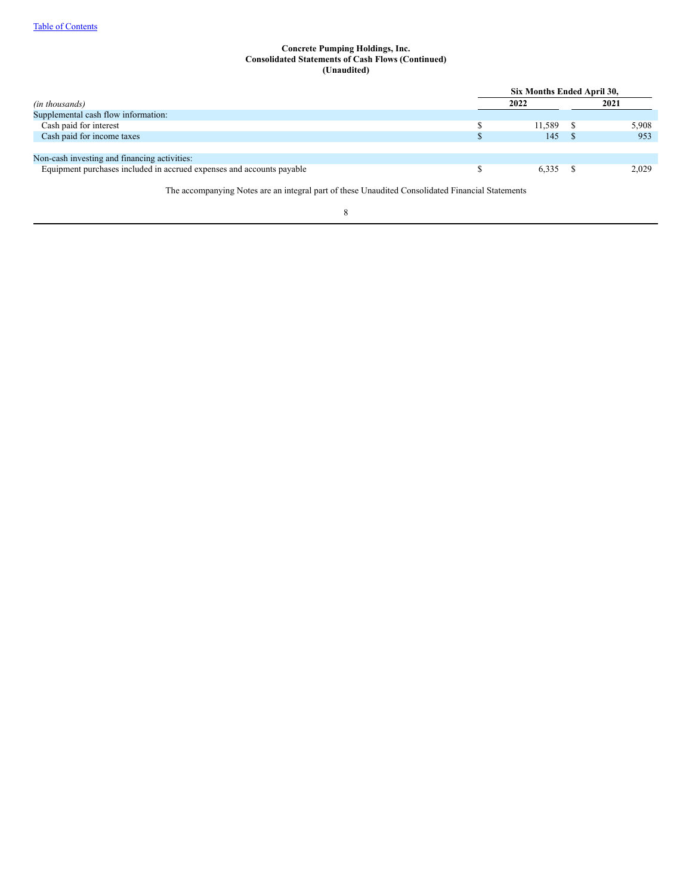**Concrete Pumping Holdings, Inc.**
**Consolidated Statements of Cash Flows (Continued)**
**(Unaudited)**

| | Six Months Ended April 30, | |
|---|---|---|
| *(in thousands)* | **2022** | **2021** |
| Supplemental cash flow information: | | |
| Cash paid for interest | $ 11,589 | $ 5,908 |
| Cash paid for income taxes | $ 145 | $ 953 |
| | | |
| Non-cash investing and financing activities: | | |
| Equipment purchases included in accrued expenses and accounts payable | $ 6,335 | $ 2,029 |

The accompanying Notes are an integral part of these Unaudited Consolidated Financial Statements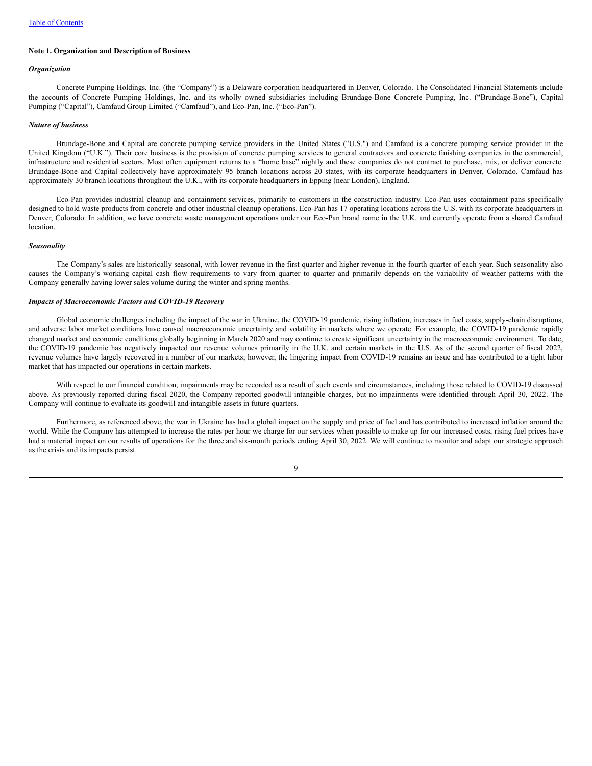**Note 1. Organization and Description of Business**

***Organization***

Concrete Pumping Holdings, Inc. (the "Company") is a Delaware corporation headquartered in Denver, Colorado. The Consolidated Financial Statements include the accounts of Concrete Pumping Holdings, Inc. and its wholly owned subsidiaries including Brundage-Bone Concrete Pumping, Inc. ("Brundage-Bone"), Capital Pumping ("Capital"), Camfaud Group Limited ("Camfaud"), and Eco-Pan, Inc. ("Eco-Pan").

***Nature of business***

Brundage-Bone and Capital are concrete pumping service providers in the United States ("U.S.") and Camfaud is a concrete pumping service provider in the United Kingdom ("U.K."). Their core business is the provision of concrete pumping services to general contractors and concrete finishing companies in the commercial, infrastructure and residential sectors. Most often equipment returns to a "home base" nightly and these companies do not contract to purchase, mix, or deliver concrete. Brundage-Bone and Capital collectively have approximately 95 branch locations across 20 states, with its corporate headquarters in Denver, Colorado. Camfaud has approximately 30 branch locations throughout the U.K., with its corporate headquarters in Epping (near London), England.

Eco-Pan provides industrial cleanup and containment services, primarily to customers in the construction industry. Eco-Pan uses containment pans specifically designed to hold waste products from concrete and other industrial cleanup operations. Eco-Pan has 17 operating locations across the U.S. with its corporate headquarters in Denver, Colorado. In addition, we have concrete waste management operations under our Eco-Pan brand name in the U.K. and currently operate from a shared Camfaud location.

***Seasonality***

The Company's sales are historically seasonal, with lower revenue in the first quarter and higher revenue in the fourth quarter of each year. Such seasonality also causes the Company's working capital cash flow requirements to vary from quarter to quarter and primarily depends on the variability of weather patterns with the Company generally having lower sales volume during the winter and spring months.

***Impacts of Macroeconomic Factors and COVID-19 Recovery***

Global economic challenges including the impact of the war in Ukraine, the COVID-19 pandemic, rising inflation, increases in fuel costs, supply-chain disruptions, and adverse labor market conditions have caused macroeconomic uncertainty and volatility in markets where we operate. For example, the COVID-19 pandemic rapidly changed market and economic conditions globally beginning in March 2020 and may continue to create significant uncertainty in the macroeconomic environment. To date, the COVID-19 pandemic has negatively impacted our revenue volumes primarily in the U.K. and certain markets in the U.S. As of the second quarter of fiscal 2022, revenue volumes have largely recovered in a number of our markets; however, the lingering impact from COVID-19 remains an issue and has contributed to a tight labor market that has impacted our operations in certain markets.

With respect to our financial condition, impairments may be recorded as a result of such events and circumstances, including those related to COVID-19 discussed above. As previously reported during fiscal 2020, the Company reported goodwill intangible charges, but no impairments were identified through April 30, 2022. The Company will continue to evaluate its goodwill and intangible assets in future quarters.

Furthermore, as referenced above, the war in Ukraine has had a global impact on the supply and price of fuel and has contributed to increased inflation around the world. While the Company has attempted to increase the rates per hour we charge for our services when possible to make up for our increased costs, rising fuel prices have had a material impact on our results of operations for the three and six-month periods ending April 30, 2022. We will continue to monitor and adapt our strategic approach as the crisis and its impacts persist.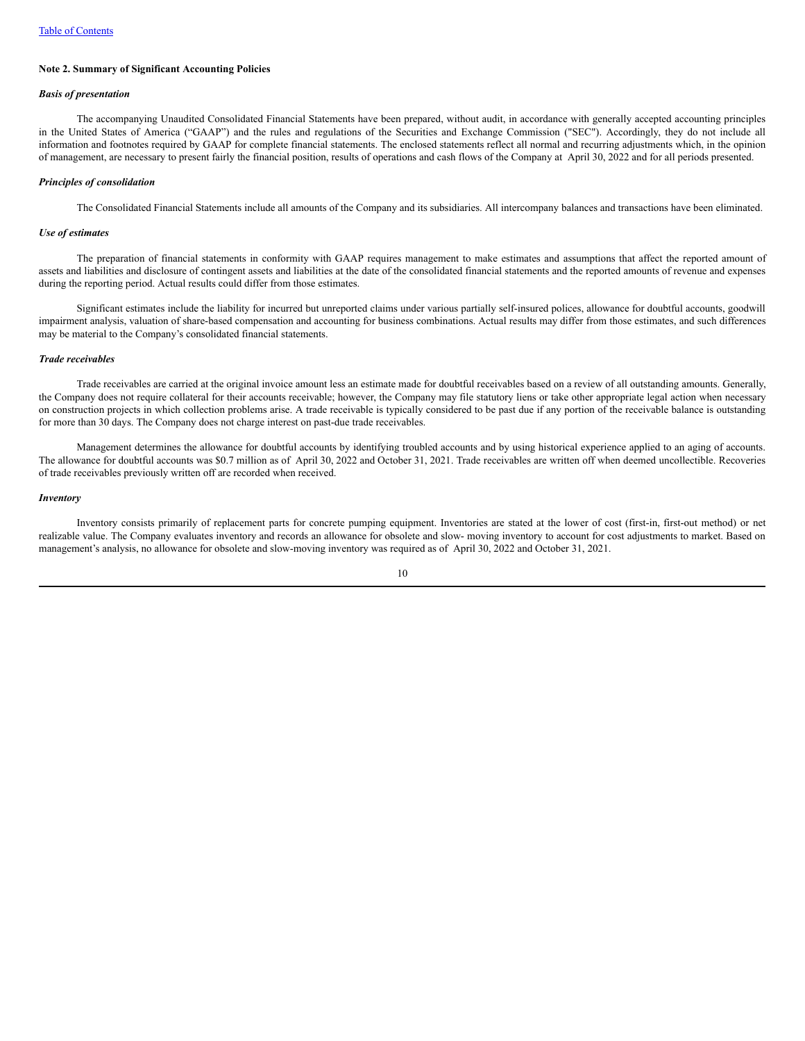**Note 2. Summary of Significant Accounting Policies**

***Basis of presentation***

The accompanying Unaudited Consolidated Financial Statements have been prepared, without audit, in accordance with generally accepted accounting principles in the United States of America ("GAAP") and the rules and regulations of the Securities and Exchange Commission ("SEC"). Accordingly, they do not include all information and footnotes required by GAAP for complete financial statements. The enclosed statements reflect all normal and recurring adjustments which, in the opinion of management, are necessary to present fairly the financial position, results of operations and cash flows of the Company at April 30, 2022 and for all periods presented.

***Principles of consolidation***

The Consolidated Financial Statements include all amounts of the Company and its subsidiaries. All intercompany balances and transactions have been eliminated.

***Use of estimates***

The preparation of financial statements in conformity with GAAP requires management to make estimates and assumptions that affect the reported amount of assets and liabilities and disclosure of contingent assets and liabilities at the date of the consolidated financial statements and the reported amounts of revenue and expenses during the reporting period. Actual results could differ from those estimates.

Significant estimates include the liability for incurred but unreported claims under various partially self-insured polices, allowance for doubtful accounts, goodwill impairment analysis, valuation of share-based compensation and accounting for business combinations. Actual results may differ from those estimates, and such differences may be material to the Company's consolidated financial statements.

***Trade receivables***

Trade receivables are carried at the original invoice amount less an estimate made for doubtful receivables based on a review of all outstanding amounts. Generally, the Company does not require collateral for their accounts receivable; however, the Company may file statutory liens or take other appropriate legal action when necessary on construction projects in which collection problems arise. A trade receivable is typically considered to be past due if any portion of the receivable balance is outstanding for more than 30 days. The Company does not charge interest on past-due trade receivables.

Management determines the allowance for doubtful accounts by identifying troubled accounts and by using historical experience applied to an aging of accounts. The allowance for doubtful accounts was $0.7 million as of April 30, 2022 and October 31, 2021. Trade receivables are written off when deemed uncollectible. Recoveries of trade receivables previously written off are recorded when received.

***Inventory***

Inventory consists primarily of replacement parts for concrete pumping equipment. Inventories are stated at the lower of cost (first-in, first-out method) or net realizable value. The Company evaluates inventory and records an allowance for obsolete and slow- moving inventory to account for cost adjustments to market. Based on management's analysis, no allowance for obsolete and slow-moving inventory was required as of April 30, 2022 and October 31, 2021.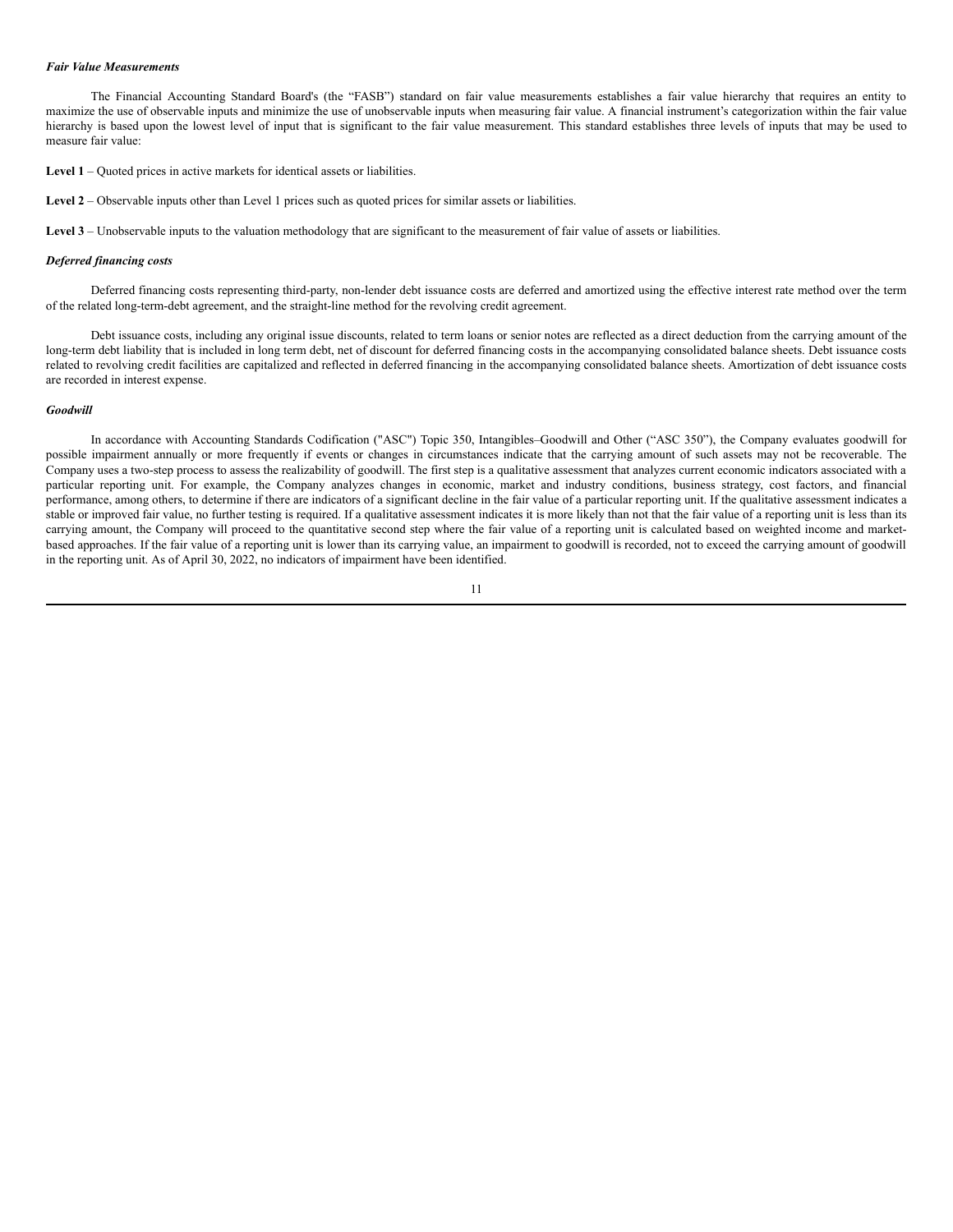***Fair Value Measurements***

The Financial Accounting Standard Board's (the "FASB") standard on fair value measurements establishes a fair value hierarchy that requires an entity to maximize the use of observable inputs and minimize the use of unobservable inputs when measuring fair value. A financial instrument's categorization within the fair value hierarchy is based upon the lowest level of input that is significant to the fair value measurement. This standard establishes three levels of inputs that may be used to measure fair value:

**Level 1** – Quoted prices in active markets for identical assets or liabilities.

**Level 2** – Observable inputs other than Level 1 prices such as quoted prices for similar assets or liabilities.

**Level 3** – Unobservable inputs to the valuation methodology that are significant to the measurement of fair value of assets or liabilities.

***Deferred financing costs***

Deferred financing costs representing third-party, non-lender debt issuance costs are deferred and amortized using the effective interest rate method over the term of the related long-term-debt agreement, and the straight-line method for the revolving credit agreement.

Debt issuance costs, including any original issue discounts, related to term loans or senior notes are reflected as a direct deduction from the carrying amount of the long-term debt liability that is included in long term debt, net of discount for deferred financing costs in the accompanying consolidated balance sheets. Debt issuance costs related to revolving credit facilities are capitalized and reflected in deferred financing in the accompanying consolidated balance sheets. Amortization of debt issuance costs are recorded in interest expense.

***Goodwill***

In accordance with Accounting Standards Codification ("ASC") Topic 350, Intangibles–Goodwill and Other ("ASC 350"), the Company evaluates goodwill for possible impairment annually or more frequently if events or changes in circumstances indicate that the carrying amount of such assets may not be recoverable. The Company uses a two-step process to assess the realizability of goodwill. The first step is a qualitative assessment that analyzes current economic indicators associated with a particular reporting unit. For example, the Company analyzes changes in economic, market and industry conditions, business strategy, cost factors, and financial performance, among others, to determine if there are indicators of a significant decline in the fair value of a particular reporting unit. If the qualitative assessment indicates a stable or improved fair value, no further testing is required. If a qualitative assessment indicates it is more likely than not that the fair value of a reporting unit is less than its carrying amount, the Company will proceed to the quantitative second step where the fair value of a reporting unit is calculated based on weighted income and market-based approaches. If the fair value of a reporting unit is lower than its carrying value, an impairment to goodwill is recorded, not to exceed the carrying amount of goodwill in the reporting unit. As of April 30, 2022, no indicators of impairment have been identified.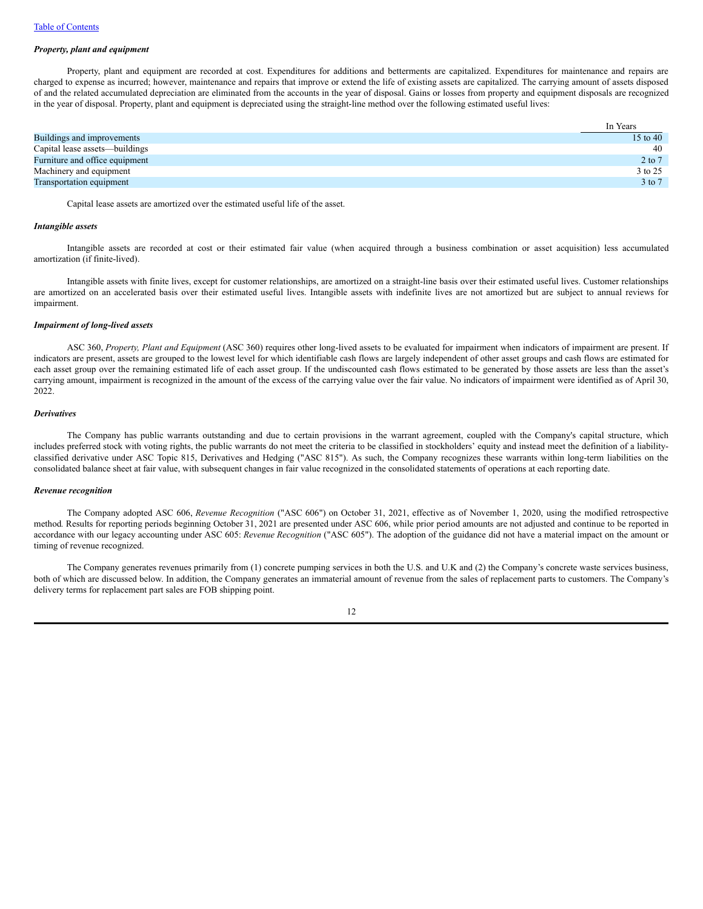### *Property, plant and equipment*

Property, plant and equipment are recorded at cost. Expenditures for additions and betterments are capitalized. Expenditures for maintenance and repairs are charged to expense as incurred; however, maintenance and repairs that improve or extend the life of existing assets are capitalized. The carrying amount of assets disposed of and the related accumulated depreciation are eliminated from the accounts in the year of disposal. Gains or losses from property and equipment disposals are recognized in the year of disposal. Property, plant and equipment is depreciated using the straight-line method over the following estimated useful lives:

| | In Years |
|---|---|
| Buildings and improvements | 15 to 40 |
| Capital lease assets—buildings | 40 |
| Furniture and office equipment | 2 to 7 |
| Machinery and equipment | 3 to 25 |
| Transportation equipment | 3 to 7 |

Capital lease assets are amortized over the estimated useful life of the asset.

### *Intangible assets*

Intangible assets are recorded at cost or their estimated fair value (when acquired through a business combination or asset acquisition) less accumulated amortization (if finite-lived).

Intangible assets with finite lives, except for customer relationships, are amortized on a straight-line basis over their estimated useful lives. Customer relationships are amortized on an accelerated basis over their estimated useful lives. Intangible assets with indefinite lives are not amortized but are subject to annual reviews for impairment.

### *Impairment of long-lived assets*

ASC 360, *Property, Plant and Equipment* (ASC 360) requires other long-lived assets to be evaluated for impairment when indicators of impairment are present. If indicators are present, assets are grouped to the lowest level for which identifiable cash flows are largely independent of other asset groups and cash flows are estimated for each asset group over the remaining estimated life of each asset group. If the undiscounted cash flows estimated to be generated by those assets are less than the asset's carrying amount, impairment is recognized in the amount of the excess of the carrying value over the fair value. No indicators of impairment were identified as of April 30, 2022.

### *Derivatives*

The Company has public warrants outstanding and due to certain provisions in the warrant agreement, coupled with the Company's capital structure, which includes preferred stock with voting rights, the public warrants do not meet the criteria to be classified in stockholders' equity and instead meet the definition of a liability-classified derivative under ASC Topic 815, Derivatives and Hedging ("ASC 815"). As such, the Company recognizes these warrants within long-term liabilities on the consolidated balance sheet at fair value, with subsequent changes in fair value recognized in the consolidated statements of operations at each reporting date.

### *Revenue recognition*

The Company adopted ASC 606, *Revenue Recognition* ("ASC 606") on October 31, 2021, effective as of November 1, 2020, using the modified retrospective method*.* Results for reporting periods beginning October 31, 2021 are presented under ASC 606, while prior period amounts are not adjusted and continue to be reported in accordance with our legacy accounting under ASC 605: *Revenue Recognition* ("ASC 605"). The adoption of the guidance did not have a material impact on the amount or timing of revenue recognized.

The Company generates revenues primarily from (1) concrete pumping services in both the U.S. and U.K and (2) the Company's concrete waste services business, both of which are discussed below. In addition, the Company generates an immaterial amount of revenue from the sales of replacement parts to customers. The Company's delivery terms for replacement part sales are FOB shipping point.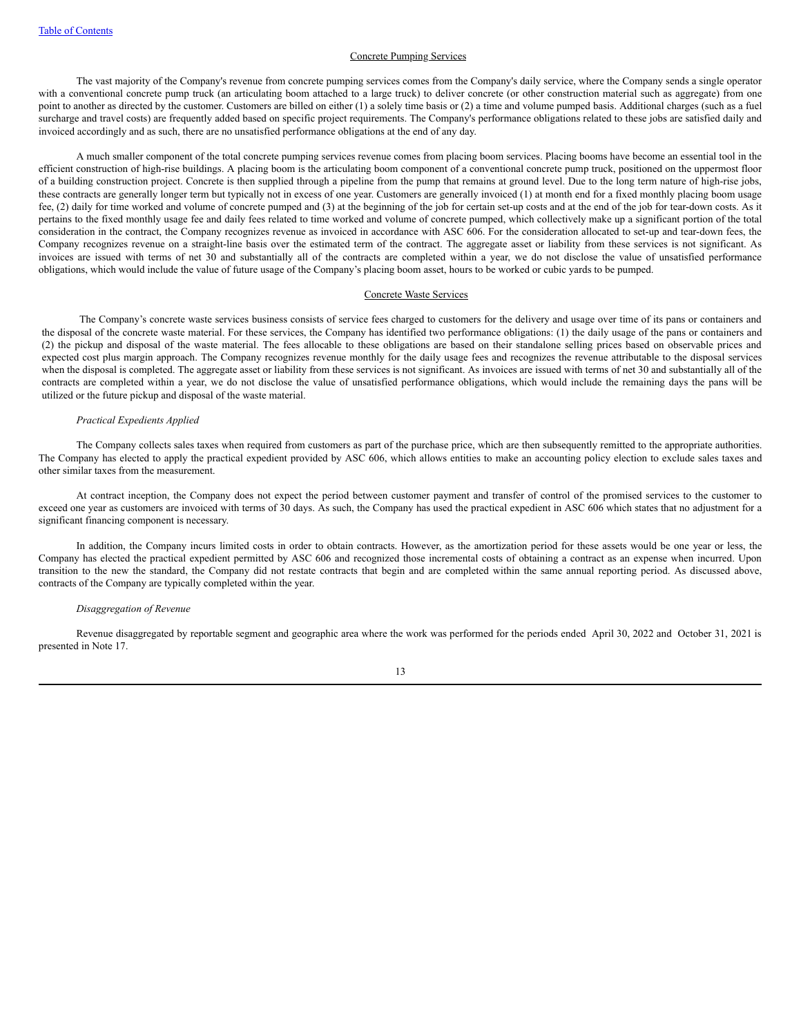Concrete Pumping Services

The vast majority of the Company's revenue from concrete pumping services comes from the Company's daily service, where the Company sends a single operator with a conventional concrete pump truck (an articulating boom attached to a large truck) to deliver concrete (or other construction material such as aggregate) from one point to another as directed by the customer. Customers are billed on either (1) a solely time basis or (2) a time and volume pumped basis. Additional charges (such as a fuel surcharge and travel costs) are frequently added based on specific project requirements. The Company's performance obligations related to these jobs are satisfied daily and invoiced accordingly and as such, there are no unsatisfied performance obligations at the end of any day.

A much smaller component of the total concrete pumping services revenue comes from placing boom services. Placing booms have become an essential tool in the efficient construction of high-rise buildings. A placing boom is the articulating boom component of a conventional concrete pump truck, positioned on the uppermost floor of a building construction project. Concrete is then supplied through a pipeline from the pump that remains at ground level. Due to the long term nature of high-rise jobs, these contracts are generally longer term but typically not in excess of one year. Customers are generally invoiced (1) at month end for a fixed monthly placing boom usage fee, (2) daily for time worked and volume of concrete pumped and (3) at the beginning of the job for certain set-up costs and at the end of the job for tear-down costs. As it pertains to the fixed monthly usage fee and daily fees related to time worked and volume of concrete pumped, which collectively make up a significant portion of the total consideration in the contract, the Company recognizes revenue as invoiced in accordance with ASC 606. For the consideration allocated to set-up and tear-down fees, the Company recognizes revenue on a straight-line basis over the estimated term of the contract. The aggregate asset or liability from these services is not significant. As invoices are issued with terms of net 30 and substantially all of the contracts are completed within a year, we do not disclose the value of unsatisfied performance obligations, which would include the value of future usage of the Company's placing boom asset, hours to be worked or cubic yards to be pumped.

Concrete Waste Services

The Company's concrete waste services business consists of service fees charged to customers for the delivery and usage over time of its pans or containers and the disposal of the concrete waste material. For these services, the Company has identified two performance obligations: (1) the daily usage of the pans or containers and (2) the pickup and disposal of the waste material. The fees allocable to these obligations are based on their standalone selling prices based on observable prices and expected cost plus margin approach. The Company recognizes revenue monthly for the daily usage fees and recognizes the revenue attributable to the disposal services when the disposal is completed. The aggregate asset or liability from these services is not significant. As invoices are issued with terms of net 30 and substantially all of the contracts are completed within a year, we do not disclose the value of unsatisfied performance obligations, which would include the remaining days the pans will be utilized or the future pickup and disposal of the waste material.

*Practical Expedients Applied*

The Company collects sales taxes when required from customers as part of the purchase price, which are then subsequently remitted to the appropriate authorities. The Company has elected to apply the practical expedient provided by ASC 606, which allows entities to make an accounting policy election to exclude sales taxes and other similar taxes from the measurement.

At contract inception, the Company does not expect the period between customer payment and transfer of control of the promised services to the customer to exceed one year as customers are invoiced with terms of 30 days. As such, the Company has used the practical expedient in ASC 606 which states that no adjustment for a significant financing component is necessary.

In addition, the Company incurs limited costs in order to obtain contracts. However, as the amortization period for these assets would be one year or less, the Company has elected the practical expedient permitted by ASC 606 and recognized those incremental costs of obtaining a contract as an expense when incurred. Upon transition to the new the standard, the Company did not restate contracts that begin and are completed within the same annual reporting period. As discussed above, contracts of the Company are typically completed within the year.

*Disaggregation of Revenue*

Revenue disaggregated by reportable segment and geographic area where the work was performed for the periods ended April 30, 2022 and October 31, 2021 is presented in Note 17.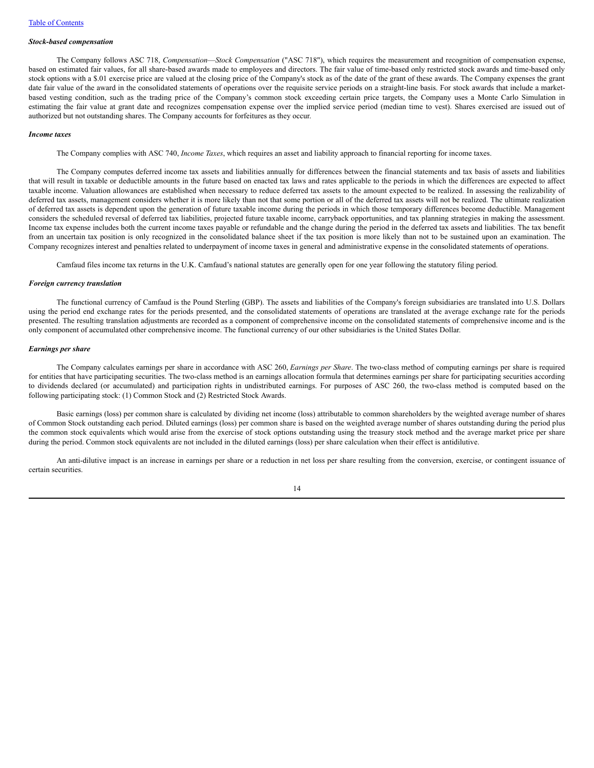### *Stock-based compensation*

The Company follows ASC 718, *Compensation—Stock Compensation* ("ASC 718"), which requires the measurement and recognition of compensation expense, based on estimated fair values, for all share-based awards made to employees and directors. The fair value of time-based only restricted stock awards and time-based only stock options with a $.01 exercise price are valued at the closing price of the Company's stock as of the date of the grant of these awards. The Company expenses the grant date fair value of the award in the consolidated statements of operations over the requisite service periods on a straight-line basis. For stock awards that include a market-based vesting condition, such as the trading price of the Company's common stock exceeding certain price targets, the Company uses a Monte Carlo Simulation in estimating the fair value at grant date and recognizes compensation expense over the implied service period (median time to vest). Shares exercised are issued out of authorized but not outstanding shares. The Company accounts for forfeitures as they occur.

### *Income taxes*

The Company complies with ASC 740, *Income Taxes*, which requires an asset and liability approach to financial reporting for income taxes.

The Company computes deferred income tax assets and liabilities annually for differences between the financial statements and tax basis of assets and liabilities that will result in taxable or deductible amounts in the future based on enacted tax laws and rates applicable to the periods in which the differences are expected to affect taxable income. Valuation allowances are established when necessary to reduce deferred tax assets to the amount expected to be realized. In assessing the realizability of deferred tax assets, management considers whether it is more likely than not that some portion or all of the deferred tax assets will not be realized. The ultimate realization of deferred tax assets is dependent upon the generation of future taxable income during the periods in which those temporary differences become deductible. Management considers the scheduled reversal of deferred tax liabilities, projected future taxable income, carryback opportunities, and tax planning strategies in making the assessment. Income tax expense includes both the current income taxes payable or refundable and the change during the period in the deferred tax assets and liabilities. The tax benefit from an uncertain tax position is only recognized in the consolidated balance sheet if the tax position is more likely than not to be sustained upon an examination. The Company recognizes interest and penalties related to underpayment of income taxes in general and administrative expense in the consolidated statements of operations.

Camfaud files income tax returns in the U.K. Camfaud's national statutes are generally open for one year following the statutory filing period.

### *Foreign currency translation*

The functional currency of Camfaud is the Pound Sterling (GBP). The assets and liabilities of the Company's foreign subsidiaries are translated into U.S. Dollars using the period end exchange rates for the periods presented, and the consolidated statements of operations are translated at the average exchange rate for the periods presented. The resulting translation adjustments are recorded as a component of comprehensive income on the consolidated statements of comprehensive income and is the only component of accumulated other comprehensive income. The functional currency of our other subsidiaries is the United States Dollar.

### *Earnings per share*

The Company calculates earnings per share in accordance with ASC 260, *Earnings per Share*. The two-class method of computing earnings per share is required for entities that have participating securities. The two-class method is an earnings allocation formula that determines earnings per share for participating securities according to dividends declared (or accumulated) and participation rights in undistributed earnings. For purposes of ASC 260, the two-class method is computed based on the following participating stock: (1) Common Stock and (2) Restricted Stock Awards.

Basic earnings (loss) per common share is calculated by dividing net income (loss) attributable to common shareholders by the weighted average number of shares of Common Stock outstanding each period. Diluted earnings (loss) per common share is based on the weighted average number of shares outstanding during the period plus the common stock equivalents which would arise from the exercise of stock options outstanding using the treasury stock method and the average market price per share during the period. Common stock equivalents are not included in the diluted earnings (loss) per share calculation when their effect is antidilutive.

An anti-dilutive impact is an increase in earnings per share or a reduction in net loss per share resulting from the conversion, exercise, or contingent issuance of certain securities.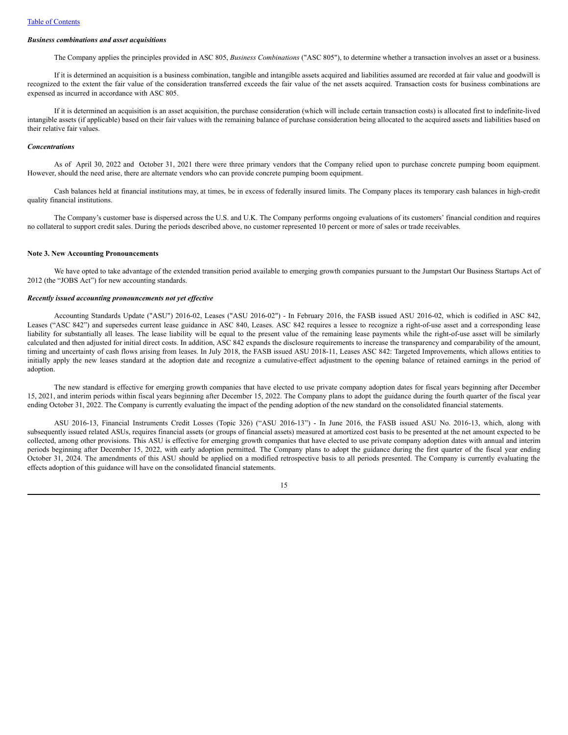### *Business combinations and asset acquisitions*

The Company applies the principles provided in ASC 805, *Business Combinations* ("ASC 805"), to determine whether a transaction involves an asset or a business.

If it is determined an acquisition is a business combination, tangible and intangible assets acquired and liabilities assumed are recorded at fair value and goodwill is recognized to the extent the fair value of the consideration transferred exceeds the fair value of the net assets acquired. Transaction costs for business combinations are expensed as incurred in accordance with ASC 805.

If it is determined an acquisition is an asset acquisition, the purchase consideration (which will include certain transaction costs) is allocated first to indefinite-lived intangible assets (if applicable) based on their fair values with the remaining balance of purchase consideration being allocated to the acquired assets and liabilities based on their relative fair values.

### *Concentrations*

As of April 30, 2022 and October 31, 2021 there were three primary vendors that the Company relied upon to purchase concrete pumping boom equipment. However, should the need arise, there are alternate vendors who can provide concrete pumping boom equipment.

Cash balances held at financial institutions may, at times, be in excess of federally insured limits. The Company places its temporary cash balances in high-credit quality financial institutions.

The Company's customer base is dispersed across the U.S. and U.K. The Company performs ongoing evaluations of its customers' financial condition and requires no collateral to support credit sales. During the periods described above, no customer represented 10 percent or more of sales or trade receivables.

## Note 3. New Accounting Pronouncements

We have opted to take advantage of the extended transition period available to emerging growth companies pursuant to the Jumpstart Our Business Startups Act of 2012 (the "JOBS Act") for new accounting standards.

### *Recently issued accounting pronouncements not yet effective*

Accounting Standards Update ("ASU") 2016-02, Leases ("ASU 2016-02") - In February 2016, the FASB issued ASU 2016-02, which is codified in ASC 842, Leases ("ASC 842") and supersedes current lease guidance in ASC 840, Leases. ASC 842 requires a lessee to recognize a right-of-use asset and a corresponding lease liability for substantially all leases. The lease liability will be equal to the present value of the remaining lease payments while the right-of-use asset will be similarly calculated and then adjusted for initial direct costs. In addition, ASC 842 expands the disclosure requirements to increase the transparency and comparability of the amount, timing and uncertainty of cash flows arising from leases. In July 2018, the FASB issued ASU 2018-11, Leases ASC 842: Targeted Improvements, which allows entities to initially apply the new leases standard at the adoption date and recognize a cumulative-effect adjustment to the opening balance of retained earnings in the period of adoption.

The new standard is effective for emerging growth companies that have elected to use private company adoption dates for fiscal years beginning after December 15, 2021, and interim periods within fiscal years beginning after December 15, 2022. The Company plans to adopt the guidance during the fourth quarter of the fiscal year ending October 31, 2022. The Company is currently evaluating the impact of the pending adoption of the new standard on the consolidated financial statements.

ASU 2016-13, Financial Instruments Credit Losses (Topic 326) ("ASU 2016-13") - In June 2016, the FASB issued ASU No. 2016-13, which, along with subsequently issued related ASUs, requires financial assets (or groups of financial assets) measured at amortized cost basis to be presented at the net amount expected to be collected, among other provisions. This ASU is effective for emerging growth companies that have elected to use private company adoption dates with annual and interim periods beginning after December 15, 2022, with early adoption permitted. The Company plans to adopt the guidance during the first quarter of the fiscal year ending October 31, 2024. The amendments of this ASU should be applied on a modified retrospective basis to all periods presented. The Company is currently evaluating the effects adoption of this guidance will have on the consolidated financial statements.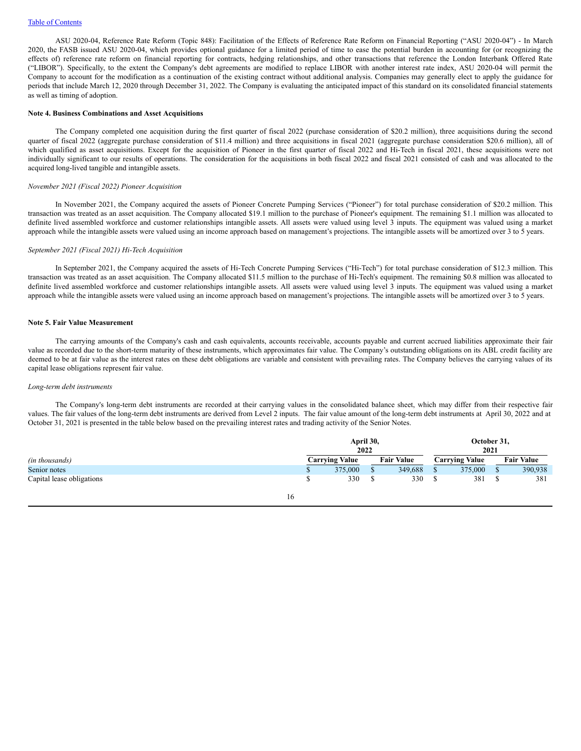ASU 2020-04, Reference Rate Reform (Topic 848): Facilitation of the Effects of Reference Rate Reform on Financial Reporting ("ASU 2020-04") - In March 2020, the FASB issued ASU 2020-04, which provides optional guidance for a limited period of time to ease the potential burden in accounting for (or recognizing the effects of) reference rate reform on financial reporting for contracts, hedging relationships, and other transactions that reference the London Interbank Offered Rate ("LIBOR"). Specifically, to the extent the Company's debt agreements are modified to replace LIBOR with another interest rate index, ASU 2020-04 will permit the Company to account for the modification as a continuation of the existing contract without additional analysis. Companies may generally elect to apply the guidance for periods that include March 12, 2020 through December 31, 2022. The Company is evaluating the anticipated impact of this standard on its consolidated financial statements as well as timing of adoption.

**Note 4. Business Combinations and Asset Acquisitions**

The Company completed one acquisition during the first quarter of fiscal 2022 (purchase consideration of $20.2 million), three acquisitions during the second quarter of fiscal 2022 (aggregate purchase consideration of $11.4 million) and three acquisitions in fiscal 2021 (aggregate purchase consideration $20.6 million), all of which qualified as asset acquisitions. Except for the acquisition of Pioneer in the first quarter of fiscal 2022 and Hi-Tech in fiscal 2021, these acquisitions were not individually significant to our results of operations. The consideration for the acquisitions in both fiscal 2022 and fiscal 2021 consisted of cash and was allocated to the acquired long-lived tangible and intangible assets.

*November 2021 (Fiscal 2022) Pioneer Acquisition*

In November 2021, the Company acquired the assets of Pioneer Concrete Pumping Services ("Pioneer") for total purchase consideration of $20.2 million. This transaction was treated as an asset acquisition. The Company allocated $19.1 million to the purchase of Pioneer's equipment. The remaining $1.1 million was allocated to definite lived assembled workforce and customer relationships intangible assets. All assets were valued using level 3 inputs. The equipment was valued using a market approach while the intangible assets were valued using an income approach based on management's projections. The intangible assets will be amortized over 3 to 5 years.

*September 2021 (Fiscal 2021) Hi-Tech Acquisition*

In September 2021, the Company acquired the assets of Hi-Tech Concrete Pumping Services ("Hi-Tech") for total purchase consideration of $12.3 million. This transaction was treated as an asset acquisition. The Company allocated $11.5 million to the purchase of Hi-Tech's equipment. The remaining $0.8 million was allocated to definite lived assembled workforce and customer relationships intangible assets. All assets were valued using level 3 inputs. The equipment was valued using a market approach while the intangible assets were valued using an income approach based on management's projections. The intangible assets will be amortized over 3 to 5 years.

**Note 5. Fair Value Measurement**

The carrying amounts of the Company's cash and cash equivalents, accounts receivable, accounts payable and current accrued liabilities approximate their fair value as recorded due to the short-term maturity of these instruments, which approximates fair value. The Company's outstanding obligations on its ABL credit facility are deemed to be at fair value as the interest rates on these debt obligations are variable and consistent with prevailing rates. The Company believes the carrying values of its capital lease obligations represent fair value.

*Long-term debt instruments*

The Company's long-term debt instruments are recorded at their carrying values in the consolidated balance sheet, which may differ from their respective fair values. The fair values of the long-term debt instruments are derived from Level 2 inputs. The fair value amount of the long-term debt instruments at April 30, 2022 and at October 31, 2021 is presented in the table below based on the prevailing interest rates and trading activity of the Senior Notes.

| | April 30, 2022 | | October 31, 2021 | |
|---|---|---|---|---|
| *(in thousands)* | Carrying Value | Fair Value | Carrying Value | Fair Value |
| Senior notes | $ 375,000 | $ 349,688 | $ 375,000 | $ 390,938 |
| Capital lease obligations | $ 330 | $ 330 | $ 381 | $ 381 |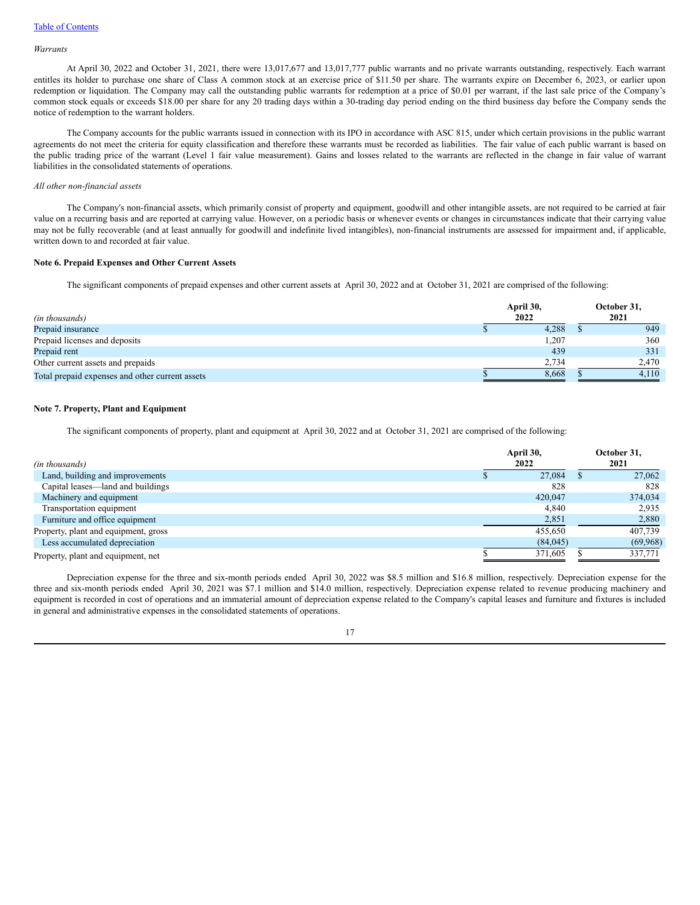*Warrants*

At April 30, 2022 and October 31, 2021, there were 13,017,677 and 13,017,777 public warrants and no private warrants outstanding, respectively. Each warrant entitles its holder to purchase one share of Class A common stock at an exercise price of $11.50 per share. The warrants expire on December 6, 2023, or earlier upon redemption or liquidation. The Company may call the outstanding public warrants for redemption at a price of $0.01 per warrant, if the last sale price of the Company's common stock equals or exceeds $18.00 per share for any 20 trading days within a 30-trading day period ending on the third business day before the Company sends the notice of redemption to the warrant holders.

The Company accounts for the public warrants issued in connection with its IPO in accordance with ASC 815, under which certain provisions in the public warrant agreements do not meet the criteria for equity classification and therefore these warrants must be recorded as liabilities. The fair value of each public warrant is based on the public trading price of the warrant (Level 1 fair value measurement). Gains and losses related to the warrants are reflected in the change in fair value of warrant liabilities in the consolidated statements of operations.

*All other non-financial assets*

The Company's non-financial assets, which primarily consist of property and equipment, goodwill and other intangible assets, are not required to be carried at fair value on a recurring basis and are reported at carrying value. However, on a periodic basis or whenever events or changes in circumstances indicate that their carrying value may not be fully recoverable (and at least annually for goodwill and indefinite lived intangibles), non-financial instruments are assessed for impairment and, if applicable, written down to and recorded at fair value.

**Note 6. Prepaid Expenses and Other Current Assets**

The significant components of prepaid expenses and other current assets at April 30, 2022 and at October 31, 2021 are comprised of the following:

| *(in thousands)* | April 30, 2022 | October 31, 2021 |
|---|---|---|
| Prepaid insurance | $ 4,288 | $ 949 |
| Prepaid licenses and deposits | 1,207 | 360 |
| Prepaid rent | 439 | 331 |
| Other current assets and prepaids | 2,734 | 2,470 |
| Total prepaid expenses and other current assets | $ 8,668 | $ 4,110 |

**Note 7. Property, Plant and Equipment**

The significant components of property, plant and equipment at April 30, 2022 and at October 31, 2021 are comprised of the following:

| *(in thousands)* | April 30, 2022 | October 31, 2021 |
|---|---|---|
| Land, building and improvements | $ 27,084 | $ 27,062 |
| Capital leases—land and buildings | 828 | 828 |
| Machinery and equipment | 420,047 | 374,034 |
| Transportation equipment | 4,840 | 2,935 |
| Furniture and office equipment | 2,851 | 2,880 |
| Property, plant and equipment, gross | 455,650 | 407,739 |
| Less accumulated depreciation | (84,045) | (69,968) |
| Property, plant and equipment, net | $ 371,605 | $ 337,771 |

Depreciation expense for the three and six-month periods ended April 30, 2022 was $8.5 million and $16.8 million, respectively. Depreciation expense for the three and six-month periods ended April 30, 2021 was $7.1 million and $14.0 million, respectively. Depreciation expense related to revenue producing machinery and equipment is recorded in cost of operations and an immaterial amount of depreciation expense related to the Company's capital leases and furniture and fixtures is included in general and administrative expenses in the consolidated statements of operations.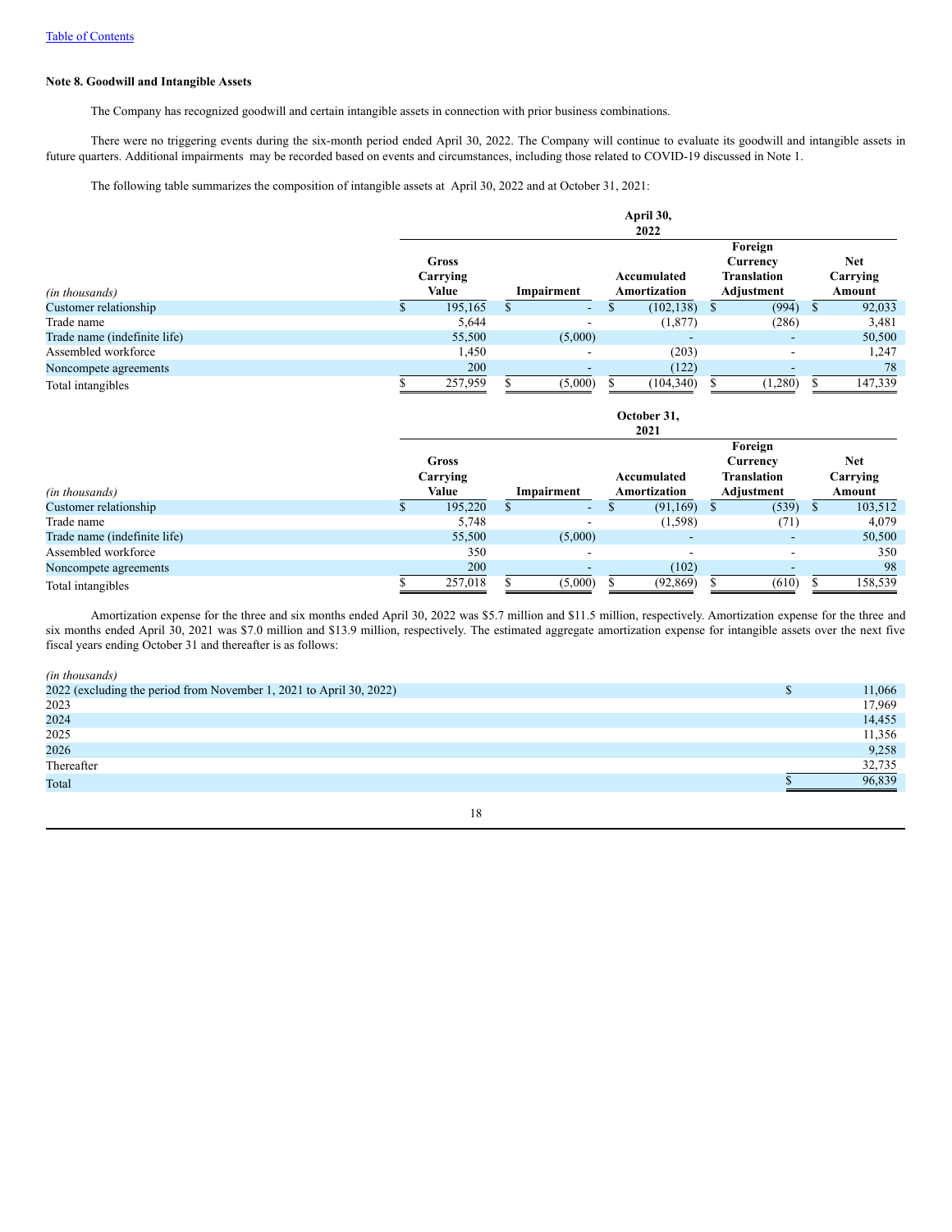Table of Contents

### Note 8. Goodwill and Intangible Assets

The Company has recognized goodwill and certain intangible assets in connection with prior business combinations.

There were no triggering events during the six-month period ended April 30, 2022. The Company will continue to evaluate its goodwill and intangible assets in future quarters. Additional impairments may be recorded based on events and circumstances, including those related to COVID-19 discussed in Note 1.

The following table summarizes the composition of intangible assets at April 30, 2022 and at October 31, 2021:

| | April 30, 2022 | | | | |
|---|---|---|---|---|---|
| *(in thousands)* | Gross Carrying Value | Impairment | Accumulated Amortization | Foreign Currency Translation Adjustment | Net Carrying Amount |
| Customer relationship | $ 195,165 | $ - | $ (102,138) | $ (994) | $ 92,033 |
| Trade name | 5,644 | - | (1,877) | (286) | 3,481 |
| Trade name (indefinite life) | 55,500 | (5,000) | - | - | 50,500 |
| Assembled workforce | 1,450 | - | (203) | - | 1,247 |
| Noncompete agreements | 200 | - | (122) | - | 78 |
| Total intangibles | $ 257,959 | $ (5,000) | $ (104,340) | $ (1,280) | $ 147,339 |

| | October 31, 2021 | | | | |
|---|---|---|---|---|---|
| *(in thousands)* | Gross Carrying Value | Impairment | Accumulated Amortization | Foreign Currency Translation Adjustment | Net Carrying Amount |
| Customer relationship | $ 195,220 | $ - | $ (91,169) | $ (539) | $ 103,512 |
| Trade name | 5,748 | - | (1,598) | (71) | 4,079 |
| Trade name (indefinite life) | 55,500 | (5,000) | - | - | 50,500 |
| Assembled workforce | 350 | - | - | - | 350 |
| Noncompete agreements | 200 | - | (102) | - | 98 |
| Total intangibles | $ 257,018 | $ (5,000) | $ (92,869) | $ (610) | $ 158,539 |

Amortization expense for the three and six months ended April 30, 2022 was $5.7 million and $11.5 million, respectively. Amortization expense for the three and six months ended April 30, 2021 was $7.0 million and $13.9 million, respectively. The estimated aggregate amortization expense for intangible assets over the next five fiscal years ending October 31 and thereafter is as follows:

| *(in thousands)* | |
|---|---|
| 2022 (excluding the period from November 1, 2021 to April 30, 2022) | $ 11,066 |
| 2023 | 17,969 |
| 2024 | 14,455 |
| 2025 | 11,356 |
| 2026 | 9,258 |
| Thereafter | 32,735 |
| Total | $ 96,839 |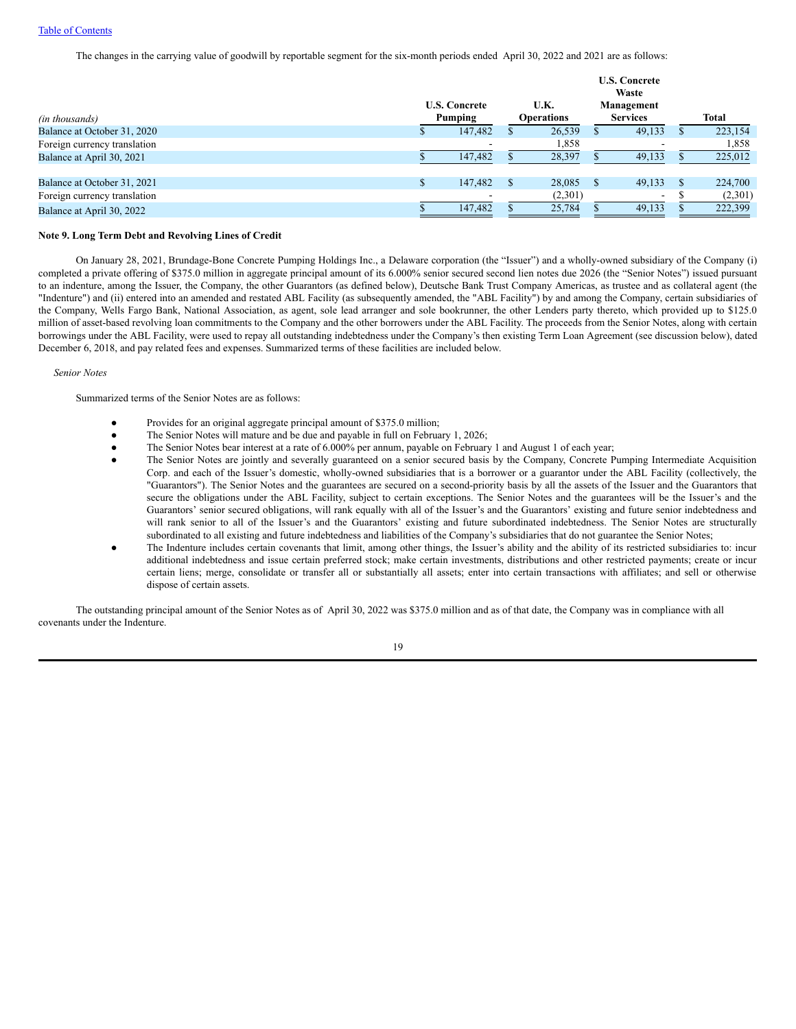The changes in the carrying value of goodwill by reportable segment for the six-month periods ended April 30, 2022 and 2021 are as follows:

| *(in thousands)* | U.S. Concrete Pumping | U.K. Operations | U.S. Concrete Waste Management Services | Total |
|---|---|---|---|---|
| Balance at October 31, 2020 | $ 147,482 | $ 26,539 | $ 49,133 | $ 223,154 |
| Foreign currency translation | - | 1,858 | - | 1,858 |
| Balance at April 30, 2021 | $ 147,482 | $ 28,397 | $ 49,133 | $ 225,012 |
| | | | | |
| Balance at October 31, 2021 | $ 147,482 | $ 28,085 | $ 49,133 | $ 224,700 |
| Foreign currency translation | - | (2,301) | - | $ (2,301) |
| Balance at April 30, 2022 | $ 147,482 | $ 25,784 | $ 49,133 | $ 222,399 |

**Note 9. Long Term Debt and Revolving Lines of Credit**

On January 28, 2021, Brundage-Bone Concrete Pumping Holdings Inc., a Delaware corporation (the "Issuer") and a wholly-owned subsidiary of the Company (i) completed a private offering of $375.0 million in aggregate principal amount of its 6.000% senior secured second lien notes due 2026 (the "Senior Notes") issued pursuant to an indenture, among the Issuer, the Company, the other Guarantors (as defined below), Deutsche Bank Trust Company Americas, as trustee and as collateral agent (the "Indenture") and (ii) entered into an amended and restated ABL Facility (as subsequently amended, the "ABL Facility") by and among the Company, certain subsidiaries of the Company, Wells Fargo Bank, National Association, as agent, sole lead arranger and sole bookrunner, the other Lenders party thereto, which provided up to $125.0 million of asset-based revolving loan commitments to the Company and the other borrowers under the ABL Facility. The proceeds from the Senior Notes, along with certain borrowings under the ABL Facility, were used to repay all outstanding indebtedness under the Company's then existing Term Loan Agreement (see discussion below), dated December 6, 2018, and pay related fees and expenses. Summarized terms of these facilities are included below.

*Senior Notes*

Summarized terms of the Senior Notes are as follows:

- Provides for an original aggregate principal amount of $375.0 million;
- The Senior Notes will mature and be due and payable in full on February 1, 2026;
- The Senior Notes bear interest at a rate of 6.000% per annum, payable on February 1 and August 1 of each year;
- The Senior Notes are jointly and severally guaranteed on a senior secured basis by the Company, Concrete Pumping Intermediate Acquisition Corp. and each of the Issuer's domestic, wholly-owned subsidiaries that is a borrower or a guarantor under the ABL Facility (collectively, the "Guarantors"). The Senior Notes and the guarantees are secured on a second-priority basis by all the assets of the Issuer and the Guarantors that secure the obligations under the ABL Facility, subject to certain exceptions. The Senior Notes and the guarantees will be the Issuer's and the Guarantors' senior secured obligations, will rank equally with all of the Issuer's and the Guarantors' existing and future senior indebtedness and will rank senior to all of the Issuer's and the Guarantors' existing and future subordinated indebtedness. The Senior Notes are structurally subordinated to all existing and future indebtedness and liabilities of the Company's subsidiaries that do not guarantee the Senior Notes;
- The Indenture includes certain covenants that limit, among other things, the Issuer's ability and the ability of its restricted subsidiaries to: incur additional indebtedness and issue certain preferred stock; make certain investments, distributions and other restricted payments; create or incur certain liens; merge, consolidate or transfer all or substantially all assets; enter into certain transactions with affiliates; and sell or otherwise dispose of certain assets.

The outstanding principal amount of the Senior Notes as of April 30, 2022 was $375.0 million and as of that date, the Company was in compliance with all covenants under the Indenture.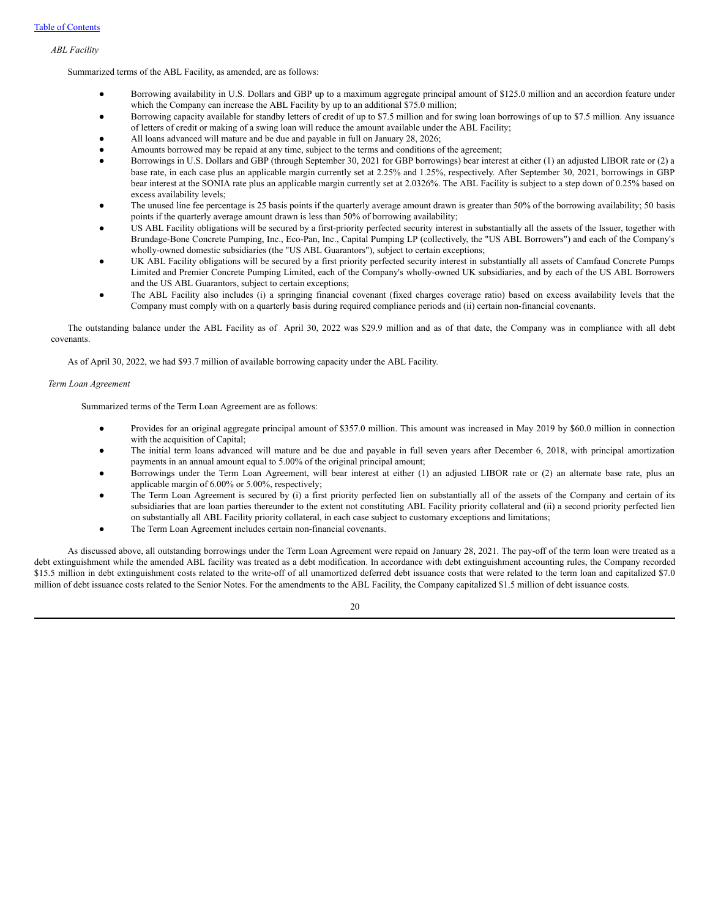*ABL Facility*

Summarized terms of the ABL Facility, as amended, are as follows:

- Borrowing availability in U.S. Dollars and GBP up to a maximum aggregate principal amount of $125.0 million and an accordion feature under which the Company can increase the ABL Facility by up to an additional $75.0 million;
- Borrowing capacity available for standby letters of credit of up to $7.5 million and for swing loan borrowings of up to $7.5 million. Any issuance of letters of credit or making of a swing loan will reduce the amount available under the ABL Facility;
- All loans advanced will mature and be due and payable in full on January 28, 2026;
- Amounts borrowed may be repaid at any time, subject to the terms and conditions of the agreement;
- Borrowings in U.S. Dollars and GBP (through September 30, 2021 for GBP borrowings) bear interest at either (1) an adjusted LIBOR rate or (2) a base rate, in each case plus an applicable margin currently set at 2.25% and 1.25%, respectively. After September 30, 2021, borrowings in GBP bear interest at the SONIA rate plus an applicable margin currently set at 2.0326%. The ABL Facility is subject to a step down of 0.25% based on excess availability levels;
- The unused line fee percentage is 25 basis points if the quarterly average amount drawn is greater than 50% of the borrowing availability; 50 basis points if the quarterly average amount drawn is less than 50% of borrowing availability;
- US ABL Facility obligations will be secured by a first-priority perfected security interest in substantially all the assets of the Issuer, together with Brundage-Bone Concrete Pumping, Inc., Eco-Pan, Inc., Capital Pumping LP (collectively, the "US ABL Borrowers") and each of the Company's wholly-owned domestic subsidiaries (the "US ABL Guarantors"), subject to certain exceptions;
- UK ABL Facility obligations will be secured by a first priority perfected security interest in substantially all assets of Camfaud Concrete Pumps Limited and Premier Concrete Pumping Limited, each of the Company's wholly-owned UK subsidiaries, and by each of the US ABL Borrowers and the US ABL Guarantors, subject to certain exceptions;
- The ABL Facility also includes (i) a springing financial covenant (fixed charges coverage ratio) based on excess availability levels that the Company must comply with on a quarterly basis during required compliance periods and (ii) certain non-financial covenants.

The outstanding balance under the ABL Facility as of April 30, 2022 was $29.9 million and as of that date, the Company was in compliance with all debt covenants.

As of April 30, 2022, we had $93.7 million of available borrowing capacity under the ABL Facility.

*Term Loan Agreement*

Summarized terms of the Term Loan Agreement are as follows:

- Provides for an original aggregate principal amount of $357.0 million. This amount was increased in May 2019 by $60.0 million in connection with the acquisition of Capital;
- The initial term loans advanced will mature and be due and payable in full seven years after December 6, 2018, with principal amortization payments in an annual amount equal to 5.00% of the original principal amount;
- Borrowings under the Term Loan Agreement, will bear interest at either (1) an adjusted LIBOR rate or (2) an alternate base rate, plus an applicable margin of 6.00% or 5.00%, respectively;
- The Term Loan Agreement is secured by (i) a first priority perfected lien on substantially all of the assets of the Company and certain of its subsidiaries that are loan parties thereunder to the extent not constituting ABL Facility priority collateral and (ii) a second priority perfected lien on substantially all ABL Facility priority collateral, in each case subject to customary exceptions and limitations;
- The Term Loan Agreement includes certain non-financial covenants.

As discussed above, all outstanding borrowings under the Term Loan Agreement were repaid on January 28, 2021. The pay-off of the term loan were treated as a debt extinguishment while the amended ABL facility was treated as a debt modification. In accordance with debt extinguishment accounting rules, the Company recorded $15.5 million in debt extinguishment costs related to the write-off of all unamortized deferred debt issuance costs that were related to the term loan and capitalized $7.0 million of debt issuance costs related to the Senior Notes. For the amendments to the ABL Facility, the Company capitalized $1.5 million of debt issuance costs.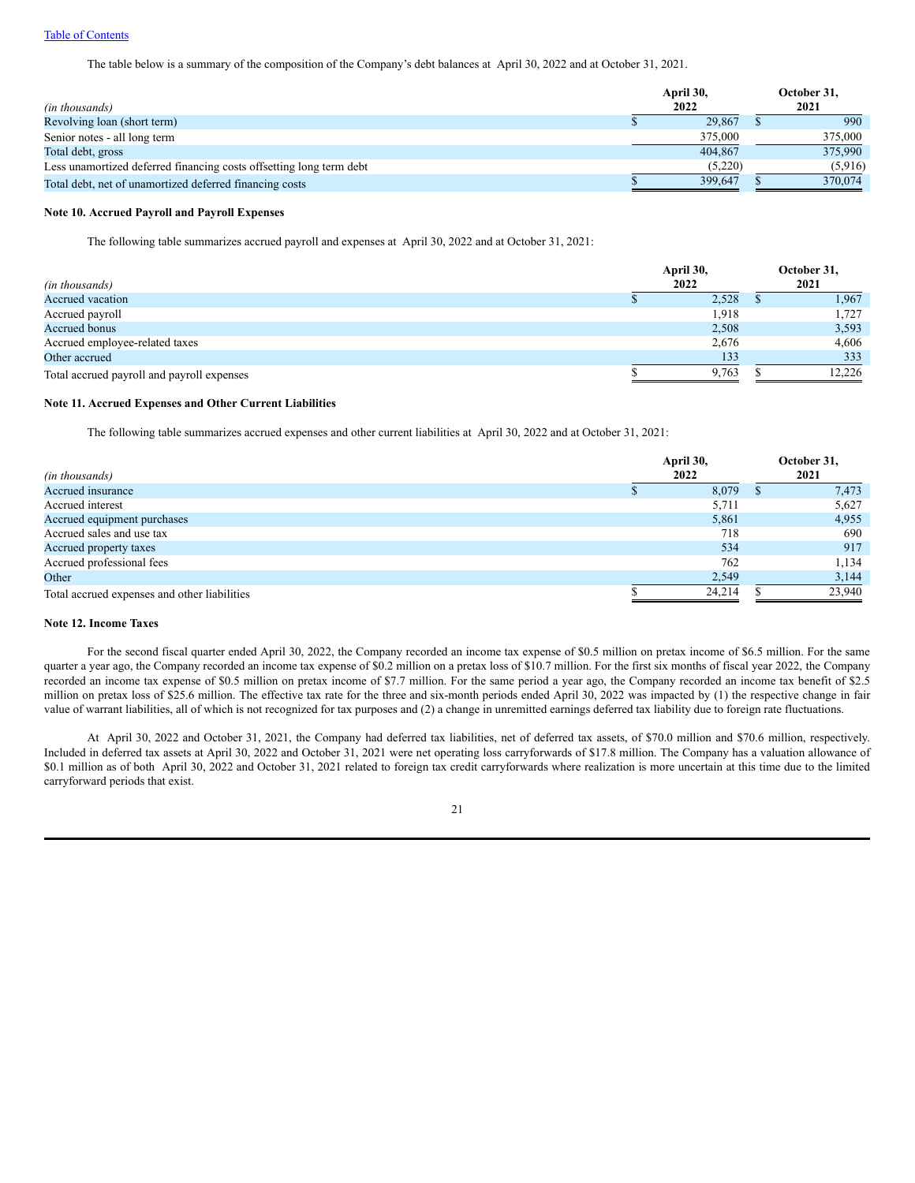The table below is a summary of the composition of the Company's debt balances at April 30, 2022 and at October 31, 2021.

| *(in thousands)* | April 30, 2022 | October 31, 2021 |
|---|---|---|
| Revolving loan (short term) | $ 29,867 | $ 990 |
| Senior notes - all long term | 375,000 | 375,000 |
| Total debt, gross | 404,867 | 375,990 |
| Less unamortized deferred financing costs offsetting long term debt | (5,220) | (5,916) |
| Total debt, net of unamortized deferred financing costs | $ 399,647 | $ 370,074 |

**Note 10. Accrued Payroll and Payroll Expenses**

The following table summarizes accrued payroll and expenses at April 30, 2022 and at October 31, 2021:

| *(in thousands)* | April 30, 2022 | October 31, 2021 |
|---|---|---|
| Accrued vacation | $ 2,528 | $ 1,967 |
| Accrued payroll | 1,918 | 1,727 |
| Accrued bonus | 2,508 | 3,593 |
| Accrued employee-related taxes | 2,676 | 4,606 |
| Other accrued | 133 | 333 |
| Total accrued payroll and payroll expenses | $ 9,763 | $ 12,226 |

**Note 11. Accrued Expenses and Other Current Liabilities**

The following table summarizes accrued expenses and other current liabilities at April 30, 2022 and at October 31, 2021:

| *(in thousands)* | April 30, 2022 | October 31, 2021 |
|---|---|---|
| Accrued insurance | $ 8,079 | $ 7,473 |
| Accrued interest | 5,711 | 5,627 |
| Accrued equipment purchases | 5,861 | 4,955 |
| Accrued sales and use tax | 718 | 690 |
| Accrued property taxes | 534 | 917 |
| Accrued professional fees | 762 | 1,134 |
| Other | 2,549 | 3,144 |
| Total accrued expenses and other liabilities | $ 24,214 | $ 23,940 |

**Note 12. Income Taxes**

For the second fiscal quarter ended April 30, 2022, the Company recorded an income tax expense of $0.5 million on pretax income of $6.5 million. For the same quarter a year ago, the Company recorded an income tax expense of $0.2 million on a pretax loss of $10.7 million. For the first six months of fiscal year 2022, the Company recorded an income tax expense of $0.5 million on pretax income of $7.7 million. For the same period a year ago, the Company recorded an income tax benefit of $2.5 million on pretax loss of $25.6 million. The effective tax rate for the three and six-month periods ended April 30, 2022 was impacted by (1) the respective change in fair value of warrant liabilities, all of which is not recognized for tax purposes and (2) a change in unremitted earnings deferred tax liability due to foreign rate fluctuations.

At April 30, 2022 and October 31, 2021, the Company had deferred tax liabilities, net of deferred tax assets, of $70.0 million and $70.6 million, respectively. Included in deferred tax assets at April 30, 2022 and October 31, 2021 were net operating loss carryforwards of $17.8 million. The Company has a valuation allowance of $0.1 million as of both April 30, 2022 and October 31, 2021 related to foreign tax credit carryforwards where realization is more uncertain at this time due to the limited carryforward periods that exist.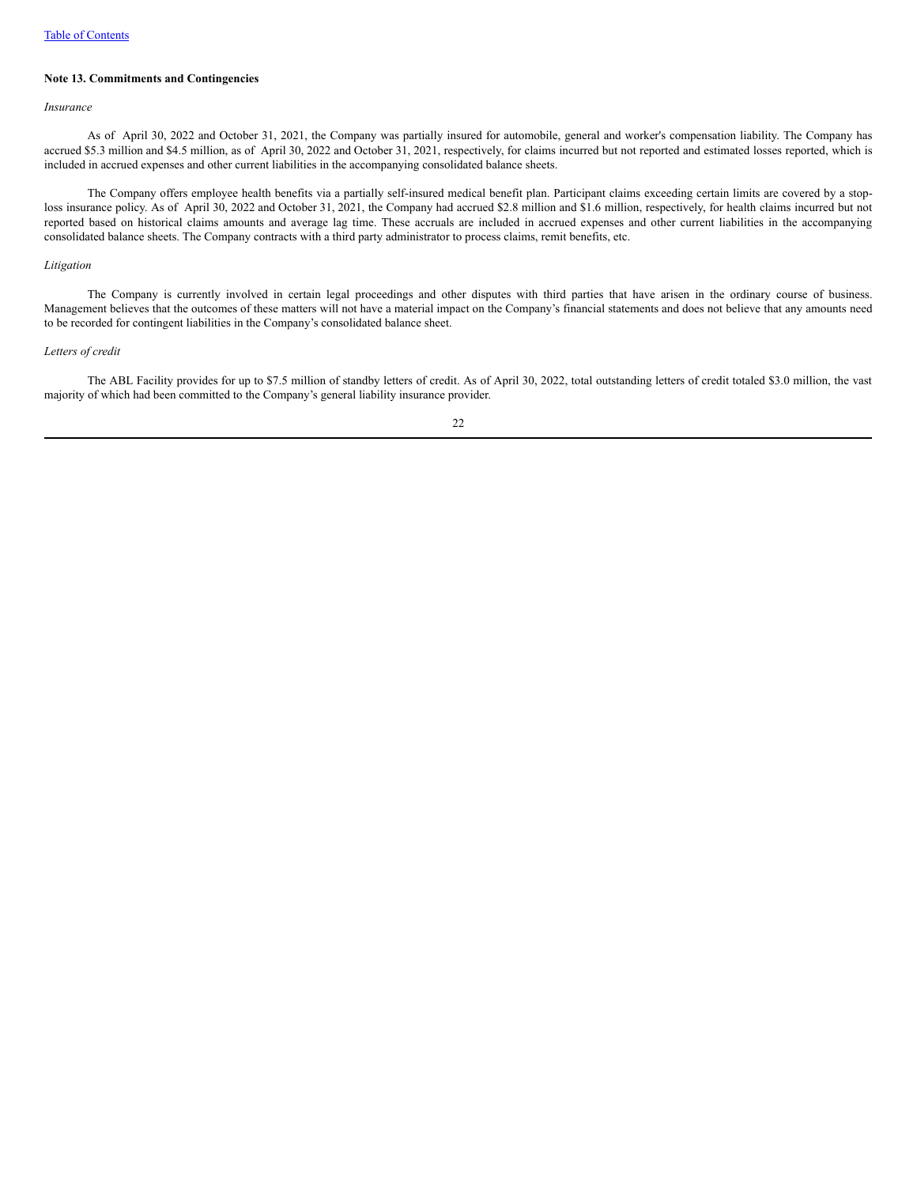**Note 13. Commitments and Contingencies**

*Insurance*

As of April 30, 2022 and October 31, 2021, the Company was partially insured for automobile, general and worker's compensation liability. The Company has accrued $5.3 million and $4.5 million, as of April 30, 2022 and October 31, 2021, respectively, for claims incurred but not reported and estimated losses reported, which is included in accrued expenses and other current liabilities in the accompanying consolidated balance sheets.

The Company offers employee health benefits via a partially self-insured medical benefit plan. Participant claims exceeding certain limits are covered by a stop-loss insurance policy. As of April 30, 2022 and October 31, 2021, the Company had accrued $2.8 million and $1.6 million, respectively, for health claims incurred but not reported based on historical claims amounts and average lag time. These accruals are included in accrued expenses and other current liabilities in the accompanying consolidated balance sheets. The Company contracts with a third party administrator to process claims, remit benefits, etc.

*Litigation*

The Company is currently involved in certain legal proceedings and other disputes with third parties that have arisen in the ordinary course of business. Management believes that the outcomes of these matters will not have a material impact on the Company's financial statements and does not believe that any amounts need to be recorded for contingent liabilities in the Company's consolidated balance sheet.

*Letters of credit*

The ABL Facility provides for up to $7.5 million of standby letters of credit. As of April 30, 2022, total outstanding letters of credit totaled $3.0 million, the vast majority of which had been committed to the Company's general liability insurance provider.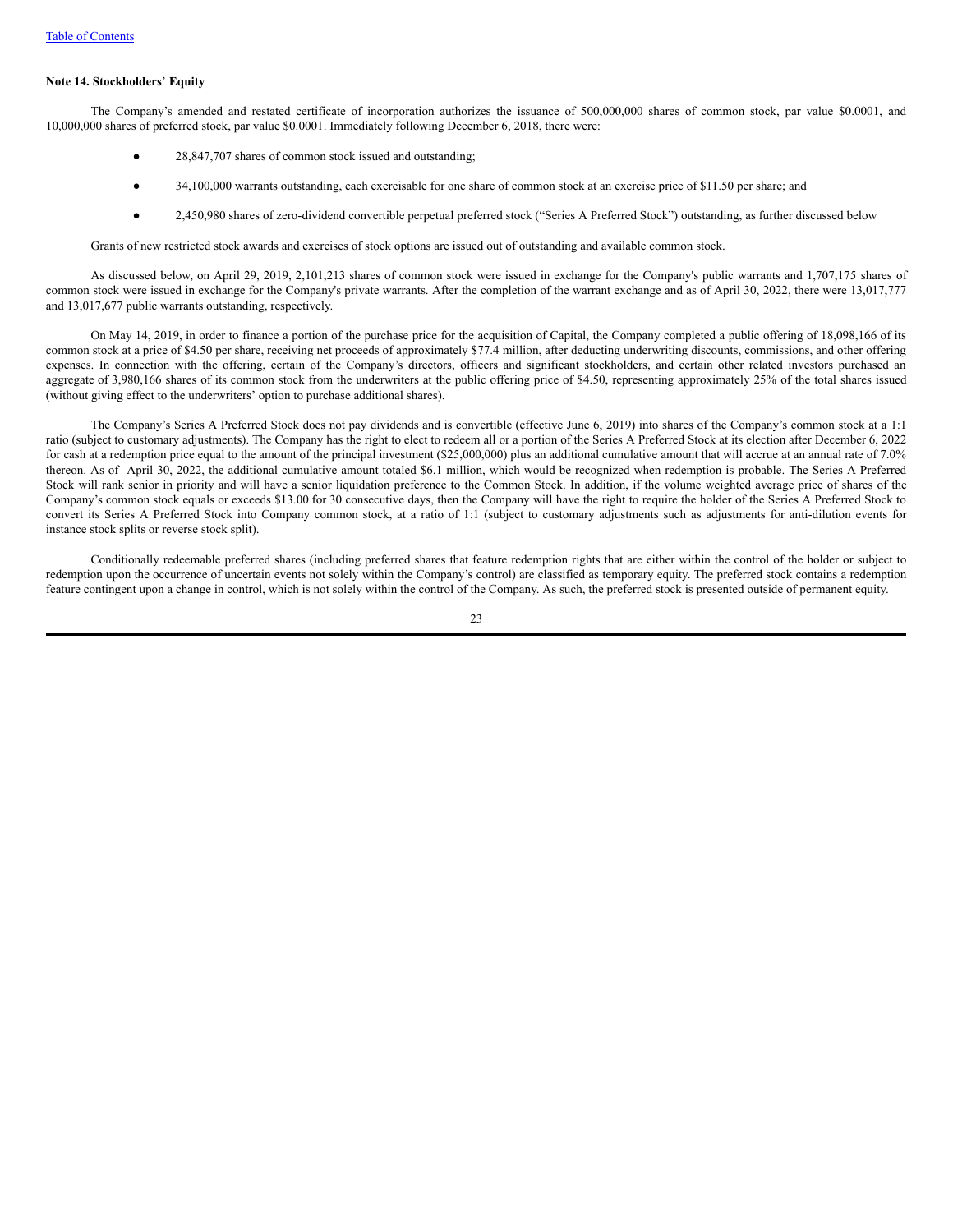**Note 14. Stockholders' Equity**

The Company's amended and restated certificate of incorporation authorizes the issuance of 500,000,000 shares of common stock, par value $0.0001, and 10,000,000 shares of preferred stock, par value $0.0001. Immediately following December 6, 2018, there were:

- 28,847,707 shares of common stock issued and outstanding;
- 34,100,000 warrants outstanding, each exercisable for one share of common stock at an exercise price of $11.50 per share; and
- 2,450,980 shares of zero-dividend convertible perpetual preferred stock ("Series A Preferred Stock") outstanding, as further discussed below

Grants of new restricted stock awards and exercises of stock options are issued out of outstanding and available common stock.

As discussed below, on April 29, 2019, 2,101,213 shares of common stock were issued in exchange for the Company's public warrants and 1,707,175 shares of common stock were issued in exchange for the Company's private warrants. After the completion of the warrant exchange and as of April 30, 2022, there were 13,017,777 and 13,017,677 public warrants outstanding, respectively.

On May 14, 2019, in order to finance a portion of the purchase price for the acquisition of Capital, the Company completed a public offering of 18,098,166 of its common stock at a price of $4.50 per share, receiving net proceeds of approximately $77.4 million, after deducting underwriting discounts, commissions, and other offering expenses. In connection with the offering, certain of the Company's directors, officers and significant stockholders, and certain other related investors purchased an aggregate of 3,980,166 shares of its common stock from the underwriters at the public offering price of $4.50, representing approximately 25% of the total shares issued (without giving effect to the underwriters' option to purchase additional shares).

The Company's Series A Preferred Stock does not pay dividends and is convertible (effective June 6, 2019) into shares of the Company's common stock at a 1:1 ratio (subject to customary adjustments). The Company has the right to elect to redeem all or a portion of the Series A Preferred Stock at its election after December 6, 2022 for cash at a redemption price equal to the amount of the principal investment ($25,000,000) plus an additional cumulative amount that will accrue at an annual rate of 7.0% thereon. As of April 30, 2022, the additional cumulative amount totaled $6.1 million, which would be recognized when redemption is probable. The Series A Preferred Stock will rank senior in priority and will have a senior liquidation preference to the Common Stock. In addition, if the volume weighted average price of shares of the Company's common stock equals or exceeds $13.00 for 30 consecutive days, then the Company will have the right to require the holder of the Series A Preferred Stock to convert its Series A Preferred Stock into Company common stock, at a ratio of 1:1 (subject to customary adjustments such as adjustments for anti-dilution events for instance stock splits or reverse stock split).

Conditionally redeemable preferred shares (including preferred shares that feature redemption rights that are either within the control of the holder or subject to redemption upon the occurrence of uncertain events not solely within the Company's control) are classified as temporary equity. The preferred stock contains a redemption feature contingent upon a change in control, which is not solely within the control of the Company. As such, the preferred stock is presented outside of permanent equity.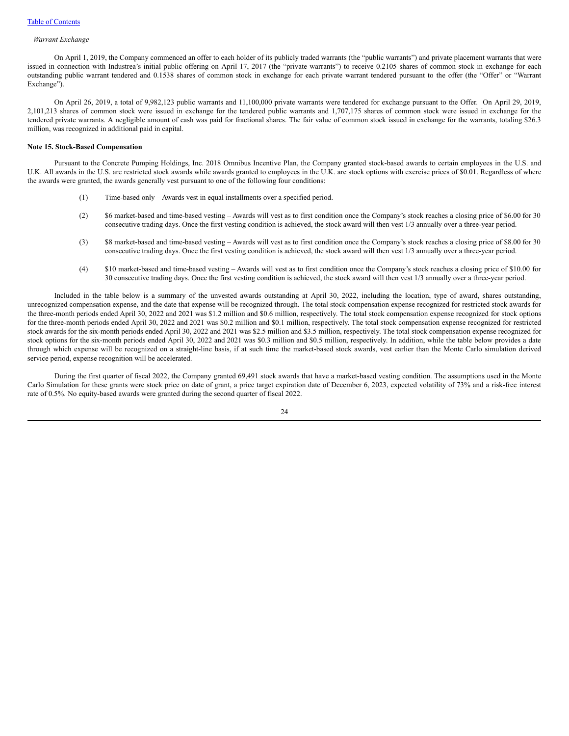*Warrant Exchange*

On April 1, 2019, the Company commenced an offer to each holder of its publicly traded warrants (the "public warrants") and private placement warrants that were issued in connection with Industrea's initial public offering on April 17, 2017 (the "private warrants") to receive 0.2105 shares of common stock in exchange for each outstanding public warrant tendered and 0.1538 shares of common stock in exchange for each private warrant tendered pursuant to the offer (the "Offer" or "Warrant Exchange").

On April 26, 2019, a total of 9,982,123 public warrants and 11,100,000 private warrants were tendered for exchange pursuant to the Offer. On April 29, 2019, 2,101,213 shares of common stock were issued in exchange for the tendered public warrants and 1,707,175 shares of common stock were issued in exchange for the tendered private warrants. A negligible amount of cash was paid for fractional shares. The fair value of common stock issued in exchange for the warrants, totaling $26.3 million, was recognized in additional paid in capital.

**Note 15. Stock-Based Compensation**

Pursuant to the Concrete Pumping Holdings, Inc. 2018 Omnibus Incentive Plan, the Company granted stock-based awards to certain employees in the U.S. and U.K. All awards in the U.S. are restricted stock awards while awards granted to employees in the U.K. are stock options with exercise prices of $0.01. Regardless of where the awards were granted, the awards generally vest pursuant to one of the following four conditions:

(1) Time-based only – Awards vest in equal installments over a specified period.

(2) $6 market-based and time-based vesting – Awards will vest as to first condition once the Company's stock reaches a closing price of $6.00 for 30 consecutive trading days. Once the first vesting condition is achieved, the stock award will then vest 1/3 annually over a three-year period.

(3) $8 market-based and time-based vesting – Awards will vest as to first condition once the Company's stock reaches a closing price of $8.00 for 30 consecutive trading days. Once the first vesting condition is achieved, the stock award will then vest 1/3 annually over a three-year period.

(4) $10 market-based and time-based vesting – Awards will vest as to first condition once the Company's stock reaches a closing price of $10.00 for 30 consecutive trading days. Once the first vesting condition is achieved, the stock award will then vest 1/3 annually over a three-year period.

Included in the table below is a summary of the unvested awards outstanding at April 30, 2022, including the location, type of award, shares outstanding, unrecognized compensation expense, and the date that expense will be recognized through. The total stock compensation expense recognized for restricted stock awards for the three-month periods ended April 30, 2022 and 2021 was $1.2 million and $0.6 million, respectively. The total stock compensation expense recognized for stock options for the three-month periods ended April 30, 2022 and 2021 was $0.2 million and $0.1 million, respectively. The total stock compensation expense recognized for restricted stock awards for the six-month periods ended April 30, 2022 and 2021 was $2.5 million and $3.5 million, respectively. The total stock compensation expense recognized for stock options for the six-month periods ended April 30, 2022 and 2021 was $0.3 million and $0.5 million, respectively. In addition, while the table below provides a date through which expense will be recognized on a straight-line basis, if at such time the market-based stock awards, vest earlier than the Monte Carlo simulation derived service period, expense recognition will be accelerated.

During the first quarter of fiscal 2022, the Company granted 69,491 stock awards that have a market-based vesting condition. The assumptions used in the Monte Carlo Simulation for these grants were stock price on date of grant, a price target expiration date of December 6, 2023, expected volatility of 73% and a risk-free interest rate of 0.5%. No equity-based awards were granted during the second quarter of fiscal 2022.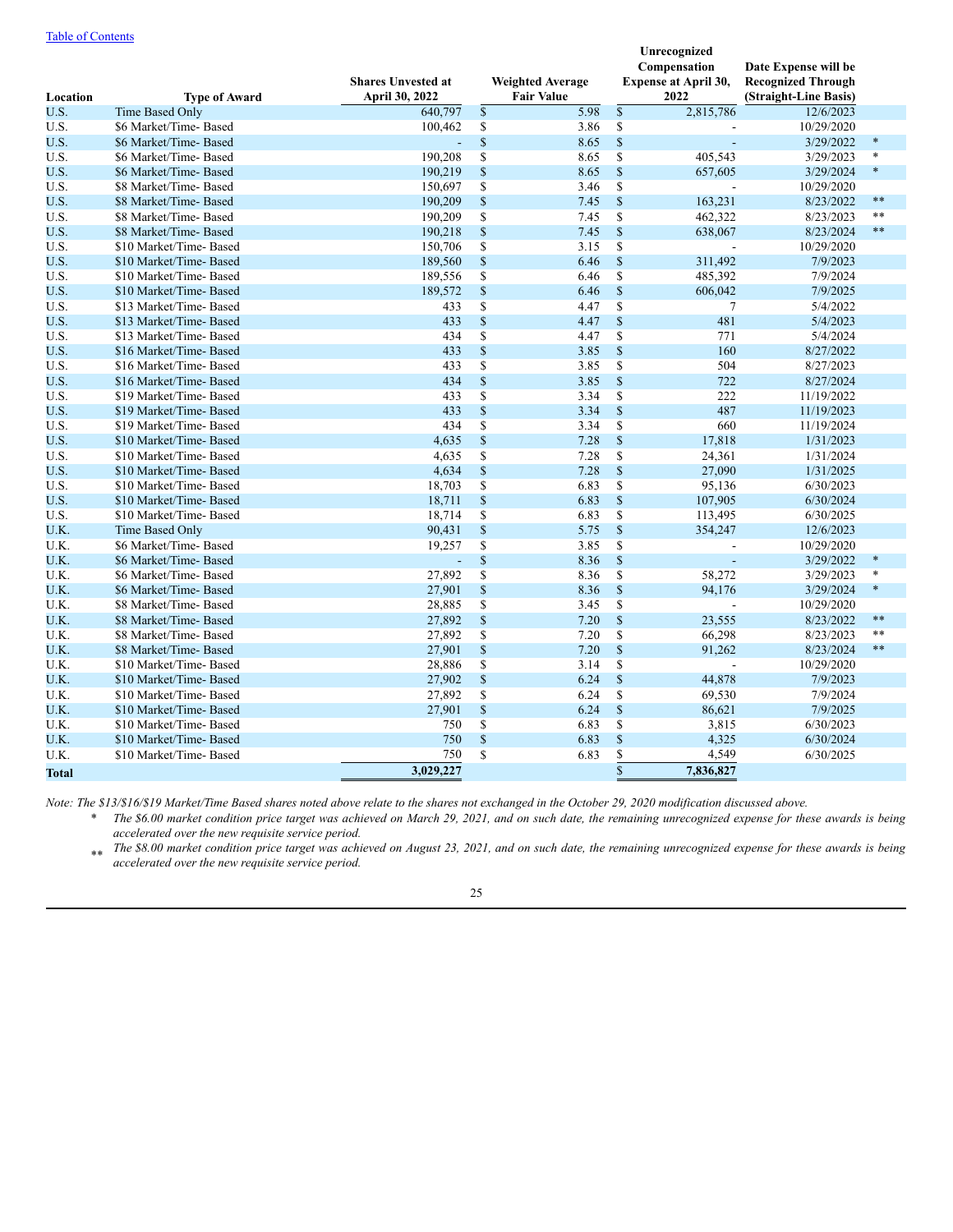[Table of Contents](#)

| Location | Type of Award | Shares Unvested at April 30, 2022 | Weighted Average Fair Value | Unrecognized Compensation Expense at April 30, 2022 | Date Expense will be Recognized Through (Straight-Line Basis) | |
|---|---|---|---|---|---|---|
| U.S. | Time Based Only | 640,797 | $ 5.98 | $ 2,815,786 | 12/6/2023 | |
| U.S. | $6 Market/Time- Based | 100,462 | $ 3.86 | $ - | 10/29/2020 | |
| U.S. | $6 Market/Time- Based | - | $ 8.65 | $ - | 3/29/2022 | * |
| U.S. | $6 Market/Time- Based | 190,208 | $ 8.65 | $ 405,543 | 3/29/2023 | * |
| U.S. | $6 Market/Time- Based | 190,219 | $ 8.65 | $ 657,605 | 3/29/2024 | * |
| U.S. | $8 Market/Time- Based | 150,697 | $ 3.46 | $ - | 10/29/2020 | |
| U.S. | $8 Market/Time- Based | 190,209 | $ 7.45 | $ 163,231 | 8/23/2022 | ** |
| U.S. | $8 Market/Time- Based | 190,209 | $ 7.45 | $ 462,322 | 8/23/2023 | ** |
| U.S. | $8 Market/Time- Based | 190,218 | $ 7.45 | $ 638,067 | 8/23/2024 | ** |
| U.S. | $10 Market/Time- Based | 150,706 | $ 3.15 | $ - | 10/29/2020 | |
| U.S. | $10 Market/Time- Based | 189,560 | $ 6.46 | $ 311,492 | 7/9/2023 | |
| U.S. | $10 Market/Time- Based | 189,556 | $ 6.46 | $ 485,392 | 7/9/2024 | |
| U.S. | $10 Market/Time- Based | 189,572 | $ 6.46 | $ 606,042 | 7/9/2025 | |
| U.S. | $13 Market/Time- Based | 433 | $ 4.47 | $ 7 | 5/4/2022 | |
| U.S. | $13 Market/Time- Based | 433 | $ 4.47 | $ 481 | 5/4/2023 | |
| U.S. | $13 Market/Time- Based | 434 | $ 4.47 | $ 771 | 5/4/2024 | |
| U.S. | $16 Market/Time- Based | 433 | $ 3.85 | $ 160 | 8/27/2022 | |
| U.S. | $16 Market/Time- Based | 433 | $ 3.85 | $ 504 | 8/27/2023 | |
| U.S. | $16 Market/Time- Based | 434 | $ 3.85 | $ 722 | 8/27/2024 | |
| U.S. | $19 Market/Time- Based | 433 | $ 3.34 | $ 222 | 11/19/2022 | |
| U.S. | $19 Market/Time- Based | 433 | $ 3.34 | $ 487 | 11/19/2023 | |
| U.S. | $19 Market/Time- Based | 434 | $ 3.34 | $ 660 | 11/19/2024 | |
| U.S. | $10 Market/Time- Based | 4,635 | $ 7.28 | $ 17,818 | 1/31/2023 | |
| U.S. | $10 Market/Time- Based | 4,635 | $ 7.28 | $ 24,361 | 1/31/2024 | |
| U.S. | $10 Market/Time- Based | 4,634 | $ 7.28 | $ 27,090 | 1/31/2025 | |
| U.S. | $10 Market/Time- Based | 18,703 | $ 6.83 | $ 95,136 | 6/30/2023 | |
| U.S. | $10 Market/Time- Based | 18,711 | $ 6.83 | $ 107,905 | 6/30/2024 | |
| U.S. | $10 Market/Time- Based | 18,714 | $ 6.83 | $ 113,495 | 6/30/2025 | |
| U.K. | Time Based Only | 90,431 | $ 5.75 | $ 354,247 | 12/6/2023 | |
| U.K. | $6 Market/Time- Based | 19,257 | $ 3.85 | $ - | 10/29/2020 | |
| U.K. | $6 Market/Time- Based | - | $ 8.36 | $ - | 3/29/2022 | * |
| U.K. | $6 Market/Time- Based | 27,892 | $ 8.36 | $ 58,272 | 3/29/2023 | * |
| U.K. | $6 Market/Time- Based | 27,901 | $ 8.36 | $ 94,176 | 3/29/2024 | * |
| U.K. | $8 Market/Time- Based | 28,885 | $ 3.45 | $ - | 10/29/2020 | |
| U.K. | $8 Market/Time- Based | 27,892 | $ 7.20 | $ 23,555 | 8/23/2022 | ** |
| U.K. | $8 Market/Time- Based | 27,892 | $ 7.20 | $ 66,298 | 8/23/2023 | ** |
| U.K. | $8 Market/Time- Based | 27,901 | $ 7.20 | $ 91,262 | 8/23/2024 | ** |
| U.K. | $10 Market/Time- Based | 28,886 | $ 3.14 | $ - | 10/29/2020 | |
| U.K. | $10 Market/Time- Based | 27,902 | $ 6.24 | $ 44,878 | 7/9/2023 | |
| U.K. | $10 Market/Time- Based | 27,892 | $ 6.24 | $ 69,530 | 7/9/2024 | |
| U.K. | $10 Market/Time- Based | 27,901 | $ 6.24 | $ 86,621 | 7/9/2025 | |
| U.K. | $10 Market/Time- Based | 750 | $ 6.83 | $ 3,815 | 6/30/2023 | |
| U.K. | $10 Market/Time- Based | 750 | $ 6.83 | $ 4,325 | 6/30/2024 | |
| U.K. | $10 Market/Time- Based | 750 | $ 6.83 | $ 4,549 | 6/30/2025 | |
| **Total** | | **3,029,227** | | **$ 7,836,827** | | |

*Note: The $13/$16/$19 Market/Time Based shares noted above relate to the shares not exchanged in the October 29, 2020 modification discussed above.*

\* *The $6.00 market condition price target was achieved on March 29, 2021, and on such date, the remaining unrecognized expense for these awards is being accelerated over the new requisite service period.*

\*\* *The $8.00 market condition price target was achieved on August 23, 2021, and on such date, the remaining unrecognized expense for these awards is being accelerated over the new requisite service period.*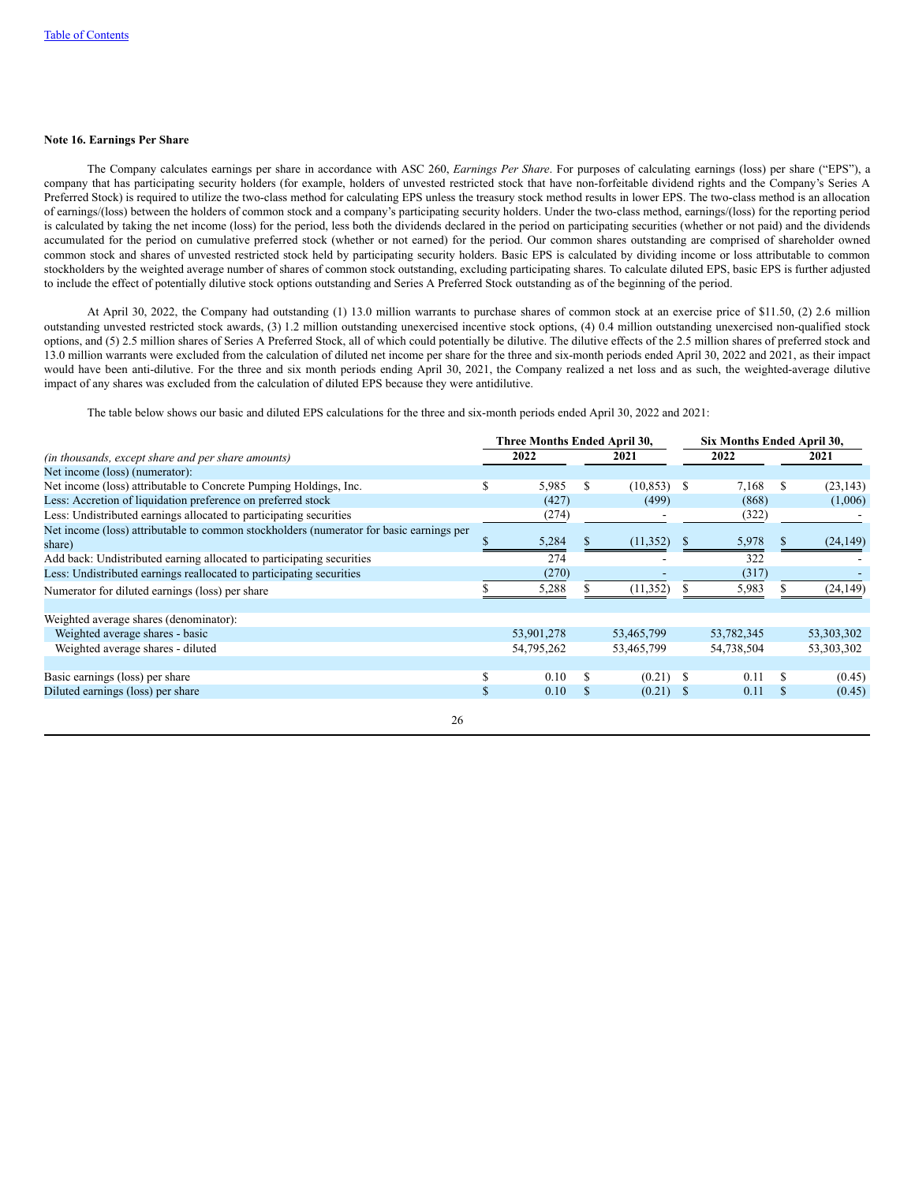#### Note 16. Earnings Per Share

The Company calculates earnings per share in accordance with ASC 260, *Earnings Per Share*. For purposes of calculating earnings (loss) per share ("EPS"), a company that has participating security holders (for example, holders of unvested restricted stock that have non-forfeitable dividend rights and the Company's Series A Preferred Stock) is required to utilize the two-class method for calculating EPS unless the treasury stock method results in lower EPS. The two-class method is an allocation of earnings/(loss) between the holders of common stock and a company's participating security holders. Under the two-class method, earnings/(loss) for the reporting period is calculated by taking the net income (loss) for the period, less both the dividends declared in the period on participating securities (whether or not paid) and the dividends accumulated for the period on cumulative preferred stock (whether or not earned) for the period. Our common shares outstanding are comprised of shareholder owned common stock and shares of unvested restricted stock held by participating security holders. Basic EPS is calculated by dividing income or loss attributable to common stockholders by the weighted average number of shares of common stock outstanding, excluding participating shares. To calculate diluted EPS, basic EPS is further adjusted to include the effect of potentially dilutive stock options outstanding and Series A Preferred Stock outstanding as of the beginning of the period.

At April 30, 2022, the Company had outstanding (1) 13.0 million warrants to purchase shares of common stock at an exercise price of $11.50, (2) 2.6 million outstanding unvested restricted stock awards, (3) 1.2 million outstanding unexercised incentive stock options, (4) 0.4 million outstanding unexercised non-qualified stock options, and (5) 2.5 million shares of Series A Preferred Stock, all of which could potentially be dilutive. The dilutive effects of the 2.5 million shares of preferred stock and 13.0 million warrants were excluded from the calculation of diluted net income per share for the three and six-month periods ended April 30, 2022 and 2021, as their impact would have been anti-dilutive. For the three and six month periods ending April 30, 2021, the Company realized a net loss and as such, the weighted-average dilutive impact of any shares was excluded from the calculation of diluted EPS because they were antidilutive.

The table below shows our basic and diluted EPS calculations for the three and six-month periods ended April 30, 2022 and 2021:

| *(in thousands, except share and per share amounts)* | Three Months Ended April 30, 2022 | Three Months Ended April 30, 2021 | Six Months Ended April 30, 2022 | Six Months Ended April 30, 2021 |
|---|---|---|---|---|
| Net income (loss) (numerator): | | | | |
| Net income (loss) attributable to Concrete Pumping Holdings, Inc. | $ 5,985 | $ (10,853) | $ 7,168 | $ (23,143) |
| Less: Accretion of liquidation preference on preferred stock | (427) | (499) | (868) | (1,006) |
| Less: Undistributed earnings allocated to participating securities | (274) | - | (322) | - |
| Net income (loss) attributable to common stockholders (numerator for basic earnings per share) | $ 5,284 | $ (11,352) | $ 5,978 | $ (24,149) |
| Add back: Undistributed earning allocated to participating securities | 274 | - | 322 | - |
| Less: Undistributed earnings reallocated to participating securities | (270) | - | (317) | - |
| Numerator for diluted earnings (loss) per share | $ 5,288 | $ (11,352) | $ 5,983 | $ (24,149) |
| | | | | |
| Weighted average shares (denominator): | | | | |
| Weighted average shares - basic | 53,901,278 | 53,465,799 | 53,782,345 | 53,303,302 |
| Weighted average shares - diluted | 54,795,262 | 53,465,799 | 54,738,504 | 53,303,302 |
| | | | | |
| Basic earnings (loss) per share | $ 0.10 | $ (0.21) | $ 0.11 | $ (0.45) |
| Diluted earnings (loss) per share | $ 0.10 | $ (0.21) | $ 0.11 | $ (0.45) |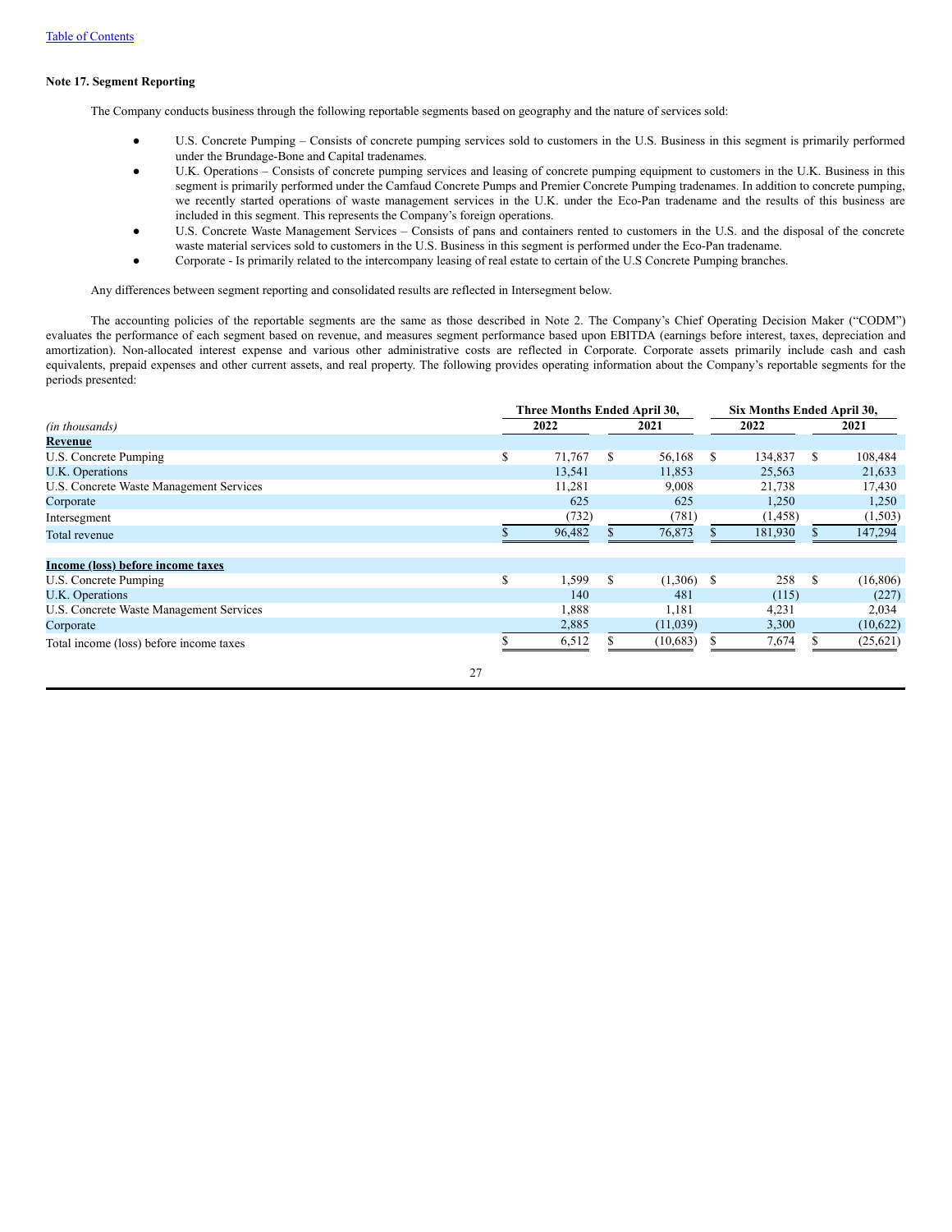Table of Contents

**Note 17. Segment Reporting**

The Company conducts business through the following reportable segments based on geography and the nature of services sold:

- U.S. Concrete Pumping – Consists of concrete pumping services sold to customers in the U.S. Business in this segment is primarily performed under the Brundage-Bone and Capital tradenames.
- U.K. Operations – Consists of concrete pumping services and leasing of concrete pumping equipment to customers in the U.K. Business in this segment is primarily performed under the Camfaud Concrete Pumps and Premier Concrete Pumping tradenames. In addition to concrete pumping, we recently started operations of waste management services in the U.K. under the Eco-Pan tradename and the results of this business are included in this segment. This represents the Company's foreign operations.
- U.S. Concrete Waste Management Services – Consists of pans and containers rented to customers in the U.S. and the disposal of the concrete waste material services sold to customers in the U.S. Business in this segment is performed under the Eco-Pan tradename.
- Corporate - Is primarily related to the intercompany leasing of real estate to certain of the U.S Concrete Pumping branches.

Any differences between segment reporting and consolidated results are reflected in Intersegment below.

The accounting policies of the reportable segments are the same as those described in Note 2. The Company's Chief Operating Decision Maker ("CODM") evaluates the performance of each segment based on revenue, and measures segment performance based upon EBITDA (earnings before interest, taxes, depreciation and amortization). Non-allocated interest expense and various other administrative costs are reflected in Corporate. Corporate assets primarily include cash and cash equivalents, prepaid expenses and other current assets, and real property. The following provides operating information about the Company's reportable segments for the periods presented:

| *(in thousands)* | Three Months Ended April 30, 2022 | Three Months Ended April 30, 2021 | Six Months Ended April 30, 2022 | Six Months Ended April 30, 2021 |
|---|---|---|---|---|
| **Revenue** | | | | |
| U.S. Concrete Pumping | $ 71,767 | $ 56,168 | $ 134,837 | $ 108,484 |
| U.K. Operations | 13,541 | 11,853 | 25,563 | 21,633 |
| U.S. Concrete Waste Management Services | 11,281 | 9,008 | 21,738 | 17,430 |
| Corporate | 625 | 625 | 1,250 | 1,250 |
| Intersegment | (732) | (781) | (1,458) | (1,503) |
| Total revenue | $ 96,482 | $ 76,873 | $ 181,930 | $ 147,294 |
| **Income (loss) before income taxes** | | | | |
| U.S. Concrete Pumping | $ 1,599 | $ (1,306) | $ 258 | $ (16,806) |
| U.K. Operations | 140 | 481 | (115) | (227) |
| U.S. Concrete Waste Management Services | 1,888 | 1,181 | 4,231 | 2,034 |
| Corporate | 2,885 | (11,039) | 3,300 | (10,622) |
| Total income (loss) before income taxes | $ 6,512 | $ (10,683) | $ 7,674 | $ (25,621) |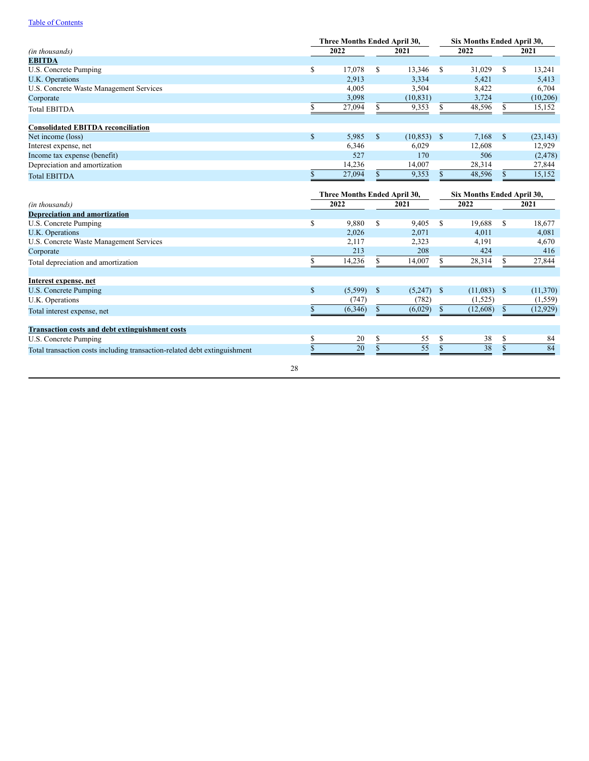| *(in thousands)* | Three Months Ended April 30, 2022 | Three Months Ended April 30, 2021 | Six Months Ended April 30, 2022 | Six Months Ended April 30, 2021 |
|---|---|---|---|---|
| **EBITDA** | | | | |
| U.S. Concrete Pumping | $ 17,078 | $ 13,346 | $ 31,029 | $ 13,241 |
| U.K. Operations | 2,913 | 3,334 | 5,421 | 5,413 |
| U.S. Concrete Waste Management Services | 4,005 | 3,504 | 8,422 | 6,704 |
| Corporate | 3,098 | (10,831) | 3,724 | (10,206) |
| Total EBITDA | $ 27,094 | $ 9,353 | $ 48,596 | $ 15,152 |
| | | | | |
| **Consolidated EBITDA reconciliation** | | | | |
| Net income (loss) | $ 5,985 | $ (10,853) | $ 7,168 | $ (23,143) |
| Interest expense, net | 6,346 | 6,029 | 12,608 | 12,929 |
| Income tax expense (benefit) | 527 | 170 | 506 | (2,478) |
| Depreciation and amortization | 14,236 | 14,007 | 28,314 | 27,844 |
| Total EBITDA | $ 27,094 | $ 9,353 | $ 48,596 | $ 15,152 |

| *(in thousands)* | Three Months Ended April 30, 2022 | Three Months Ended April 30, 2021 | Six Months Ended April 30, 2022 | Six Months Ended April 30, 2021 |
|---|---|---|---|---|
| **Depreciation and amortization** | | | | |
| U.S. Concrete Pumping | $ 9,880 | $ 9,405 | $ 19,688 | $ 18,677 |
| U.K. Operations | 2,026 | 2,071 | 4,011 | 4,081 |
| U.S. Concrete Waste Management Services | 2,117 | 2,323 | 4,191 | 4,670 |
| Corporate | 213 | 208 | 424 | 416 |
| Total depreciation and amortization | $ 14,236 | $ 14,007 | $ 28,314 | $ 27,844 |
| | | | | |
| **Interest expense, net** | | | | |
| U.S. Concrete Pumping | $ (5,599) | $ (5,247) | $ (11,083) | $ (11,370) |
| U.K. Operations | (747) | (782) | (1,525) | (1,559) |
| Total interest expense, net | $ (6,346) | $ (6,029) | $ (12,608) | $ (12,929) |
| | | | | |
| **Transaction costs and debt extinguishment costs** | | | | |
| U.S. Concrete Pumping | $ 20 | $ 55 | $ 38 | $ 84 |
| Total transaction costs including transaction-related debt extinguishment | $ 20 | $ 55 | $ 38 | $ 84 |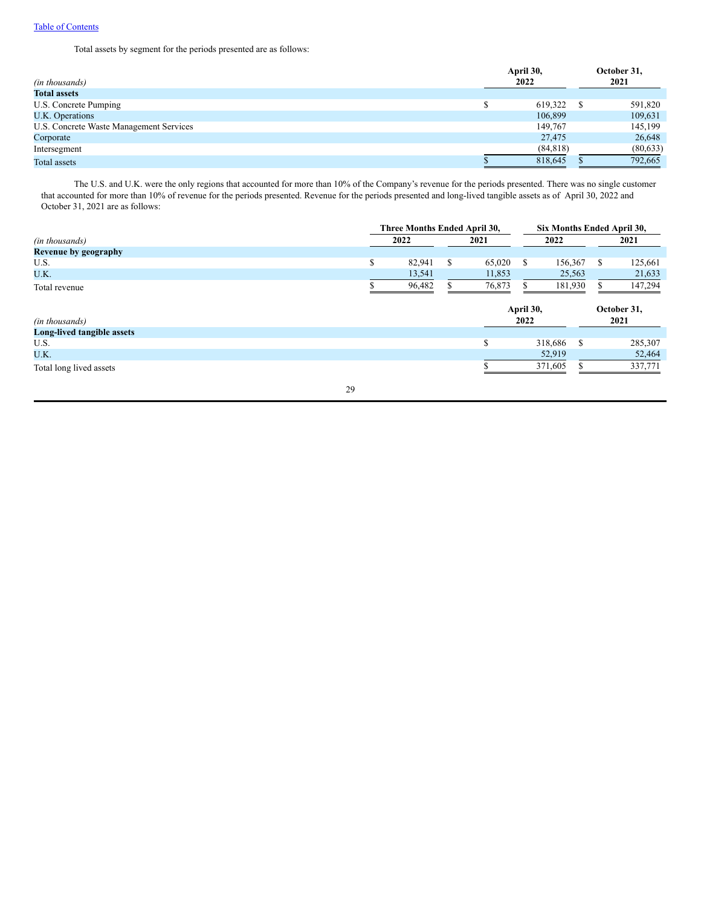Total assets by segment for the periods presented are as follows:

| *(in thousands)* | April 30, 2022 | October 31, 2021 |
|---|---|---|
| **Total assets** | | |
| U.S. Concrete Pumping | $ 619,322 | $ 591,820 |
| U.K. Operations | 106,899 | 109,631 |
| U.S. Concrete Waste Management Services | 149,767 | 145,199 |
| Corporate | 27,475 | 26,648 |
| Intersegment | (84,818) | (80,633) |
| Total assets | $ 818,645 | $ 792,665 |

The U.S. and U.K. were the only regions that accounted for more than 10% of the Company's revenue for the periods presented. There was no single customer that accounted for more than 10% of revenue for the periods presented. Revenue for the periods presented and long-lived tangible assets as of April 30, 2022 and October 31, 2021 are as follows:

| | Three Months Ended April 30, | | Six Months Ended April 30, | |
|---|---|---|---|---|
| *(in thousands)* | 2022 | 2021 | 2022 | 2021 |
| **Revenue by geography** | | | | |
| U.S. | $ 82,941 | $ 65,020 | $ 156,367 | $ 125,661 |
| U.K. | 13,541 | 11,853 | 25,563 | 21,633 |
| Total revenue | $ 96,482 | $ 76,873 | $ 181,930 | $ 147,294 |

| *(in thousands)* | April 30, 2022 | October 31, 2021 |
|---|---|---|
| **Long-lived tangible assets** | | |
| U.S. | $ 318,686 | $ 285,307 |
| U.K. | 52,919 | 52,464 |
| Total long lived assets | $ 371,605 | $ 337,771 |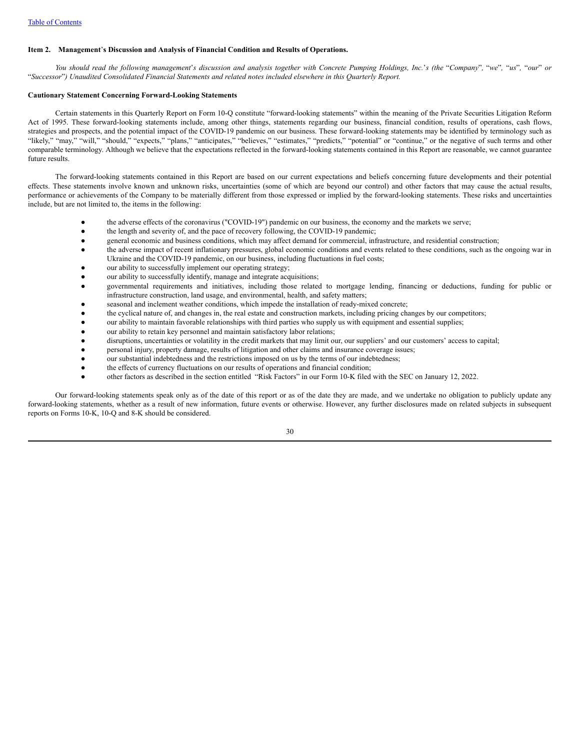[Table of Contents](#)

### Item 2. Management's Discussion and Analysis of Financial Condition and Results of Operations.

*You should read the following management's discussion and analysis together with Concrete Pumping Holdings, Inc.'s (the "Company", "we", "us", "our" or "Successor") Unaudited Consolidated Financial Statements and related notes included elsewhere in this Quarterly Report.*

#### Cautionary Statement Concerning Forward-Looking Statements

Certain statements in this Quarterly Report on Form 10-Q constitute "forward-looking statements" within the meaning of the Private Securities Litigation Reform Act of 1995. These forward-looking statements include, among other things, statements regarding our business, financial condition, results of operations, cash flows, strategies and prospects, and the potential impact of the COVID-19 pandemic on our business. These forward-looking statements may be identified by terminology such as "likely," "may," "will," "should," "expects," "plans," "anticipates," "believes," "estimates," "predicts," "potential" or "continue," or the negative of such terms and other comparable terminology. Although we believe that the expectations reflected in the forward-looking statements contained in this Report are reasonable, we cannot guarantee future results.

The forward-looking statements contained in this Report are based on our current expectations and beliefs concerning future developments and their potential effects. These statements involve known and unknown risks, uncertainties (some of which are beyond our control) and other factors that may cause the actual results, performance or achievements of the Company to be materially different from those expressed or implied by the forward-looking statements. These risks and uncertainties include, but are not limited to, the items in the following:

- the adverse effects of the coronavirus ("COVID-19") pandemic on our business, the economy and the markets we serve;
- the length and severity of, and the pace of recovery following, the COVID-19 pandemic;
- general economic and business conditions, which may affect demand for commercial, infrastructure, and residential construction;
- the adverse impact of recent inflationary pressures, global economic conditions and events related to these conditions, such as the ongoing war in Ukraine and the COVID-19 pandemic, on our business, including fluctuations in fuel costs;
- our ability to successfully implement our operating strategy;
- our ability to successfully identify, manage and integrate acquisitions;
- governmental requirements and initiatives, including those related to mortgage lending, financing or deductions, funding for public or infrastructure construction, land usage, and environmental, health, and safety matters;
- seasonal and inclement weather conditions, which impede the installation of ready-mixed concrete;
- the cyclical nature of, and changes in, the real estate and construction markets, including pricing changes by our competitors;
- our ability to maintain favorable relationships with third parties who supply us with equipment and essential supplies;
- our ability to retain key personnel and maintain satisfactory labor relations;
- disruptions, uncertainties or volatility in the credit markets that may limit our, our suppliers' and our customers' access to capital;
- personal injury, property damage, results of litigation and other claims and insurance coverage issues;
- our substantial indebtedness and the restrictions imposed on us by the terms of our indebtedness;
- the effects of currency fluctuations on our results of operations and financial condition;
- other factors as described in the section entitled "Risk Factors" in our Form 10-K filed with the SEC on January 12, 2022.

Our forward-looking statements speak only as of the date of this report or as of the date they are made, and we undertake no obligation to publicly update any forward-looking statements, whether as a result of new information, future events or otherwise. However, any further disclosures made on related subjects in subsequent reports on Forms 10-K, 10-Q and 8-K should be considered.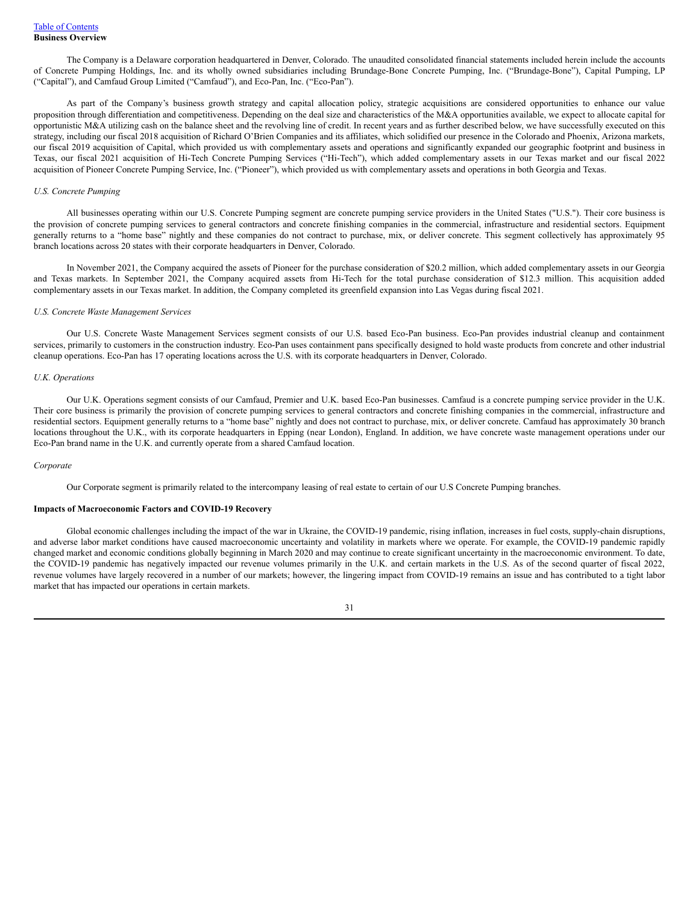[Table of Contents](#)

**Business Overview**

The Company is a Delaware corporation headquartered in Denver, Colorado. The unaudited consolidated financial statements included herein include the accounts of Concrete Pumping Holdings, Inc. and its wholly owned subsidiaries including Brundage-Bone Concrete Pumping, Inc. ("Brundage-Bone"), Capital Pumping, LP ("Capital"), and Camfaud Group Limited ("Camfaud"), and Eco-Pan, Inc. ("Eco-Pan").

As part of the Company's business growth strategy and capital allocation policy, strategic acquisitions are considered opportunities to enhance our value proposition through differentiation and competitiveness. Depending on the deal size and characteristics of the M&A opportunities available, we expect to allocate capital for opportunistic M&A utilizing cash on the balance sheet and the revolving line of credit. In recent years and as further described below, we have successfully executed on this strategy, including our fiscal 2018 acquisition of Richard O'Brien Companies and its affiliates, which solidified our presence in the Colorado and Phoenix, Arizona markets, our fiscal 2019 acquisition of Capital, which provided us with complementary assets and operations and significantly expanded our geographic footprint and business in Texas, our fiscal 2021 acquisition of Hi-Tech Concrete Pumping Services ("Hi-Tech"), which added complementary assets in our Texas market and our fiscal 2022 acquisition of Pioneer Concrete Pumping Service, Inc. ("Pioneer"), which provided us with complementary assets and operations in both Georgia and Texas.

*U.S. Concrete Pumping*

All businesses operating within our U.S. Concrete Pumping segment are concrete pumping service providers in the United States ("U.S."). Their core business is the provision of concrete pumping services to general contractors and concrete finishing companies in the commercial, infrastructure and residential sectors. Equipment generally returns to a "home base" nightly and these companies do not contract to purchase, mix, or deliver concrete. This segment collectively has approximately 95 branch locations across 20 states with their corporate headquarters in Denver, Colorado.

In November 2021, the Company acquired the assets of Pioneer for the purchase consideration of $20.2 million, which added complementary assets in our Georgia and Texas markets. In September 2021, the Company acquired assets from Hi-Tech for the total purchase consideration of $12.3 million. This acquisition added complementary assets in our Texas market. In addition, the Company completed its greenfield expansion into Las Vegas during fiscal 2021.

*U.S. Concrete Waste Management Services*

Our U.S. Concrete Waste Management Services segment consists of our U.S. based Eco-Pan business. Eco-Pan provides industrial cleanup and containment services, primarily to customers in the construction industry. Eco-Pan uses containment pans specifically designed to hold waste products from concrete and other industrial cleanup operations. Eco-Pan has 17 operating locations across the U.S. with its corporate headquarters in Denver, Colorado.

*U.K. Operations*

Our U.K. Operations segment consists of our Camfaud, Premier and U.K. based Eco-Pan businesses. Camfaud is a concrete pumping service provider in the U.K. Their core business is primarily the provision of concrete pumping services to general contractors and concrete finishing companies in the commercial, infrastructure and residential sectors. Equipment generally returns to a "home base" nightly and does not contract to purchase, mix, or deliver concrete. Camfaud has approximately 30 branch locations throughout the U.K., with its corporate headquarters in Epping (near London), England. In addition, we have concrete waste management operations under our Eco-Pan brand name in the U.K. and currently operate from a shared Camfaud location.

*Corporate*

Our Corporate segment is primarily related to the intercompany leasing of real estate to certain of our U.S Concrete Pumping branches.

**Impacts of Macroeconomic Factors and COVID-19 Recovery**

Global economic challenges including the impact of the war in Ukraine, the COVID-19 pandemic, rising inflation, increases in fuel costs, supply-chain disruptions, and adverse labor market conditions have caused macroeconomic uncertainty and volatility in markets where we operate. For example, the COVID-19 pandemic rapidly changed market and economic conditions globally beginning in March 2020 and may continue to create significant uncertainty in the macroeconomic environment. To date, the COVID-19 pandemic has negatively impacted our revenue volumes primarily in the U.K. and certain markets in the U.S. As of the second quarter of fiscal 2022, revenue volumes have largely recovered in a number of our markets; however, the lingering impact from COVID-19 remains an issue and has contributed to a tight labor market that has impacted our operations in certain markets.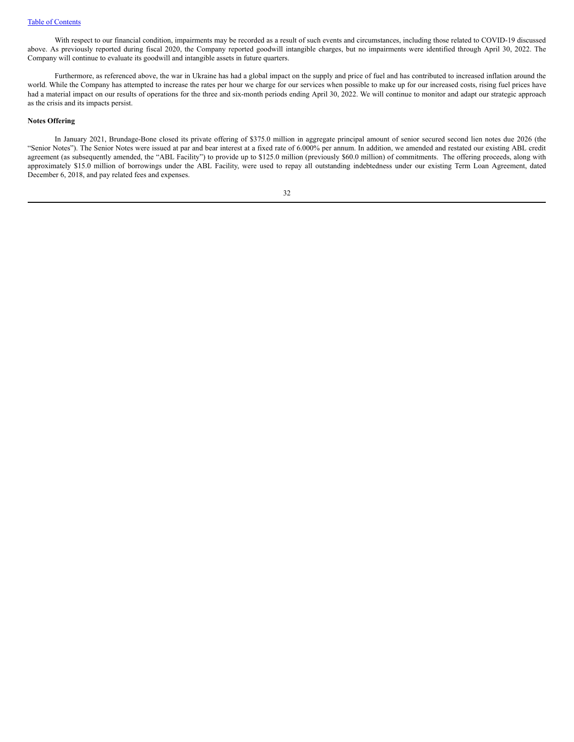With respect to our financial condition, impairments may be recorded as a result of such events and circumstances, including those related to COVID-19 discussed above. As previously reported during fiscal 2020, the Company reported goodwill intangible charges, but no impairments were identified through April 30, 2022. The Company will continue to evaluate its goodwill and intangible assets in future quarters.

Furthermore, as referenced above, the war in Ukraine has had a global impact on the supply and price of fuel and has contributed to increased inflation around the world. While the Company has attempted to increase the rates per hour we charge for our services when possible to make up for our increased costs, rising fuel prices have had a material impact on our results of operations for the three and six-month periods ending April 30, 2022. We will continue to monitor and adapt our strategic approach as the crisis and its impacts persist.

**Notes Offering**

In January 2021, Brundage-Bone closed its private offering of $375.0 million in aggregate principal amount of senior secured second lien notes due 2026 (the "Senior Notes"). The Senior Notes were issued at par and bear interest at a fixed rate of 6.000% per annum. In addition, we amended and restated our existing ABL credit agreement (as subsequently amended, the "ABL Facility") to provide up to $125.0 million (previously $60.0 million) of commitments. The offering proceeds, along with approximately $15.0 million of borrowings under the ABL Facility, were used to repay all outstanding indebtedness under our existing Term Loan Agreement, dated December 6, 2018, and pay related fees and expenses.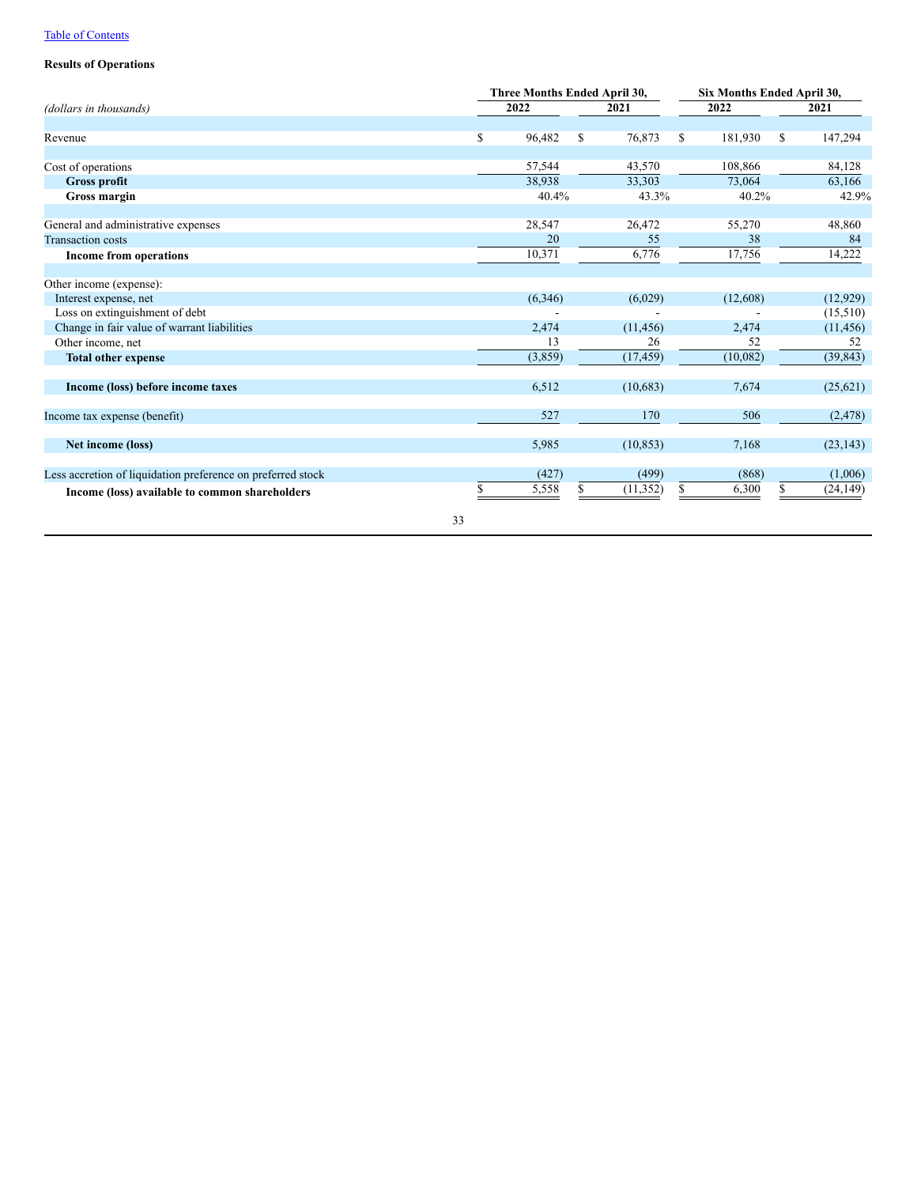**Results of Operations**

| *(dollars in thousands)* | Three Months Ended April 30, | | Six Months Ended April 30, | |
|---|---|---|---|---|
| | 2022 | 2021 | 2022 | 2021 |
| Revenue | $ 96,482 | $ 76,873 | $ 181,930 | $ 147,294 |
| Cost of operations | 57,544 | 43,570 | 108,866 | 84,128 |
| **Gross profit** | 38,938 | 33,303 | 73,064 | 63,166 |
| **Gross margin** | 40.4% | 43.3% | 40.2% | 42.9% |
| General and administrative expenses | 28,547 | 26,472 | 55,270 | 48,860 |
| Transaction costs | 20 | 55 | 38 | 84 |
| **Income from operations** | 10,371 | 6,776 | 17,756 | 14,222 |
| Other income (expense): | | | | |
| Interest expense, net | (6,346) | (6,029) | (12,608) | (12,929) |
| Loss on extinguishment of debt | - | - | - | (15,510) |
| Change in fair value of warrant liabilities | 2,474 | (11,456) | 2,474 | (11,456) |
| Other income, net | 13 | 26 | 52 | 52 |
| **Total other expense** | (3,859) | (17,459) | (10,082) | (39,843) |
| **Income (loss) before income taxes** | 6,512 | (10,683) | 7,674 | (25,621) |
| Income tax expense (benefit) | 527 | 170 | 506 | (2,478) |
| **Net income (loss)** | 5,985 | (10,853) | 7,168 | (23,143) |
| Less accretion of liquidation preference on preferred stock | (427) | (499) | (868) | (1,006) |
| **Income (loss) available to common shareholders** | $ 5,558 | $ (11,352) | $ 6,300 | $ (24,149) |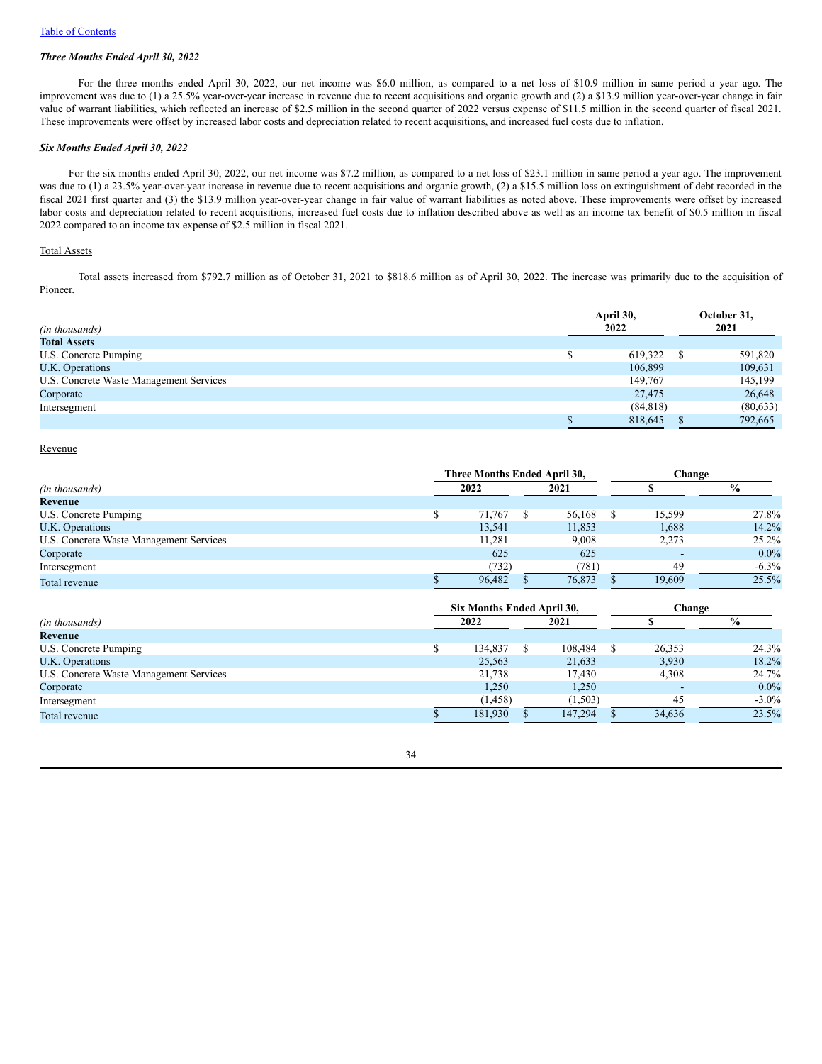### *Three Months Ended April 30, 2022*

For the three months ended April 30, 2022, our net income was $6.0 million, as compared to a net loss of $10.9 million in same period a year ago. The improvement was due to (1) a 25.5% year-over-year increase in revenue due to recent acquisitions and organic growth and (2) a $13.9 million year-over-year change in fair value of warrant liabilities, which reflected an increase of $2.5 million in the second quarter of 2022 versus expense of $11.5 million in the second quarter of fiscal 2021. These improvements were offset by increased labor costs and depreciation related to recent acquisitions, and increased fuel costs due to inflation.

### *Six Months Ended April 30, 2022*

For the six months ended April 30, 2022, our net income was $7.2 million, as compared to a net loss of $23.1 million in same period a year ago. The improvement was due to (1) a 23.5% year-over-year increase in revenue due to recent acquisitions and organic growth, (2) a $15.5 million loss on extinguishment of debt recorded in the fiscal 2021 first quarter and (3) the $13.9 million year-over-year change in fair value of warrant liabilities as noted above. These improvements were offset by increased labor costs and depreciation related to recent acquisitions, increased fuel costs due to inflation described above as well as an income tax benefit of $0.5 million in fiscal 2022 compared to an income tax expense of $2.5 million in fiscal 2021.

Total Assets

Total assets increased from $792.7 million as of October 31, 2021 to $818.6 million as of April 30, 2022. The increase was primarily due to the acquisition of Pioneer.

| *(in thousands)* | April 30, 2022 | October 31, 2021 |
|---|---|---|
| **Total Assets** | | |
| U.S. Concrete Pumping | $ 619,322 | $ 591,820 |
| U.K. Operations | 106,899 | 109,631 |
| U.S. Concrete Waste Management Services | 149,767 | 145,199 |
| Corporate | 27,475 | 26,648 |
| Intersegment | (84,818) | (80,633) |
| | $ 818,645 | $ 792,665 |

Revenue

| | Three Months Ended April 30, | | Change | |
|---|---|---|---|---|
| *(in thousands)* | 2022 | 2021 | $ | % |
| **Revenue** | | | | |
| U.S. Concrete Pumping | $ 71,767 | $ 56,168 | $ 15,599 | 27.8% |
| U.K. Operations | 13,541 | 11,853 | 1,688 | 14.2% |
| U.S. Concrete Waste Management Services | 11,281 | 9,008 | 2,273 | 25.2% |
| Corporate | 625 | 625 | - | 0.0% |
| Intersegment | (732) | (781) | 49 | -6.3% |
| Total revenue | $ 96,482 | $ 76,873 | $ 19,609 | 25.5% |

| | Six Months Ended April 30, | | Change | |
|---|---|---|---|---|
| *(in thousands)* | 2022 | 2021 | $ | % |
| **Revenue** | | | | |
| U.S. Concrete Pumping | $ 134,837 | $ 108,484 | $ 26,353 | 24.3% |
| U.K. Operations | 25,563 | 21,633 | 3,930 | 18.2% |
| U.S. Concrete Waste Management Services | 21,738 | 17,430 | 4,308 | 24.7% |
| Corporate | 1,250 | 1,250 | - | 0.0% |
| Intersegment | (1,458) | (1,503) | 45 | -3.0% |
| Total revenue | $ 181,930 | $ 147,294 | $ 34,636 | 23.5% |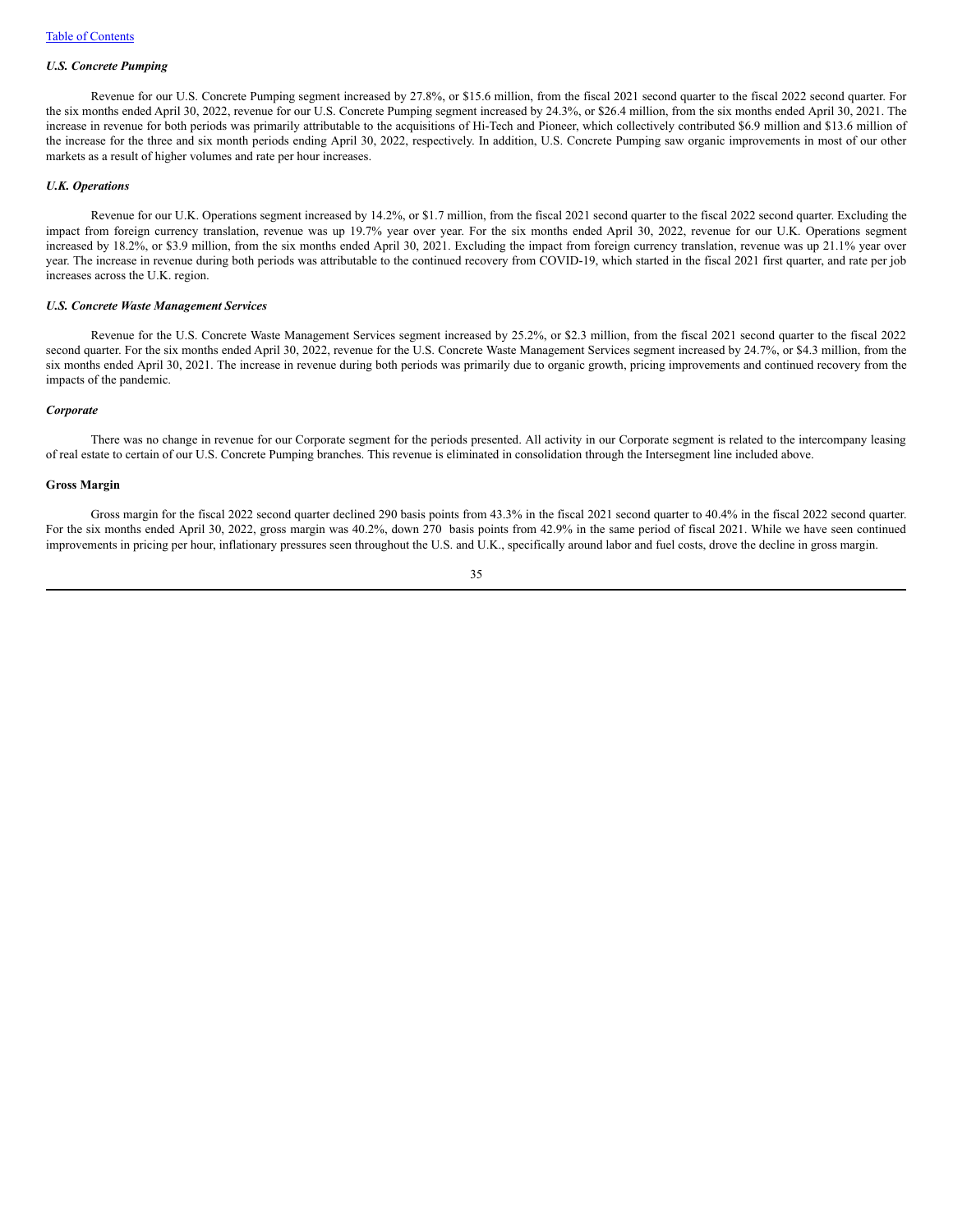### *U.S. Concrete Pumping*

Revenue for our U.S. Concrete Pumping segment increased by 27.8%, or $15.6 million, from the fiscal 2021 second quarter to the fiscal 2022 second quarter. For the six months ended April 30, 2022, revenue for our U.S. Concrete Pumping segment increased by 24.3%, or $26.4 million, from the six months ended April 30, 2021. The increase in revenue for both periods was primarily attributable to the acquisitions of Hi-Tech and Pioneer, which collectively contributed $6.9 million and $13.6 million of the increase for the three and six month periods ending April 30, 2022, respectively. In addition, U.S. Concrete Pumping saw organic improvements in most of our other markets as a result of higher volumes and rate per hour increases.

### *U.K. Operations*

Revenue for our U.K. Operations segment increased by 14.2%, or $1.7 million, from the fiscal 2021 second quarter to the fiscal 2022 second quarter. Excluding the impact from foreign currency translation, revenue was up 19.7% year over year. For the six months ended April 30, 2022, revenue for our U.K. Operations segment increased by 18.2%, or $3.9 million, from the six months ended April 30, 2021. Excluding the impact from foreign currency translation, revenue was up 21.1% year over year. The increase in revenue during both periods was attributable to the continued recovery from COVID-19, which started in the fiscal 2021 first quarter, and rate per job increases across the U.K. region.

### *U.S. Concrete Waste Management Services*

Revenue for the U.S. Concrete Waste Management Services segment increased by 25.2%, or $2.3 million, from the fiscal 2021 second quarter to the fiscal 2022 second quarter. For the six months ended April 30, 2022, revenue for the U.S. Concrete Waste Management Services segment increased by 24.7%, or $4.3 million, from the six months ended April 30, 2021. The increase in revenue during both periods was primarily due to organic growth, pricing improvements and continued recovery from the impacts of the pandemic.

### *Corporate*

There was no change in revenue for our Corporate segment for the periods presented. All activity in our Corporate segment is related to the intercompany leasing of real estate to certain of our U.S. Concrete Pumping branches. This revenue is eliminated in consolidation through the Intersegment line included above.

### Gross Margin

Gross margin for the fiscal 2022 second quarter declined 290 basis points from 43.3% in the fiscal 2021 second quarter to 40.4% in the fiscal 2022 second quarter. For the six months ended April 30, 2022, gross margin was 40.2%, down 270 basis points from 42.9% in the same period of fiscal 2021. While we have seen continued improvements in pricing per hour, inflationary pressures seen throughout the U.S. and U.K., specifically around labor and fuel costs, drove the decline in gross margin.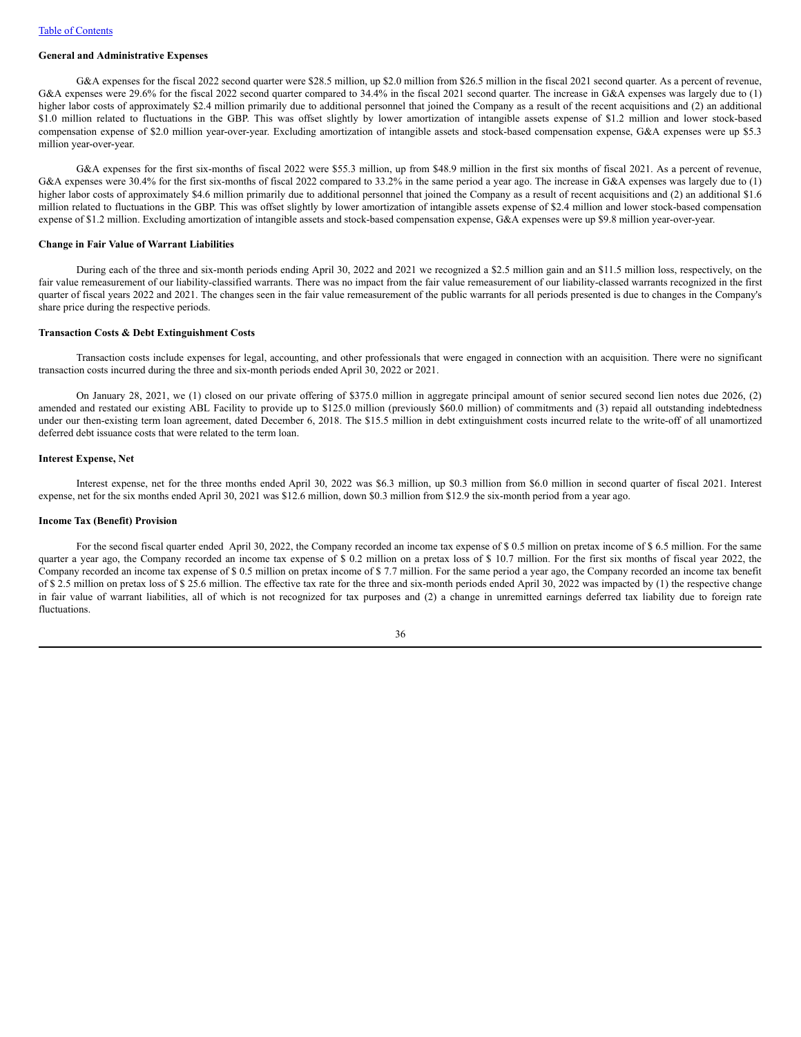[Table of Contents](#)

**General and Administrative Expenses**

G&A expenses for the fiscal 2022 second quarter were $28.5 million, up $2.0 million from $26.5 million in the fiscal 2021 second quarter. As a percent of revenue, G&A expenses were 29.6% for the fiscal 2022 second quarter compared to 34.4% in the fiscal 2021 second quarter. The increase in G&A expenses was largely due to (1) higher labor costs of approximately $2.4 million primarily due to additional personnel that joined the Company as a result of the recent acquisitions and (2) an additional $1.0 million related to fluctuations in the GBP. This was offset slightly by lower amortization of intangible assets expense of $1.2 million and lower stock-based compensation expense of $2.0 million year-over-year. Excluding amortization of intangible assets and stock-based compensation expense, G&A expenses were up $5.3 million year-over-year.

G&A expenses for the first six-months of fiscal 2022 were $55.3 million, up from $48.9 million in the first six months of fiscal 2021. As a percent of revenue, G&A expenses were 30.4% for the first six-months of fiscal 2022 compared to 33.2% in the same period a year ago. The increase in G&A expenses was largely due to (1) higher labor costs of approximately $4.6 million primarily due to additional personnel that joined the Company as a result of recent acquisitions and (2) an additional $1.6 million related to fluctuations in the GBP. This was offset slightly by lower amortization of intangible assets expense of $2.4 million and lower stock-based compensation expense of $1.2 million. Excluding amortization of intangible assets and stock-based compensation expense, G&A expenses were up $9.8 million year-over-year.

**Change in Fair Value of Warrant Liabilities**

During each of the three and six-month periods ending April 30, 2022 and 2021 we recognized a $2.5 million gain and an $11.5 million loss, respectively, on the fair value remeasurement of our liability-classified warrants. There was no impact from the fair value remeasurement of our liability-classed warrants recognized in the first quarter of fiscal years 2022 and 2021. The changes seen in the fair value remeasurement of the public warrants for all periods presented is due to changes in the Company's share price during the respective periods.

**Transaction Costs & Debt Extinguishment Costs**

Transaction costs include expenses for legal, accounting, and other professionals that were engaged in connection with an acquisition. There were no significant transaction costs incurred during the three and six-month periods ended April 30, 2022 or 2021.

On January 28, 2021, we (1) closed on our private offering of $375.0 million in aggregate principal amount of senior secured second lien notes due 2026, (2) amended and restated our existing ABL Facility to provide up to $125.0 million (previously $60.0 million) of commitments and (3) repaid all outstanding indebtedness under our then-existing term loan agreement, dated December 6, 2018. The $15.5 million in debt extinguishment costs incurred relate to the write-off of all unamortized deferred debt issuance costs that were related to the term loan.

**Interest Expense, Net**

Interest expense, net for the three months ended April 30, 2022 was $6.3 million, up $0.3 million from $6.0 million in second quarter of fiscal 2021. Interest expense, net for the six months ended April 30, 2021 was $12.6 million, down $0.3 million from $12.9 the six-month period from a year ago.

**Income Tax (Benefit) Provision**

For the second fiscal quarter ended April 30, 2022, the Company recorded an income tax expense of $ 0.5 million on pretax income of $ 6.5 million. For the same quarter a year ago, the Company recorded an income tax expense of $ 0.2 million on a pretax loss of $ 10.7 million. For the first six months of fiscal year 2022, the Company recorded an income tax expense of $ 0.5 million on pretax income of $ 7.7 million. For the same period a year ago, the Company recorded an income tax benefit of $ 2.5 million on pretax loss of $ 25.6 million. The effective tax rate for the three and six-month periods ended April 30, 2022 was impacted by (1) the respective change in fair value of warrant liabilities, all of which is not recognized for tax purposes and (2) a change in unremitted earnings deferred tax liability due to foreign rate fluctuations.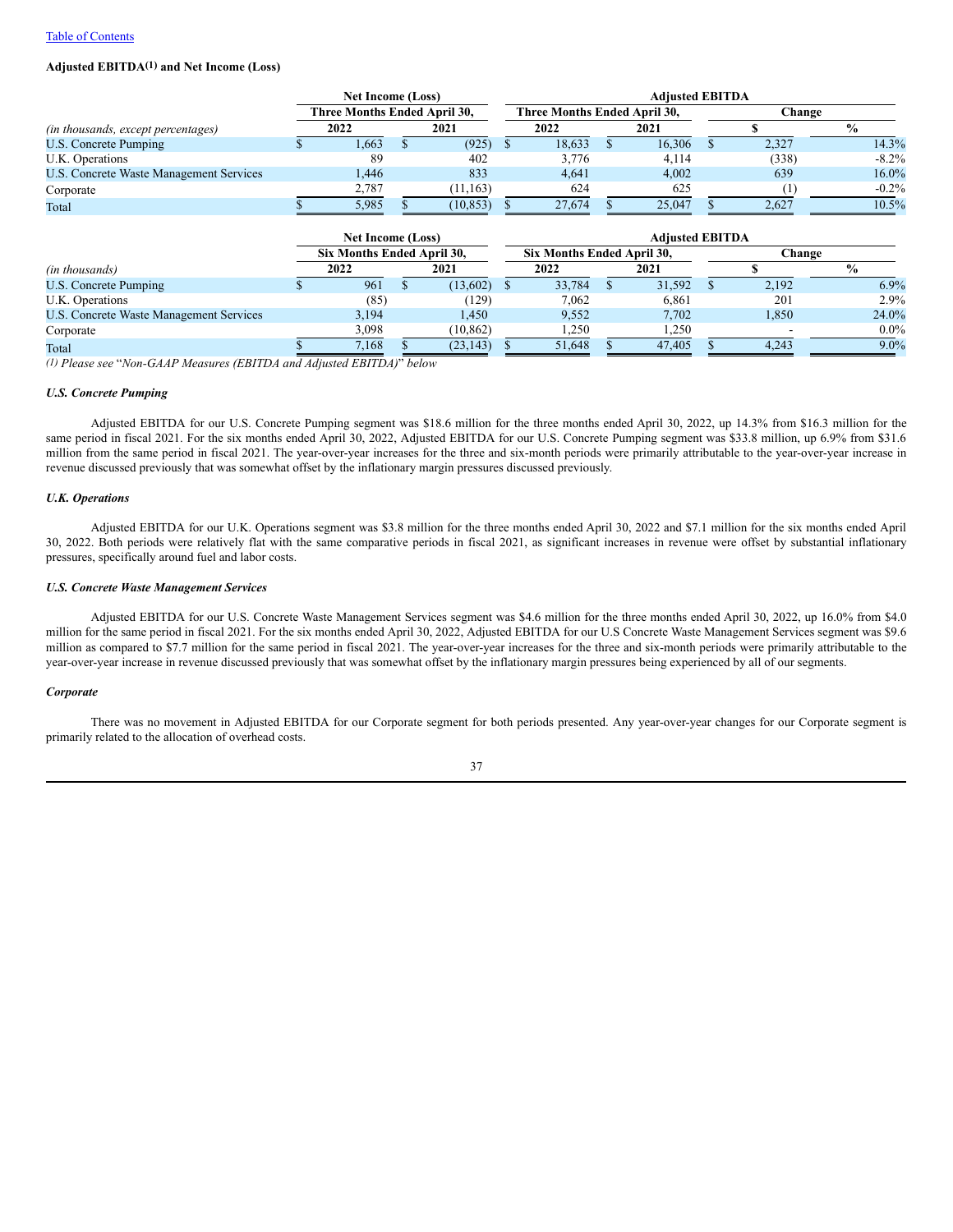[Table of Contents](#)

**Adjusted EBITDA[(1)] and Net Income (Loss)**

| | Net Income (Loss) | | Adjusted EBITDA | | | |
|---|---|---|---|---|---|---|
| | Three Months Ended April 30, | | Three Months Ended April 30, | | Change | |
| *(in thousands, except percentages)* | 2022 | 2021 | 2022 | 2021 | $ | % |
| U.S. Concrete Pumping | $ 1,663 | $ (925) | $ 18,633 | $ 16,306 | $ 2,327 | 14.3% |
| U.K. Operations | 89 | 402 | 3,776 | 4,114 | (338) | -8.2% |
| U.S. Concrete Waste Management Services | 1,446 | 833 | 4,641 | 4,002 | 639 | 16.0% |
| Corporate | 2,787 | (11,163) | 624 | 625 | (1) | -0.2% |
| Total | $ 5,985 | $ (10,853) | $ 27,674 | $ 25,047 | $ 2,627 | 10.5% |

| | Net Income (Loss) | | Adjusted EBITDA | | | |
|---|---|---|---|---|---|---|
| | Six Months Ended April 30, | | Six Months Ended April 30, | | Change | |
| *(in thousands)* | 2022 | 2021 | 2022 | 2021 | $ | % |
| U.S. Concrete Pumping | $ 961 | $ (13,602) | $ 33,784 | $ 31,592 | $ 2,192 | 6.9% |
| U.K. Operations | (85) | (129) | 7,062 | 6,861 | 201 | 2.9% |
| U.S. Concrete Waste Management Services | 3,194 | 1,450 | 9,552 | 7,702 | 1,850 | 24.0% |
| Corporate | 3,098 | (10,862) | 1,250 | 1,250 | - | 0.0% |
| Total | $ 7,168 | $ (23,143) | $ 51,648 | $ 47,405 | $ 4,243 | 9.0% |

*(1) Please see "Non-GAAP Measures (EBITDA and Adjusted EBITDA)" below*

***U.S. Concrete Pumping***

Adjusted EBITDA for our U.S. Concrete Pumping segment was $18.6 million for the three months ended April 30, 2022, up 14.3% from $16.3 million for the same period in fiscal 2021. For the six months ended April 30, 2022, Adjusted EBITDA for our U.S. Concrete Pumping segment was $33.8 million, up 6.9% from $31.6 million from the same period in fiscal 2021. The year-over-year increases for the three and six-month periods were primarily attributable to the year-over-year increase in revenue discussed previously that was somewhat offset by the inflationary margin pressures discussed previously.

***U.K. Operations***

Adjusted EBITDA for our U.K. Operations segment was $3.8 million for the three months ended April 30, 2022 and $7.1 million for the six months ended April 30, 2022. Both periods were relatively flat with the same comparative periods in fiscal 2021, as significant increases in revenue were offset by substantial inflationary pressures, specifically around fuel and labor costs.

***U.S. Concrete Waste Management Services***

Adjusted EBITDA for our U.S. Concrete Waste Management Services segment was $4.6 million for the three months ended April 30, 2022, up 16.0% from $4.0 million for the same period in fiscal 2021. For the six months ended April 30, 2022, Adjusted EBITDA for our U.S Concrete Waste Management Services segment was $9.6 million as compared to $7.7 million for the same period in fiscal 2021. The year-over-year increases for the three and six-month periods were primarily attributable to the year-over-year increase in revenue discussed previously that was somewhat offset by the inflationary margin pressures being experienced by all of our segments.

***Corporate***

There was no movement in Adjusted EBITDA for our Corporate segment for both periods presented. Any year-over-year changes for our Corporate segment is primarily related to the allocation of overhead costs.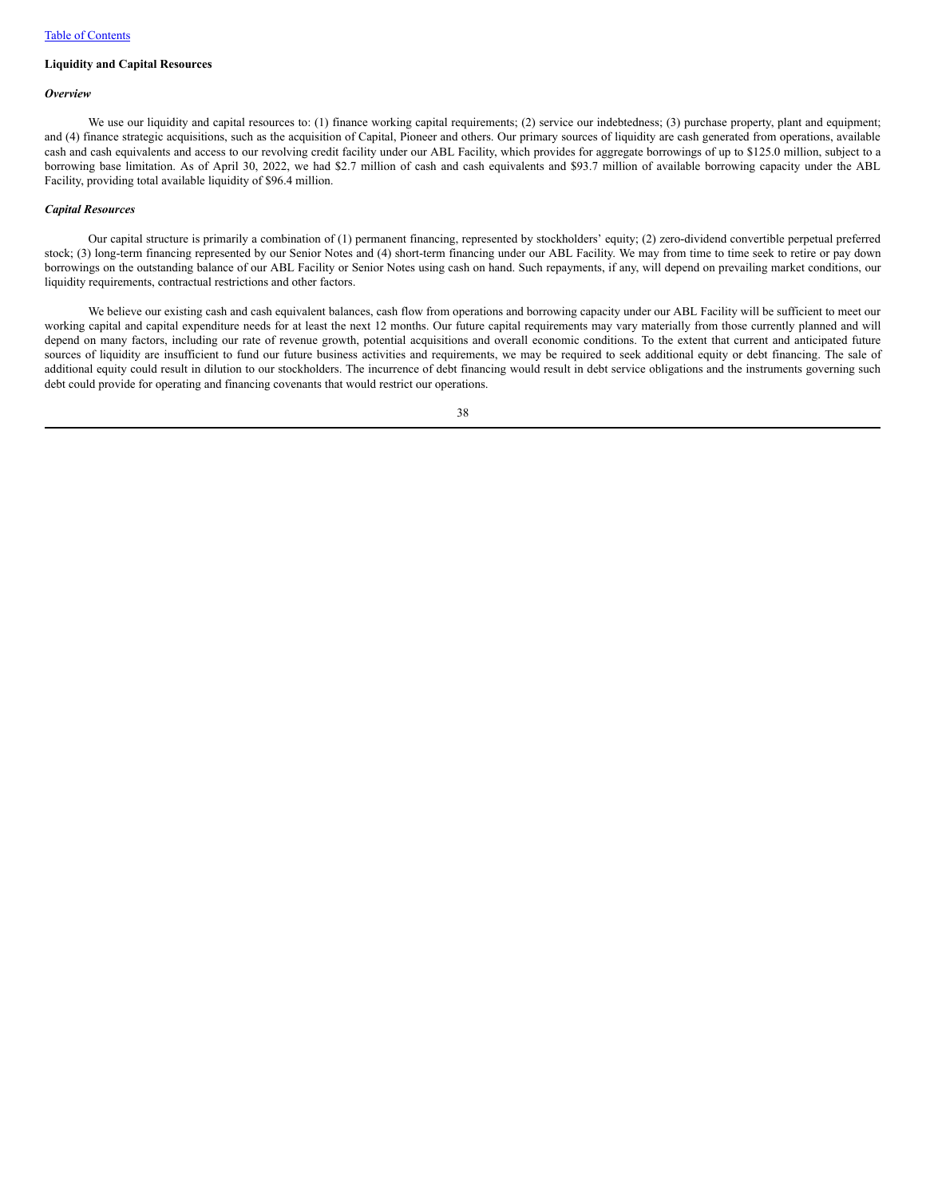**Liquidity and Capital Resources**

***Overview***

We use our liquidity and capital resources to: (1) finance working capital requirements; (2) service our indebtedness; (3) purchase property, plant and equipment; and (4) finance strategic acquisitions, such as the acquisition of Capital, Pioneer and others. Our primary sources of liquidity are cash generated from operations, available cash and cash equivalents and access to our revolving credit facility under our ABL Facility, which provides for aggregate borrowings of up to $125.0 million, subject to a borrowing base limitation. As of April 30, 2022, we had $2.7 million of cash and cash equivalents and $93.7 million of available borrowing capacity under the ABL Facility, providing total available liquidity of $96.4 million.

***Capital Resources***

Our capital structure is primarily a combination of (1) permanent financing, represented by stockholders' equity; (2) zero-dividend convertible perpetual preferred stock; (3) long-term financing represented by our Senior Notes and (4) short-term financing under our ABL Facility. We may from time to time seek to retire or pay down borrowings on the outstanding balance of our ABL Facility or Senior Notes using cash on hand. Such repayments, if any, will depend on prevailing market conditions, our liquidity requirements, contractual restrictions and other factors.

We believe our existing cash and cash equivalent balances, cash flow from operations and borrowing capacity under our ABL Facility will be sufficient to meet our working capital and capital expenditure needs for at least the next 12 months. Our future capital requirements may vary materially from those currently planned and will depend on many factors, including our rate of revenue growth, potential acquisitions and overall economic conditions. To the extent that current and anticipated future sources of liquidity are insufficient to fund our future business activities and requirements, we may be required to seek additional equity or debt financing. The sale of additional equity could result in dilution to our stockholders. The incurrence of debt financing would result in debt service obligations and the instruments governing such debt could provide for operating and financing covenants that would restrict our operations.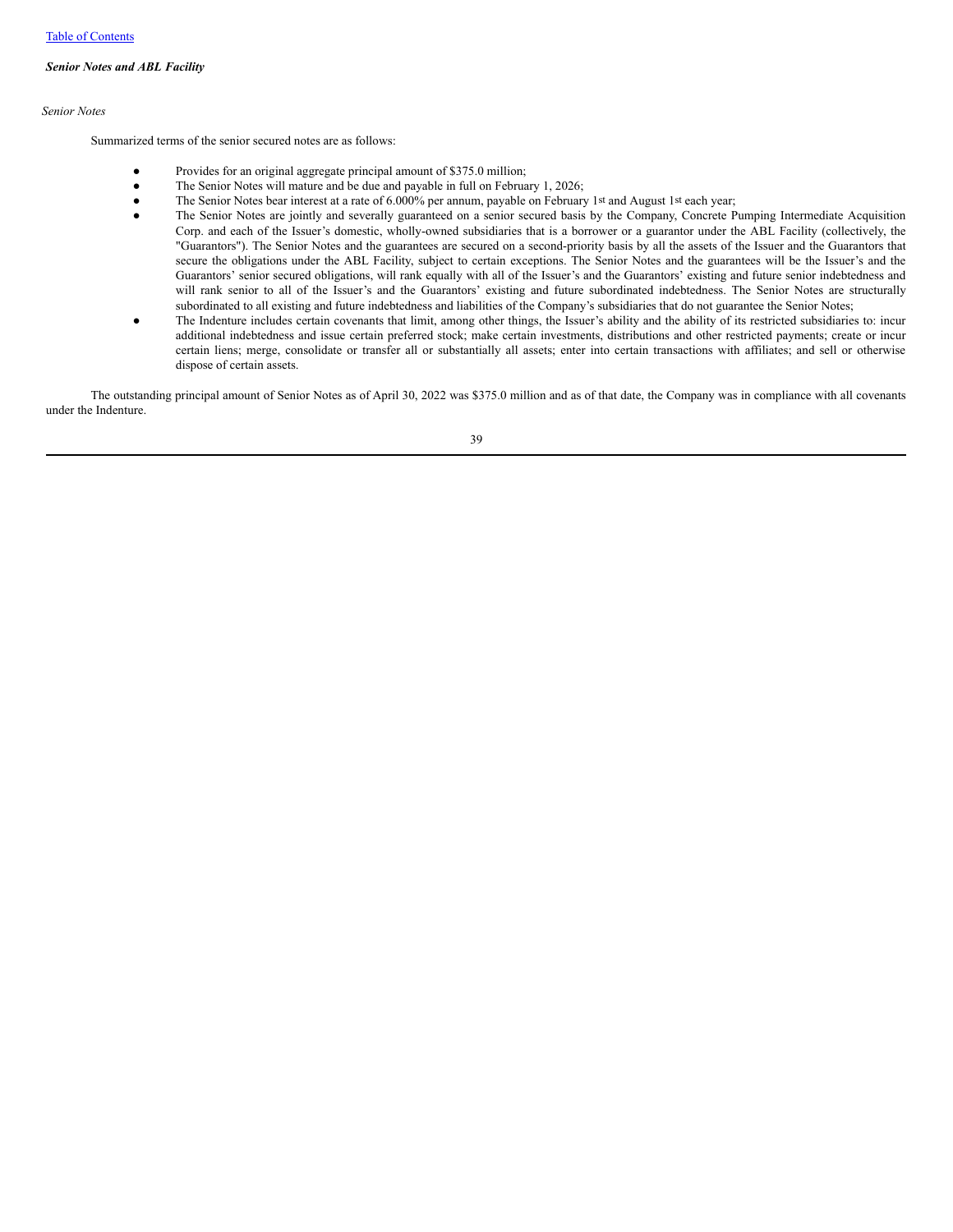***Senior Notes and ABL Facility***

*Senior Notes*

Summarized terms of the senior secured notes are as follows:

- Provides for an original aggregate principal amount of $375.0 million;
- The Senior Notes will mature and be due and payable in full on February 1, 2026;
- The Senior Notes bear interest at a rate of 6.000% per annum, payable on February 1st and August 1st each year;
- The Senior Notes are jointly and severally guaranteed on a senior secured basis by the Company, Concrete Pumping Intermediate Acquisition Corp. and each of the Issuer's domestic, wholly-owned subsidiaries that is a borrower or a guarantor under the ABL Facility (collectively, the "Guarantors"). The Senior Notes and the guarantees are secured on a second-priority basis by all the assets of the Issuer and the Guarantors that secure the obligations under the ABL Facility, subject to certain exceptions. The Senior Notes and the guarantees will be the Issuer's and the Guarantors' senior secured obligations, will rank equally with all of the Issuer's and the Guarantors' existing and future senior indebtedness and will rank senior to all of the Issuer's and the Guarantors' existing and future subordinated indebtedness. The Senior Notes are structurally subordinated to all existing and future indebtedness and liabilities of the Company's subsidiaries that do not guarantee the Senior Notes;
- The Indenture includes certain covenants that limit, among other things, the Issuer's ability and the ability of its restricted subsidiaries to: incur additional indebtedness and issue certain preferred stock; make certain investments, distributions and other restricted payments; create or incur certain liens; merge, consolidate or transfer all or substantially all assets; enter into certain transactions with affiliates; and sell or otherwise dispose of certain assets.

The outstanding principal amount of Senior Notes as of April 30, 2022 was $375.0 million and as of that date, the Company was in compliance with all covenants under the Indenture.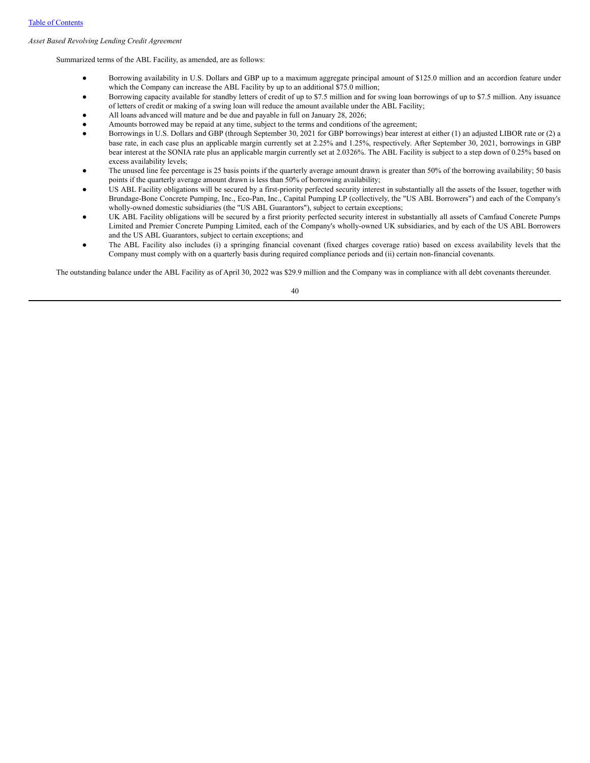*Asset Based Revolving Lending Credit Agreement*

Summarized terms of the ABL Facility, as amended, are as follows:

- Borrowing availability in U.S. Dollars and GBP up to a maximum aggregate principal amount of $125.0 million and an accordion feature under which the Company can increase the ABL Facility by up to an additional $75.0 million;
- Borrowing capacity available for standby letters of credit of up to $7.5 million and for swing loan borrowings of up to $7.5 million. Any issuance of letters of credit or making of a swing loan will reduce the amount available under the ABL Facility;
- All loans advanced will mature and be due and payable in full on January 28, 2026;
- Amounts borrowed may be repaid at any time, subject to the terms and conditions of the agreement;
- Borrowings in U.S. Dollars and GBP (through September 30, 2021 for GBP borrowings) bear interest at either (1) an adjusted LIBOR rate or (2) a base rate, in each case plus an applicable margin currently set at 2.25% and 1.25%, respectively. After September 30, 2021, borrowings in GBP bear interest at the SONIA rate plus an applicable margin currently set at 2.0326%. The ABL Facility is subject to a step down of 0.25% based on excess availability levels;
- The unused line fee percentage is 25 basis points if the quarterly average amount drawn is greater than 50% of the borrowing availability; 50 basis points if the quarterly average amount drawn is less than 50% of borrowing availability;
- US ABL Facility obligations will be secured by a first-priority perfected security interest in substantially all the assets of the Issuer, together with Brundage-Bone Concrete Pumping, Inc., Eco-Pan, Inc., Capital Pumping LP (collectively, the "US ABL Borrowers") and each of the Company's wholly-owned domestic subsidiaries (the "US ABL Guarantors"), subject to certain exceptions;
- UK ABL Facility obligations will be secured by a first priority perfected security interest in substantially all assets of Camfaud Concrete Pumps Limited and Premier Concrete Pumping Limited, each of the Company's wholly-owned UK subsidiaries, and by each of the US ABL Borrowers and the US ABL Guarantors, subject to certain exceptions; and
- The ABL Facility also includes (i) a springing financial covenant (fixed charges coverage ratio) based on excess availability levels that the Company must comply with on a quarterly basis during required compliance periods and (ii) certain non-financial covenants.

The outstanding balance under the ABL Facility as of April 30, 2022 was $29.9 million and the Company was in compliance with all debt covenants thereunder.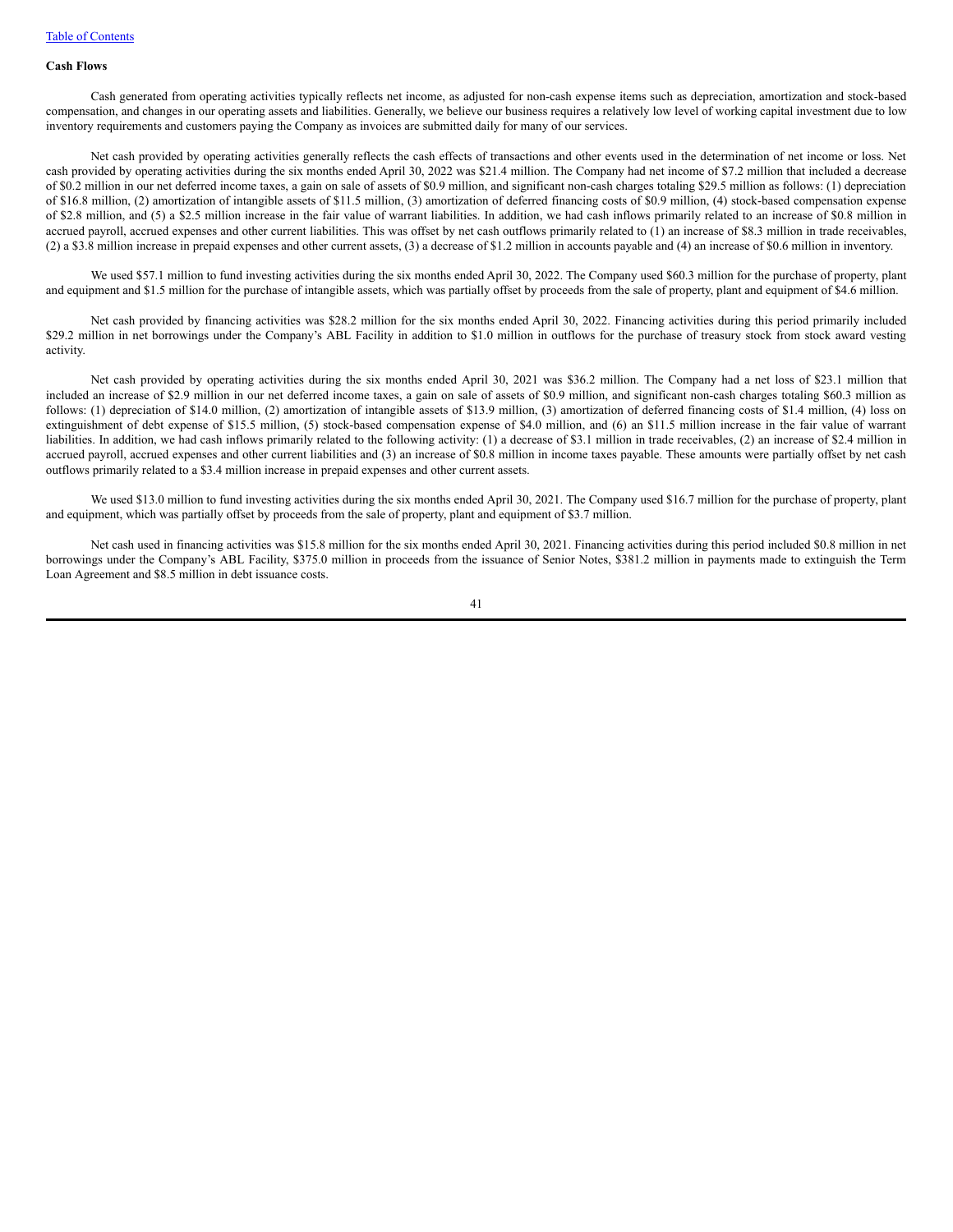### Cash Flows

Cash generated from operating activities typically reflects net income, as adjusted for non-cash expense items such as depreciation, amortization and stock-based compensation, and changes in our operating assets and liabilities. Generally, we believe our business requires a relatively low level of working capital investment due to low inventory requirements and customers paying the Company as invoices are submitted daily for many of our services.

Net cash provided by operating activities generally reflects the cash effects of transactions and other events used in the determination of net income or loss. Net cash provided by operating activities during the six months ended April 30, 2022 was $21.4 million. The Company had net income of $7.2 million that included a decrease of $0.2 million in our net deferred income taxes, a gain on sale of assets of $0.9 million, and significant non-cash charges totaling $29.5 million as follows: (1) depreciation of $16.8 million, (2) amortization of intangible assets of $11.5 million, (3) amortization of deferred financing costs of $0.9 million, (4) stock-based compensation expense of $2.8 million, and (5) a $2.5 million increase in the fair value of warrant liabilities. In addition, we had cash inflows primarily related to an increase of $0.8 million in accrued payroll, accrued expenses and other current liabilities. This was offset by net cash outflows primarily related to (1) an increase of $8.3 million in trade receivables, (2) a $3.8 million increase in prepaid expenses and other current assets, (3) a decrease of $1.2 million in accounts payable and (4) an increase of $0.6 million in inventory.

We used $57.1 million to fund investing activities during the six months ended April 30, 2022. The Company used $60.3 million for the purchase of property, plant and equipment and $1.5 million for the purchase of intangible assets, which was partially offset by proceeds from the sale of property, plant and equipment of $4.6 million.

Net cash provided by financing activities was $28.2 million for the six months ended April 30, 2022. Financing activities during this period primarily included $29.2 million in net borrowings under the Company's ABL Facility in addition to $1.0 million in outflows for the purchase of treasury stock from stock award vesting activity.

Net cash provided by operating activities during the six months ended April 30, 2021 was $36.2 million. The Company had a net loss of $23.1 million that included an increase of $2.9 million in our net deferred income taxes, a gain on sale of assets of $0.9 million, and significant non-cash charges totaling $60.3 million as follows: (1) depreciation of $14.0 million, (2) amortization of intangible assets of $13.9 million, (3) amortization of deferred financing costs of $1.4 million, (4) loss on extinguishment of debt expense of $15.5 million, (5) stock-based compensation expense of $4.0 million, and (6) an $11.5 million increase in the fair value of warrant liabilities. In addition, we had cash inflows primarily related to the following activity: (1) a decrease of $3.1 million in trade receivables, (2) an increase of $2.4 million in accrued payroll, accrued expenses and other current liabilities and (3) an increase of $0.8 million in income taxes payable. These amounts were partially offset by net cash outflows primarily related to a $3.4 million increase in prepaid expenses and other current assets.

We used $13.0 million to fund investing activities during the six months ended April 30, 2021. The Company used $16.7 million for the purchase of property, plant and equipment, which was partially offset by proceeds from the sale of property, plant and equipment of $3.7 million.

Net cash used in financing activities was $15.8 million for the six months ended April 30, 2021. Financing activities during this period included $0.8 million in net borrowings under the Company's ABL Facility, $375.0 million in proceeds from the issuance of Senior Notes, $381.2 million in payments made to extinguish the Term Loan Agreement and $8.5 million in debt issuance costs.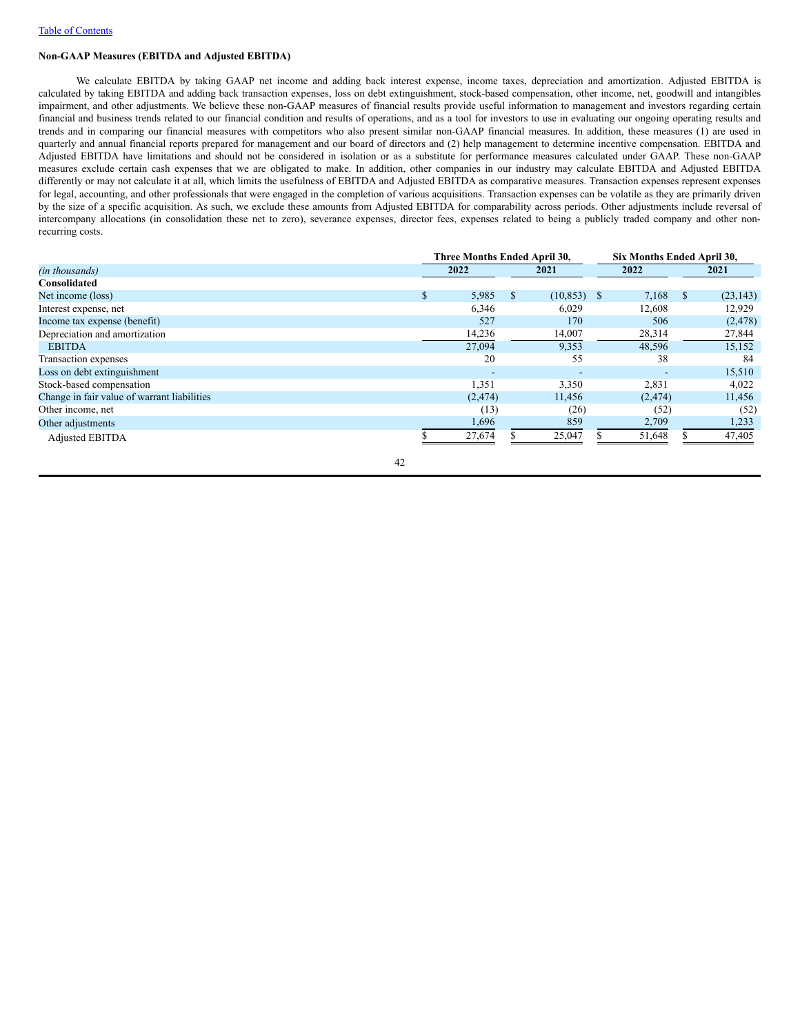**Non-GAAP Measures (EBITDA and Adjusted EBITDA)**

We calculate EBITDA by taking GAAP net income and adding back interest expense, income taxes, depreciation and amortization. Adjusted EBITDA is calculated by taking EBITDA and adding back transaction expenses, loss on debt extinguishment, stock-based compensation, other income, net, goodwill and intangibles impairment, and other adjustments. We believe these non-GAAP measures of financial results provide useful information to management and investors regarding certain financial and business trends related to our financial condition and results of operations, and as a tool for investors to use in evaluating our ongoing operating results and trends and in comparing our financial measures with competitors who also present similar non-GAAP financial measures. In addition, these measures (1) are used in quarterly and annual financial reports prepared for management and our board of directors and (2) help management to determine incentive compensation. EBITDA and Adjusted EBITDA have limitations and should not be considered in isolation or as a substitute for performance measures calculated under GAAP. These non-GAAP measures exclude certain cash expenses that we are obligated to make. In addition, other companies in our industry may calculate EBITDA and Adjusted EBITDA differently or may not calculate it at all, which limits the usefulness of EBITDA and Adjusted EBITDA as comparative measures. Transaction expenses represent expenses for legal, accounting, and other professionals that were engaged in the completion of various acquisitions. Transaction expenses can be volatile as they are primarily driven by the size of a specific acquisition. As such, we exclude these amounts from Adjusted EBITDA for comparability across periods. Other adjustments include reversal of intercompany allocations (in consolidation these net to zero), severance expenses, director fees, expenses related to being a publicly traded company and other non-recurring costs.

| | Three Months Ended April 30, | | Six Months Ended April 30, | |
|---|---|---|---|---|
| *(in thousands)* | 2022 | 2021 | 2022 | 2021 |
| **Consolidated** | | | | |
| Net income (loss) | $ 5,985 | $ (10,853) | $ 7,168 | $ (23,143) |
| Interest expense, net | 6,346 | 6,029 | 12,608 | 12,929 |
| Income tax expense (benefit) | 527 | 170 | 506 | (2,478) |
| Depreciation and amortization | 14,236 | 14,007 | 28,314 | 27,844 |
| EBITDA | 27,094 | 9,353 | 48,596 | 15,152 |
| Transaction expenses | 20 | 55 | 38 | 84 |
| Loss on debt extinguishment | - | - | - | 15,510 |
| Stock-based compensation | 1,351 | 3,350 | 2,831 | 4,022 |
| Change in fair value of warrant liabilities | (2,474) | 11,456 | (2,474) | 11,456 |
| Other income, net | (13) | (26) | (52) | (52) |
| Other adjustments | 1,696 | 859 | 2,709 | 1,233 |
| Adjusted EBITDA | $ 27,674 | $ 25,047 | $ 51,648 | $ 47,405 |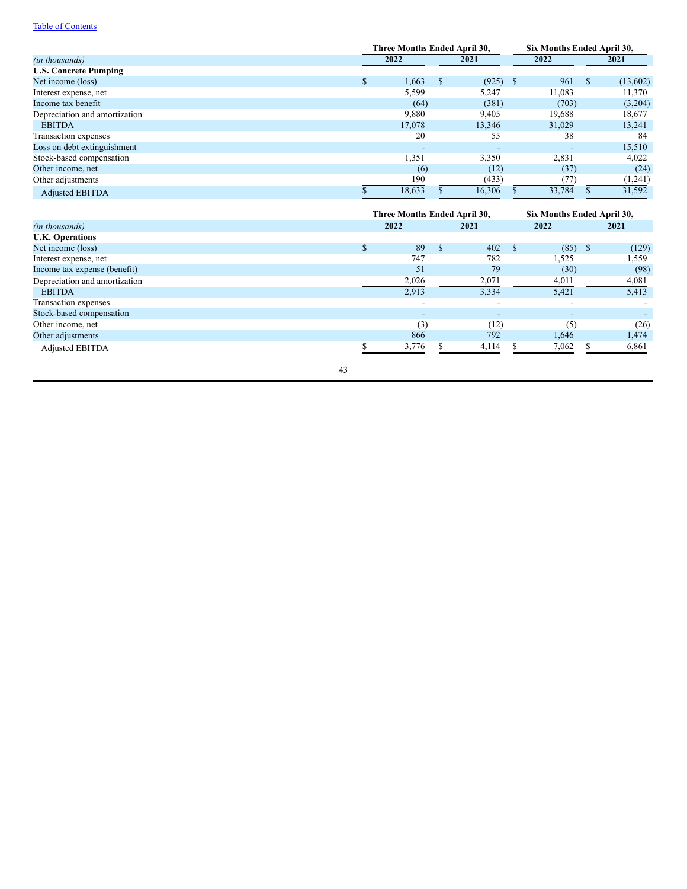[Table of Contents](#)

| (in thousands) | Three Months Ended April 30, 2022 | Three Months Ended April 30, 2021 | Six Months Ended April 30, 2022 | Six Months Ended April 30, 2021 |
|---|---|---|---|---|
| **U.S. Concrete Pumping** | | | | |
| Net income (loss) | $ 1,663 | $ (925) | $ 961 | $ (13,602) |
| Interest expense, net | 5,599 | 5,247 | 11,083 | 11,370 |
| Income tax benefit | (64) | (381) | (703) | (3,204) |
| Depreciation and amortization | 9,880 | 9,405 | 19,688 | 18,677 |
| EBITDA | 17,078 | 13,346 | 31,029 | 13,241 |
| Transaction expenses | 20 | 55 | 38 | 84 |
| Loss on debt extinguishment | - | - | - | 15,510 |
| Stock-based compensation | 1,351 | 3,350 | 2,831 | 4,022 |
| Other income, net | (6) | (12) | (37) | (24) |
| Other adjustments | 190 | (433) | (77) | (1,241) |
| Adjusted EBITDA | $ 18,633 | $ 16,306 | $ 33,784 | $ 31,592 |

| (in thousands) | Three Months Ended April 30, 2022 | Three Months Ended April 30, 2021 | Six Months Ended April 30, 2022 | Six Months Ended April 30, 2021 |
|---|---|---|---|---|
| **U.K. Operations** | | | | |
| Net income (loss) | $ 89 | $ 402 | $ (85) | $ (129) |
| Interest expense, net | 747 | 782 | 1,525 | 1,559 |
| Income tax expense (benefit) | 51 | 79 | (30) | (98) |
| Depreciation and amortization | 2,026 | 2,071 | 4,011 | 4,081 |
| EBITDA | 2,913 | 3,334 | 5,421 | 5,413 |
| Transaction expenses | - | - | - | - |
| Stock-based compensation | - | - | - | - |
| Other income, net | (3) | (12) | (5) | (26) |
| Other adjustments | 866 | 792 | 1,646 | 1,474 |
| Adjusted EBITDA | $ 3,776 | $ 4,114 | $ 7,062 | $ 6,861 |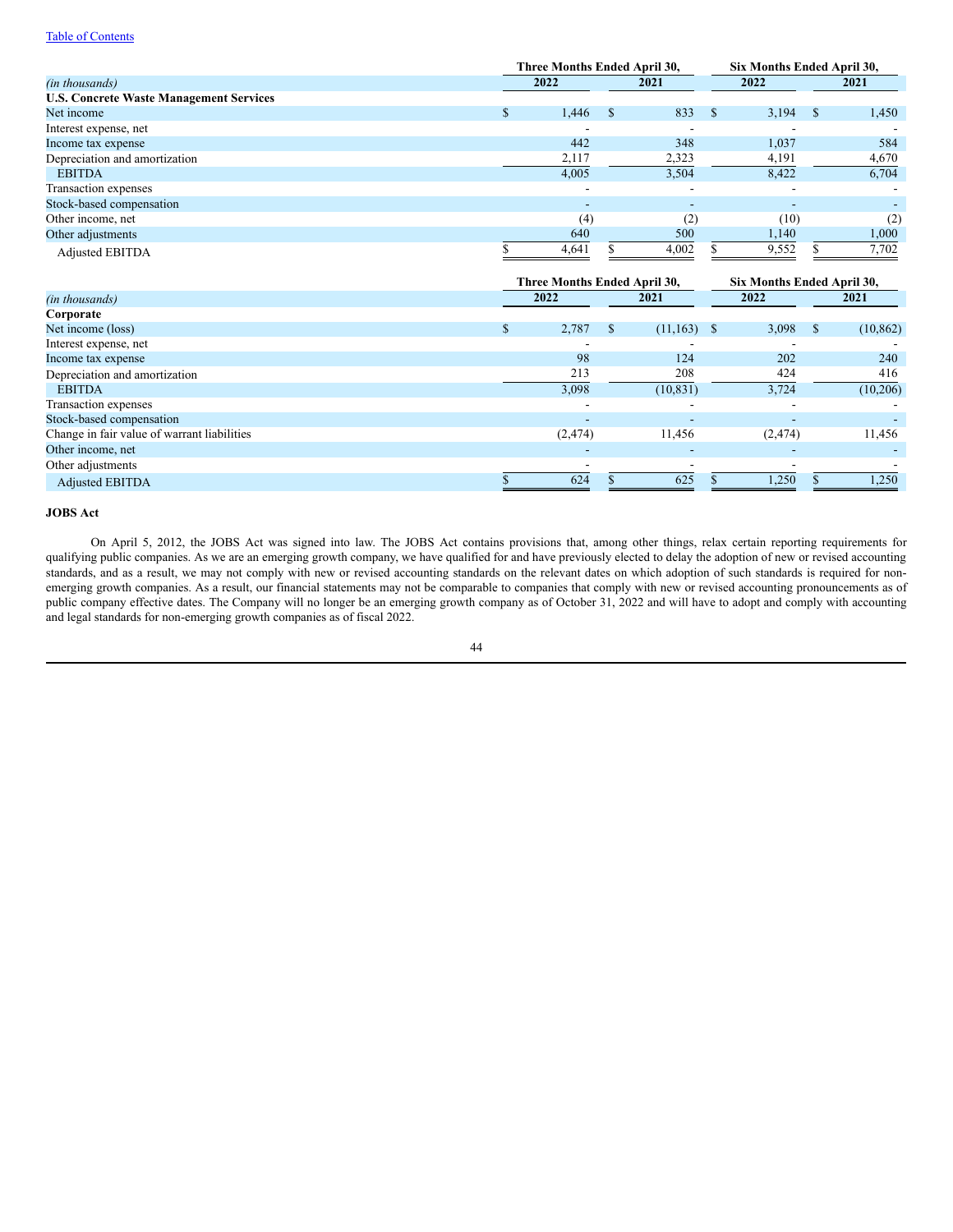| (in thousands) | Three Months Ended April 30, 2022 | Three Months Ended April 30, 2021 | Six Months Ended April 30, 2022 | Six Months Ended April 30, 2021 |
|---|---|---|---|---|
| **U.S. Concrete Waste Management Services** | | | | |
| Net income | $ 1,446 | $ 833 | $ 3,194 | $ 1,450 |
| Interest expense, net | - | - | - | - |
| Income tax expense | 442 | 348 | 1,037 | 584 |
| Depreciation and amortization | 2,117 | 2,323 | 4,191 | 4,670 |
| EBITDA | 4,005 | 3,504 | 8,422 | 6,704 |
| Transaction expenses | - | - | - | - |
| Stock-based compensation | - | - | - | - |
| Other income, net | (4) | (2) | (10) | (2) |
| Other adjustments | 640 | 500 | 1,140 | 1,000 |
| Adjusted EBITDA | $ 4,641 | $ 4,002 | $ 9,552 | $ 7,702 |

| (in thousands) | Three Months Ended April 30, 2022 | Three Months Ended April 30, 2021 | Six Months Ended April 30, 2022 | Six Months Ended April 30, 2021 |
|---|---|---|---|---|
| **Corporate** | | | | |
| Net income (loss) | $ 2,787 | $ (11,163) | $ 3,098 | $ (10,862) |
| Interest expense, net | - | - | - | - |
| Income tax expense | 98 | 124 | 202 | 240 |
| Depreciation and amortization | 213 | 208 | 424 | 416 |
| EBITDA | 3,098 | (10,831) | 3,724 | (10,206) |
| Transaction expenses | - | - | - | - |
| Stock-based compensation | - | - | - | - |
| Change in fair value of warrant liabilities | (2,474) | 11,456 | (2,474) | 11,456 |
| Other income, net | - | - | - | - |
| Other adjustments | - | - | - | - |
| Adjusted EBITDA | $ 624 | $ 625 | $ 1,250 | $ 1,250 |

**JOBS Act**

On April 5, 2012, the JOBS Act was signed into law. The JOBS Act contains provisions that, among other things, relax certain reporting requirements for qualifying public companies. As we are an emerging growth company, we have qualified for and have previously elected to delay the adoption of new or revised accounting standards, and as a result, we may not comply with new or revised accounting standards on the relevant dates on which adoption of such standards is required for non-emerging growth companies. As a result, our financial statements may not be comparable to companies that comply with new or revised accounting pronouncements as of public company effective dates. The Company will no longer be an emerging growth company as of October 31, 2022 and will have to adopt and comply with accounting and legal standards for non-emerging growth companies as of fiscal 2022.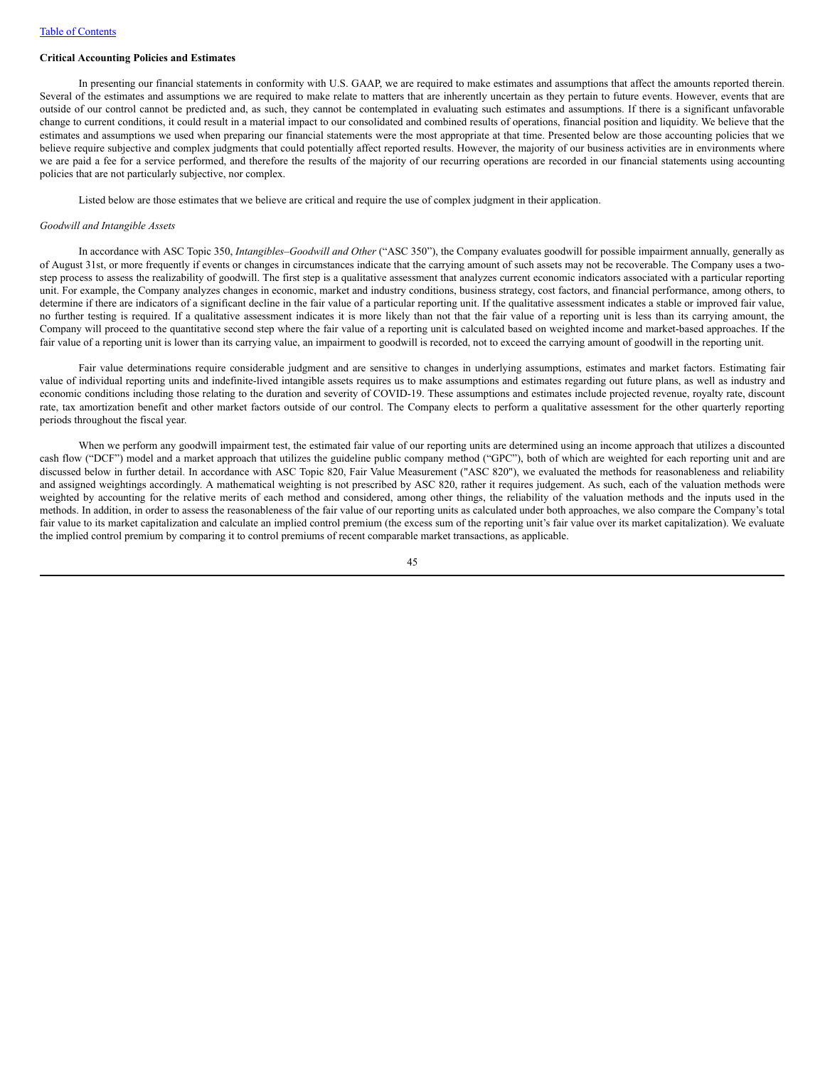**Critical Accounting Policies and Estimates**

In presenting our financial statements in conformity with U.S. GAAP, we are required to make estimates and assumptions that affect the amounts reported therein. Several of the estimates and assumptions we are required to make relate to matters that are inherently uncertain as they pertain to future events. However, events that are outside of our control cannot be predicted and, as such, they cannot be contemplated in evaluating such estimates and assumptions. If there is a significant unfavorable change to current conditions, it could result in a material impact to our consolidated and combined results of operations, financial position and liquidity. We believe that the estimates and assumptions we used when preparing our financial statements were the most appropriate at that time. Presented below are those accounting policies that we believe require subjective and complex judgments that could potentially affect reported results. However, the majority of our business activities are in environments where we are paid a fee for a service performed, and therefore the results of the majority of our recurring operations are recorded in our financial statements using accounting policies that are not particularly subjective, nor complex.

Listed below are those estimates that we believe are critical and require the use of complex judgment in their application.

*Goodwill and Intangible Assets*

In accordance with ASC Topic 350, *Intangibles–Goodwill and Other* ("ASC 350"), the Company evaluates goodwill for possible impairment annually, generally as of August 31st, or more frequently if events or changes in circumstances indicate that the carrying amount of such assets may not be recoverable. The Company uses a two-step process to assess the realizability of goodwill. The first step is a qualitative assessment that analyzes current economic indicators associated with a particular reporting unit. For example, the Company analyzes changes in economic, market and industry conditions, business strategy, cost factors, and financial performance, among others, to determine if there are indicators of a significant decline in the fair value of a particular reporting unit. If the qualitative assessment indicates a stable or improved fair value, no further testing is required. If a qualitative assessment indicates it is more likely than not that the fair value of a reporting unit is less than its carrying amount, the Company will proceed to the quantitative second step where the fair value of a reporting unit is calculated based on weighted income and market-based approaches. If the fair value of a reporting unit is lower than its carrying value, an impairment to goodwill is recorded, not to exceed the carrying amount of goodwill in the reporting unit.

Fair value determinations require considerable judgment and are sensitive to changes in underlying assumptions, estimates and market factors. Estimating fair value of individual reporting units and indefinite-lived intangible assets requires us to make assumptions and estimates regarding out future plans, as well as industry and economic conditions including those relating to the duration and severity of COVID-19. These assumptions and estimates include projected revenue, royalty rate, discount rate, tax amortization benefit and other market factors outside of our control. The Company elects to perform a qualitative assessment for the other quarterly reporting periods throughout the fiscal year.

When we perform any goodwill impairment test, the estimated fair value of our reporting units are determined using an income approach that utilizes a discounted cash flow ("DCF") model and a market approach that utilizes the guideline public company method ("GPC"), both of which are weighted for each reporting unit and are discussed below in further detail. In accordance with ASC Topic 820, Fair Value Measurement ("ASC 820"), we evaluated the methods for reasonableness and reliability and assigned weightings accordingly. A mathematical weighting is not prescribed by ASC 820, rather it requires judgement. As such, each of the valuation methods were weighted by accounting for the relative merits of each method and considered, among other things, the reliability of the valuation methods and the inputs used in the methods. In addition, in order to assess the reasonableness of the fair value of our reporting units as calculated under both approaches, we also compare the Company's total fair value to its market capitalization and calculate an implied control premium (the excess sum of the reporting unit's fair value over its market capitalization). We evaluate the implied control premium by comparing it to control premiums of recent comparable market transactions, as applicable.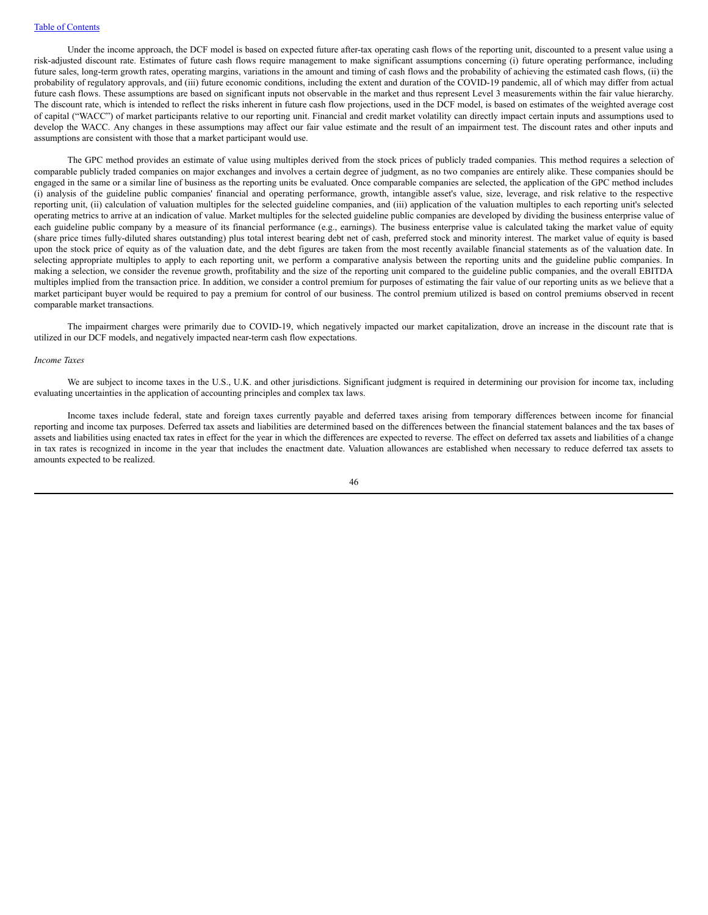Under the income approach, the DCF model is based on expected future after-tax operating cash flows of the reporting unit, discounted to a present value using a risk-adjusted discount rate. Estimates of future cash flows require management to make significant assumptions concerning (i) future operating performance, including future sales, long-term growth rates, operating margins, variations in the amount and timing of cash flows and the probability of achieving the estimated cash flows, (ii) the probability of regulatory approvals, and (iii) future economic conditions, including the extent and duration of the COVID-19 pandemic, all of which may differ from actual future cash flows. These assumptions are based on significant inputs not observable in the market and thus represent Level 3 measurements within the fair value hierarchy. The discount rate, which is intended to reflect the risks inherent in future cash flow projections, used in the DCF model, is based on estimates of the weighted average cost of capital ("WACC") of market participants relative to our reporting unit. Financial and credit market volatility can directly impact certain inputs and assumptions used to develop the WACC. Any changes in these assumptions may affect our fair value estimate and the result of an impairment test. The discount rates and other inputs and assumptions are consistent with those that a market participant would use.

The GPC method provides an estimate of value using multiples derived from the stock prices of publicly traded companies. This method requires a selection of comparable publicly traded companies on major exchanges and involves a certain degree of judgment, as no two companies are entirely alike. These companies should be engaged in the same or a similar line of business as the reporting units be evaluated. Once comparable companies are selected, the application of the GPC method includes (i) analysis of the guideline public companies' financial and operating performance, growth, intangible asset's value, size, leverage, and risk relative to the respective reporting unit, (ii) calculation of valuation multiples for the selected guideline companies, and (iii) application of the valuation multiples to each reporting unit's selected operating metrics to arrive at an indication of value. Market multiples for the selected guideline public companies are developed by dividing the business enterprise value of each guideline public company by a measure of its financial performance (e.g., earnings). The business enterprise value is calculated taking the market value of equity (share price times fully-diluted shares outstanding) plus total interest bearing debt net of cash, preferred stock and minority interest. The market value of equity is based upon the stock price of equity as of the valuation date, and the debt figures are taken from the most recently available financial statements as of the valuation date. In selecting appropriate multiples to apply to each reporting unit, we perform a comparative analysis between the reporting units and the guideline public companies. In making a selection, we consider the revenue growth, profitability and the size of the reporting unit compared to the guideline public companies, and the overall EBITDA multiples implied from the transaction price. In addition, we consider a control premium for purposes of estimating the fair value of our reporting units as we believe that a market participant buyer would be required to pay a premium for control of our business. The control premium utilized is based on control premiums observed in recent comparable market transactions.

The impairment charges were primarily due to COVID-19, which negatively impacted our market capitalization, drove an increase in the discount rate that is utilized in our DCF models, and negatively impacted near-term cash flow expectations.

*Income Taxes*

We are subject to income taxes in the U.S., U.K. and other jurisdictions. Significant judgment is required in determining our provision for income tax, including evaluating uncertainties in the application of accounting principles and complex tax laws.

Income taxes include federal, state and foreign taxes currently payable and deferred taxes arising from temporary differences between income for financial reporting and income tax purposes. Deferred tax assets and liabilities are determined based on the differences between the financial statement balances and the tax bases of assets and liabilities using enacted tax rates in effect for the year in which the differences are expected to reverse. The effect on deferred tax assets and liabilities of a change in tax rates is recognized in income in the year that includes the enactment date. Valuation allowances are established when necessary to reduce deferred tax assets to amounts expected to be realized.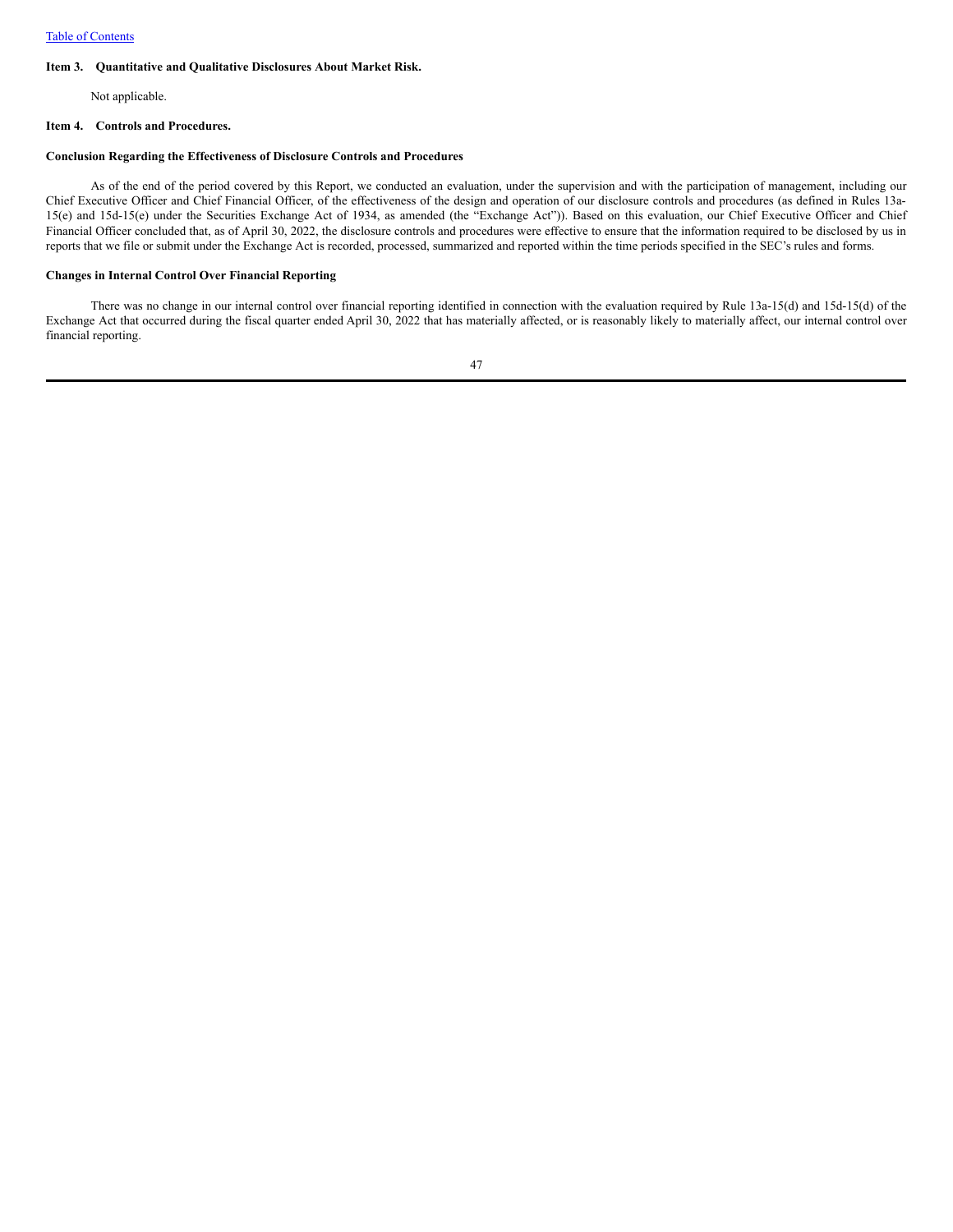### Item 3. Quantitative and Qualitative Disclosures About Market Risk.

Not applicable.

### Item 4. Controls and Procedures.

#### Conclusion Regarding the Effectiveness of Disclosure Controls and Procedures

As of the end of the period covered by this Report, we conducted an evaluation, under the supervision and with the participation of management, including our Chief Executive Officer and Chief Financial Officer, of the effectiveness of the design and operation of our disclosure controls and procedures (as defined in Rules 13a-15(e) and 15d-15(e) under the Securities Exchange Act of 1934, as amended (the "Exchange Act")). Based on this evaluation, our Chief Executive Officer and Chief Financial Officer concluded that, as of April 30, 2022, the disclosure controls and procedures were effective to ensure that the information required to be disclosed by us in reports that we file or submit under the Exchange Act is recorded, processed, summarized and reported within the time periods specified in the SEC's rules and forms.

#### Changes in Internal Control Over Financial Reporting

There was no change in our internal control over financial reporting identified in connection with the evaluation required by Rule 13a-15(d) and 15d-15(d) of the Exchange Act that occurred during the fiscal quarter ended April 30, 2022 that has materially affected, or is reasonably likely to materially affect, our internal control over financial reporting.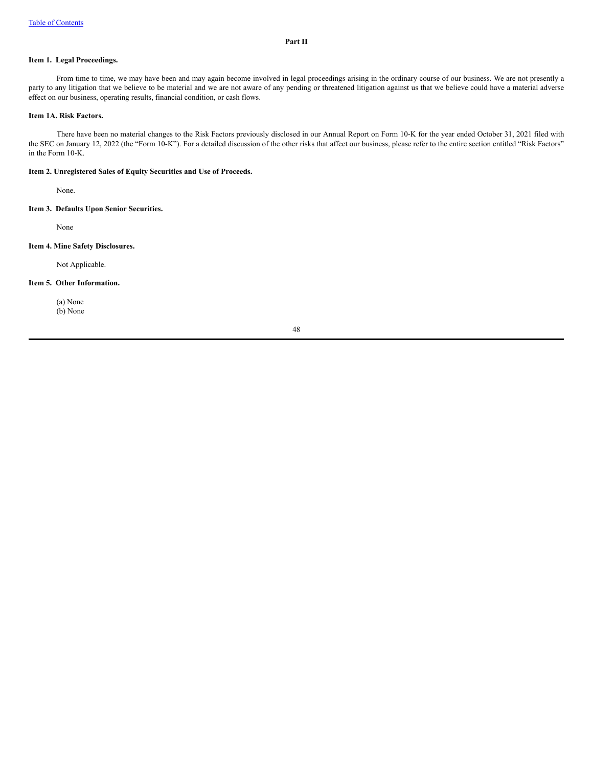## Part II

### Item 1. Legal Proceedings.

From time to time, we may have been and may again become involved in legal proceedings arising in the ordinary course of our business. We are not presently a party to any litigation that we believe to be material and we are not aware of any pending or threatened litigation against us that we believe could have a material adverse effect on our business, operating results, financial condition, or cash flows.

### Item 1A. Risk Factors.

There have been no material changes to the Risk Factors previously disclosed in our Annual Report on Form 10-K for the year ended October 31, 2021 filed with the SEC on January 12, 2022 (the "Form 10-K"). For a detailed discussion of the other risks that affect our business, please refer to the entire section entitled "Risk Factors" in the Form 10-K.

### Item 2. Unregistered Sales of Equity Securities and Use of Proceeds.

None.

### Item 3. Defaults Upon Senior Securities.

None

### Item 4. Mine Safety Disclosures.

Not Applicable.

### Item 5. Other Information.

(a) None
(b) None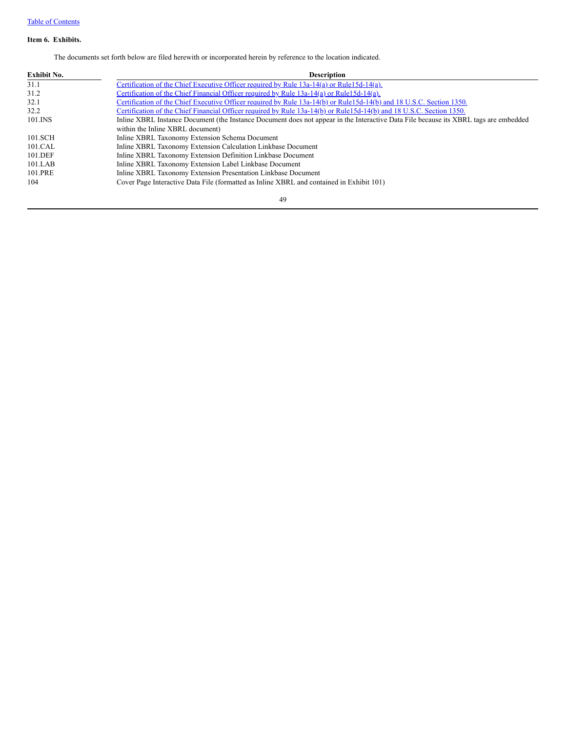Table of Contents

**Item 6. Exhibits.**

The documents set forth below are filed herewith or incorporated herein by reference to the location indicated.

| Exhibit No. | Description |
|---|---|
| 31.1 | Certification of the Chief Executive Officer required by Rule 13a-14(a) or Rule15d-14(a). |
| 31.2 | Certification of the Chief Financial Officer required by Rule 13a-14(a) or Rule15d-14(a). |
| 32.1 | Certification of the Chief Executive Officer required by Rule 13a-14(b) or Rule15d-14(b) and 18 U.S.C. Section 1350. |
| 32.2 | Certification of the Chief Financial Officer required by Rule 13a-14(b) or Rule15d-14(b) and 18 U.S.C. Section 1350. |
| 101.INS | Inline XBRL Instance Document (the Instance Document does not appear in the Interactive Data File because its XBRL tags are embedded within the Inline XBRL document) |
| 101.SCH | Inline XBRL Taxonomy Extension Schema Document |
| 101.CAL | Inline XBRL Taxonomy Extension Calculation Linkbase Document |
| 101.DEF | Inline XBRL Taxonomy Extension Definition Linkbase Document |
| 101.LAB | Inline XBRL Taxonomy Extension Label Linkbase Document |
| 101.PRE | Inline XBRL Taxonomy Extension Presentation Linkbase Document |
| 104 | Cover Page Interactive Data File (formatted as Inline XBRL and contained in Exhibit 101) |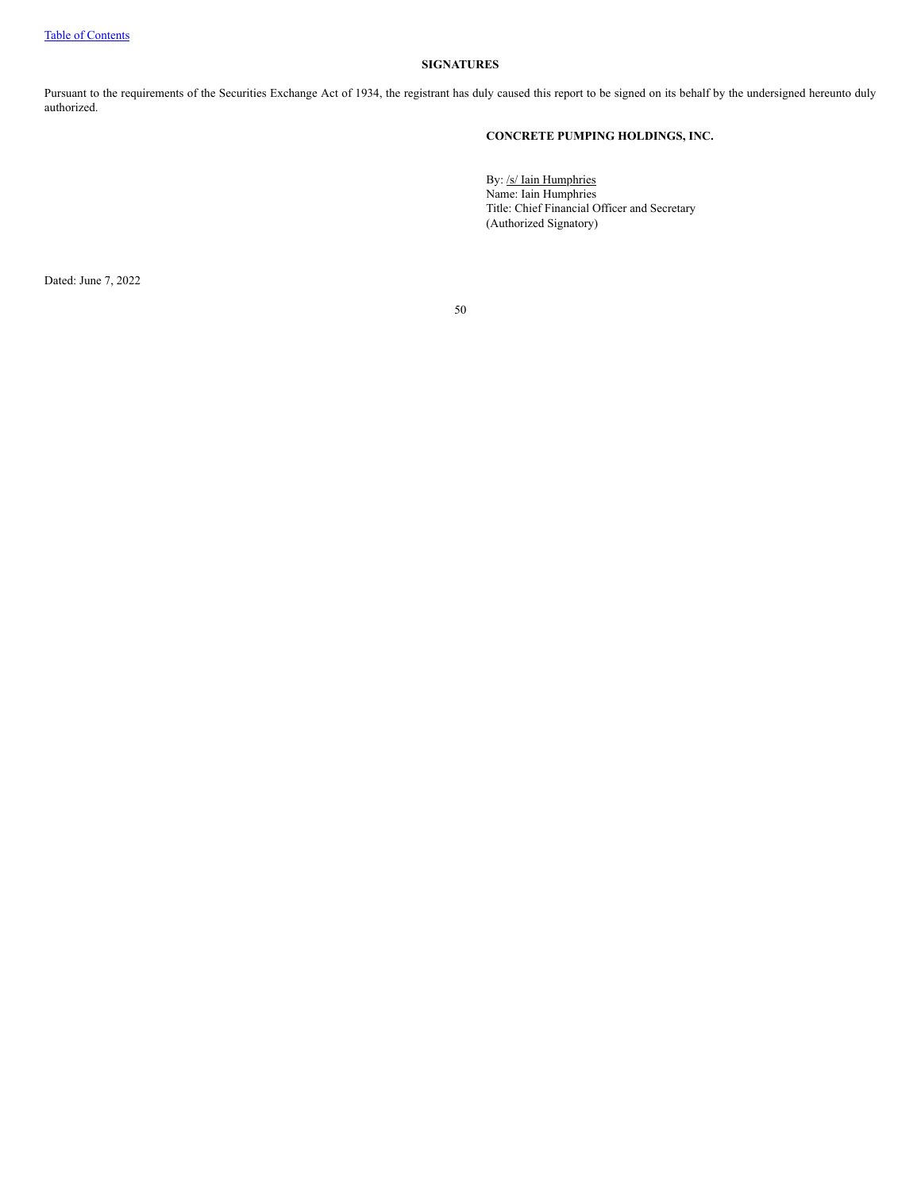## SIGNATURES

Pursuant to the requirements of the Securities Exchange Act of 1934, the registrant has duly caused this report to be signed on its behalf by the undersigned hereunto duly authorized.

**CONCRETE PUMPING HOLDINGS, INC.**

By: /s/ Iain Humphries
Name: Iain Humphries
Title: Chief Financial Officer and Secretary
(Authorized Signatory)

Dated: June 7, 2022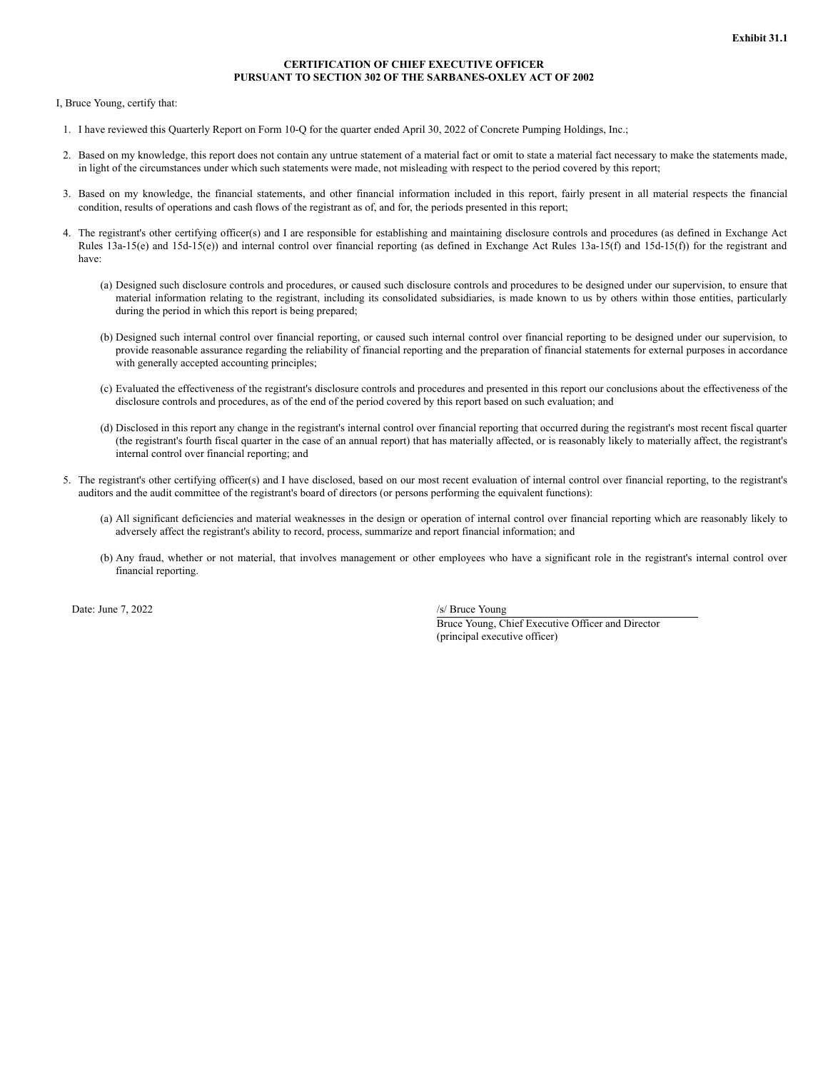**Exhibit 31.1**

**CERTIFICATION OF CHIEF EXECUTIVE OFFICER**
**PURSUANT TO SECTION 302 OF THE SARBANES-OXLEY ACT OF 2002**

I, Bruce Young, certify that:

1. I have reviewed this Quarterly Report on Form 10-Q for the quarter ended April 30, 2022 of Concrete Pumping Holdings, Inc.;

2. Based on my knowledge, this report does not contain any untrue statement of a material fact or omit to state a material fact necessary to make the statements made, in light of the circumstances under which such statements were made, not misleading with respect to the period covered by this report;

3. Based on my knowledge, the financial statements, and other financial information included in this report, fairly present in all material respects the financial condition, results of operations and cash flows of the registrant as of, and for, the periods presented in this report;

4. The registrant's other certifying officer(s) and I are responsible for establishing and maintaining disclosure controls and procedures (as defined in Exchange Act Rules 13a-15(e) and 15d-15(e)) and internal control over financial reporting (as defined in Exchange Act Rules 13a-15(f) and 15d-15(f)) for the registrant and have:

   (a) Designed such disclosure controls and procedures, or caused such disclosure controls and procedures to be designed under our supervision, to ensure that material information relating to the registrant, including its consolidated subsidiaries, is made known to us by others within those entities, particularly during the period in which this report is being prepared;

   (b) Designed such internal control over financial reporting, or caused such internal control over financial reporting to be designed under our supervision, to provide reasonable assurance regarding the reliability of financial reporting and the preparation of financial statements for external purposes in accordance with generally accepted accounting principles;

   (c) Evaluated the effectiveness of the registrant's disclosure controls and procedures and presented in this report our conclusions about the effectiveness of the disclosure controls and procedures, as of the end of the period covered by this report based on such evaluation; and

   (d) Disclosed in this report any change in the registrant's internal control over financial reporting that occurred during the registrant's most recent fiscal quarter (the registrant's fourth fiscal quarter in the case of an annual report) that has materially affected, or is reasonably likely to materially affect, the registrant's internal control over financial reporting; and

5. The registrant's other certifying officer(s) and I have disclosed, based on our most recent evaluation of internal control over financial reporting, to the registrant's auditors and the audit committee of the registrant's board of directors (or persons performing the equivalent functions):

   (a) All significant deficiencies and material weaknesses in the design or operation of internal control over financial reporting which are reasonably likely to adversely affect the registrant's ability to record, process, summarize and report financial information; and

   (b) Any fraud, whether or not material, that involves management or other employees who have a significant role in the registrant's internal control over financial reporting.

Date: June 7, 2022

/s/ Bruce Young
Bruce Young, Chief Executive Officer and Director
(principal executive officer)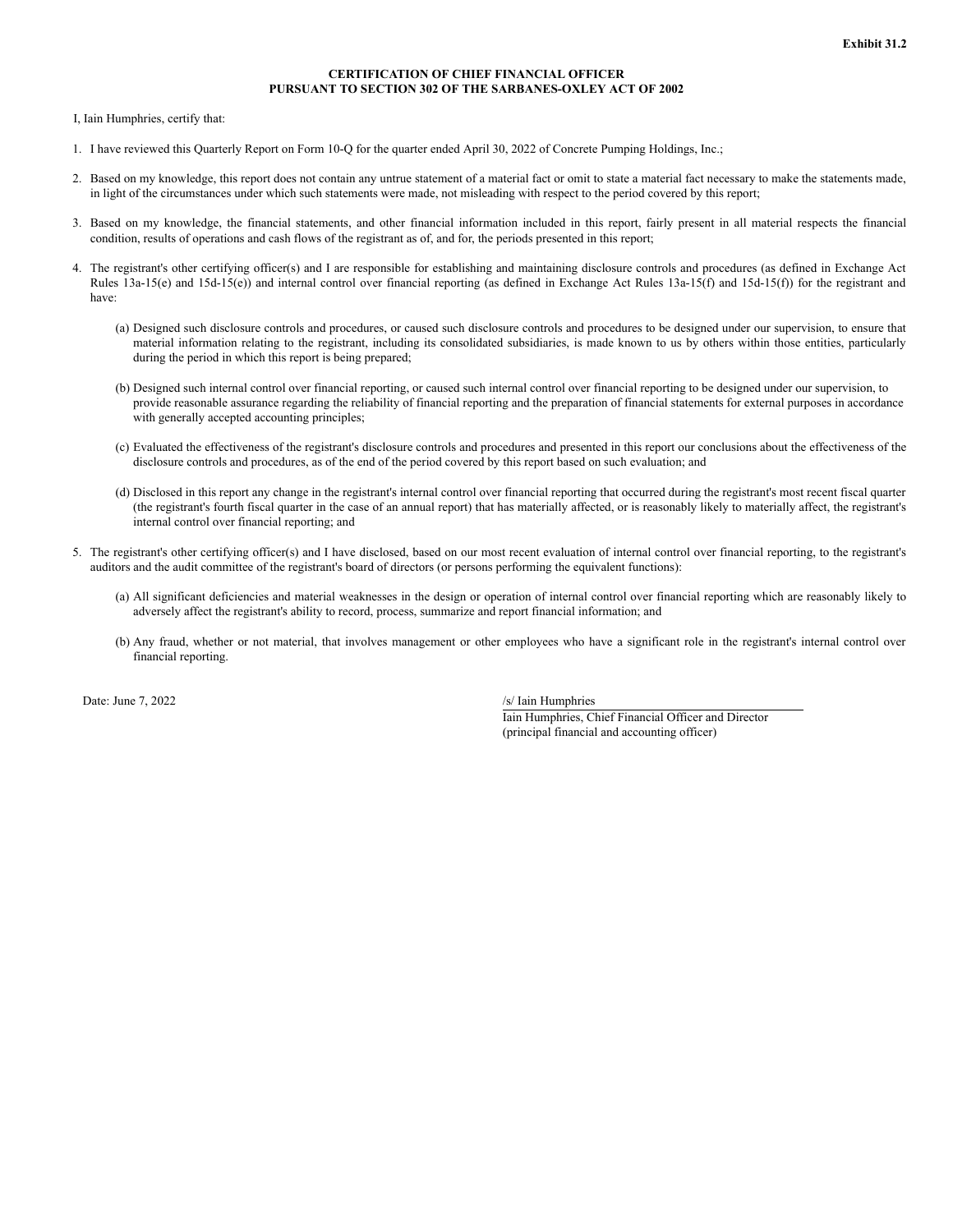**Exhibit 31.2**

**CERTIFICATION OF CHIEF FINANCIAL OFFICER**
**PURSUANT TO SECTION 302 OF THE SARBANES-OXLEY ACT OF 2002**

I, Iain Humphries, certify that:

1. I have reviewed this Quarterly Report on Form 10-Q for the quarter ended April 30, 2022 of Concrete Pumping Holdings, Inc.;

2. Based on my knowledge, this report does not contain any untrue statement of a material fact or omit to state a material fact necessary to make the statements made, in light of the circumstances under which such statements were made, not misleading with respect to the period covered by this report;

3. Based on my knowledge, the financial statements, and other financial information included in this report, fairly present in all material respects the financial condition, results of operations and cash flows of the registrant as of, and for, the periods presented in this report;

4. The registrant's other certifying officer(s) and I are responsible for establishing and maintaining disclosure controls and procedures (as defined in Exchange Act Rules 13a-15(e) and 15d-15(e)) and internal control over financial reporting (as defined in Exchange Act Rules 13a-15(f) and 15d-15(f)) for the registrant and have:

   (a) Designed such disclosure controls and procedures, or caused such disclosure controls and procedures to be designed under our supervision, to ensure that material information relating to the registrant, including its consolidated subsidiaries, is made known to us by others within those entities, particularly during the period in which this report is being prepared;

   (b) Designed such internal control over financial reporting, or caused such internal control over financial reporting to be designed under our supervision, to provide reasonable assurance regarding the reliability of financial reporting and the preparation of financial statements for external purposes in accordance with generally accepted accounting principles;

   (c) Evaluated the effectiveness of the registrant's disclosure controls and procedures and presented in this report our conclusions about the effectiveness of the disclosure controls and procedures, as of the end of the period covered by this report based on such evaluation; and

   (d) Disclosed in this report any change in the registrant's internal control over financial reporting that occurred during the registrant's most recent fiscal quarter (the registrant's fourth fiscal quarter in the case of an annual report) that has materially affected, or is reasonably likely to materially affect, the registrant's internal control over financial reporting; and

5. The registrant's other certifying officer(s) and I have disclosed, based on our most recent evaluation of internal control over financial reporting, to the registrant's auditors and the audit committee of the registrant's board of directors (or persons performing the equivalent functions):

   (a) All significant deficiencies and material weaknesses in the design or operation of internal control over financial reporting which are reasonably likely to adversely affect the registrant's ability to record, process, summarize and report financial information; and

   (b) Any fraud, whether or not material, that involves management or other employees who have a significant role in the registrant's internal control over financial reporting.

Date: June 7, 2022

/s/ Iain Humphries
Iain Humphries, Chief Financial Officer and Director
(principal financial and accounting officer)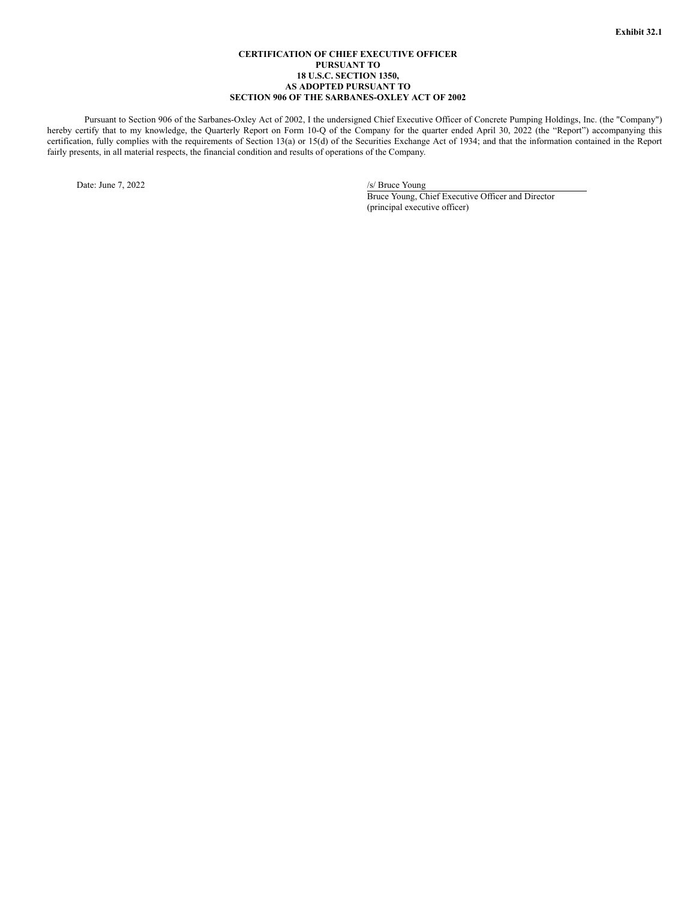**Exhibit 32.1**

**CERTIFICATION OF CHIEF EXECUTIVE OFFICER
PURSUANT TO
18 U.S.C. SECTION 1350,
AS ADOPTED PURSUANT TO
SECTION 906 OF THE SARBANES-OXLEY ACT OF 2002**

Pursuant to Section 906 of the Sarbanes-Oxley Act of 2002, I the undersigned Chief Executive Officer of Concrete Pumping Holdings, Inc. (the "Company") hereby certify that to my knowledge, the Quarterly Report on Form 10-Q of the Company for the quarter ended April 30, 2022 (the "Report") accompanying this certification, fully complies with the requirements of Section 13(a) or 15(d) of the Securities Exchange Act of 1934; and that the information contained in the Report fairly presents, in all material respects, the financial condition and results of operations of the Company.

Date: June 7, 2022

/s/ Bruce Young
Bruce Young, Chief Executive Officer and Director
(principal executive officer)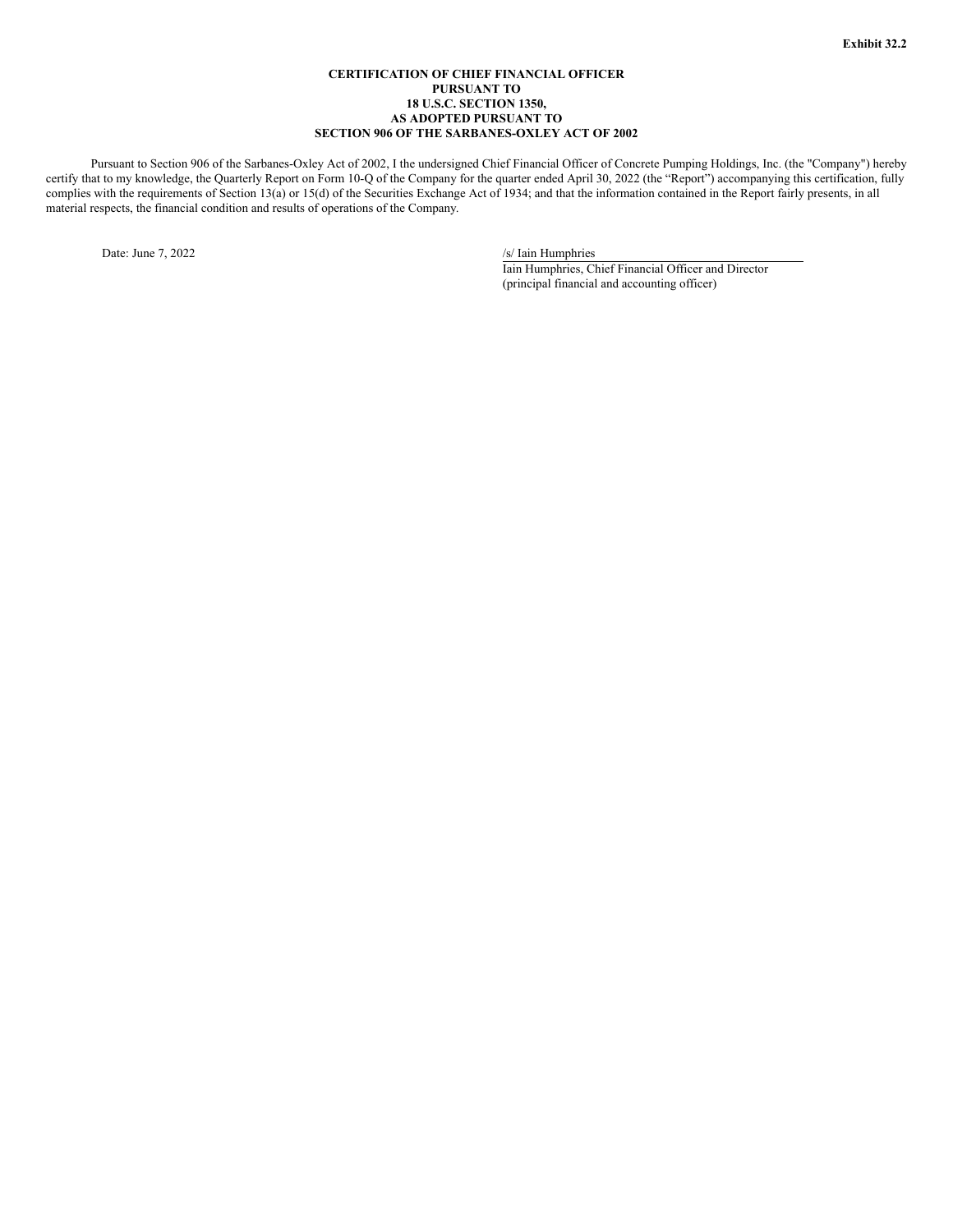**Exhibit 32.2**

**CERTIFICATION OF CHIEF FINANCIAL OFFICER**
**PURSUANT TO**
**18 U.S.C. SECTION 1350,**
**AS ADOPTED PURSUANT TO**
**SECTION 906 OF THE SARBANES-OXLEY ACT OF 2002**

Pursuant to Section 906 of the Sarbanes-Oxley Act of 2002, I the undersigned Chief Financial Officer of Concrete Pumping Holdings, Inc. (the "Company") hereby certify that to my knowledge, the Quarterly Report on Form 10-Q of the Company for the quarter ended April 30, 2022 (the "Report") accompanying this certification, fully complies with the requirements of Section 13(a) or 15(d) of the Securities Exchange Act of 1934; and that the information contained in the Report fairly presents, in all material respects, the financial condition and results of operations of the Company.

Date: June 7, 2022

/s/ Iain Humphries

Iain Humphries, Chief Financial Officer and Director
(principal financial and accounting officer)